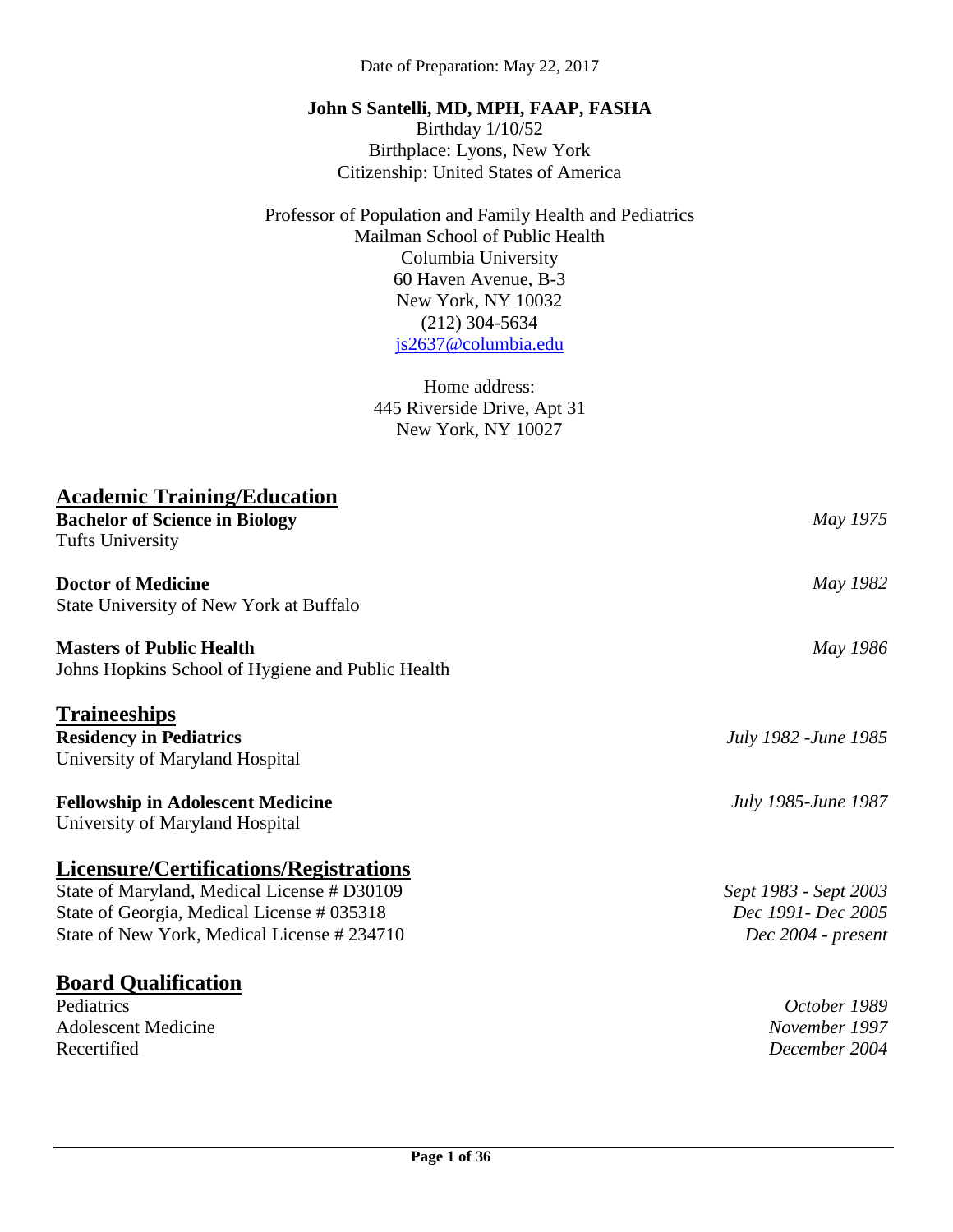Date of Preparation: May 22, 2017

**John S Santelli, MD, MPH, FAAP, FASHA**
Birthday 1/10/52
Birthplace: Lyons, New York
Citizenship: United States of America

Professor of Population and Family Health and Pediatrics
Mailman School of Public Health
Columbia University
60 Haven Avenue, B-3
New York, NY 10032
(212) 304-5634
js2637@columbia.edu

Home address:
445 Riverside Drive, Apt 31
New York, NY 10027

## Academic Training/Education

**Bachelor of Science in Biology** — *May 1975*
Tufts University

**Doctor of Medicine** — *May 1982*
State University of New York at Buffalo

**Masters of Public Health** — *May 1986*
Johns Hopkins School of Hygiene and Public Health

## Traineeships

**Residency in Pediatrics** — *July 1982 -June 1985*
University of Maryland Hospital

**Fellowship in Adolescent Medicine** — *July 1985-June 1987*
University of Maryland Hospital

## Licensure/Certifications/Registrations

State of Maryland, Medical License # D30109 — *Sept 1983 - Sept 2003*
State of Georgia, Medical License # 035318 — *Dec 1991- Dec 2005*
State of New York, Medical License # 234710 — *Dec 2004 - present*

## Board Qualification

Pediatrics — *October 1989*
Adolescent Medicine — *November 1997*
Recertified — *December 2004*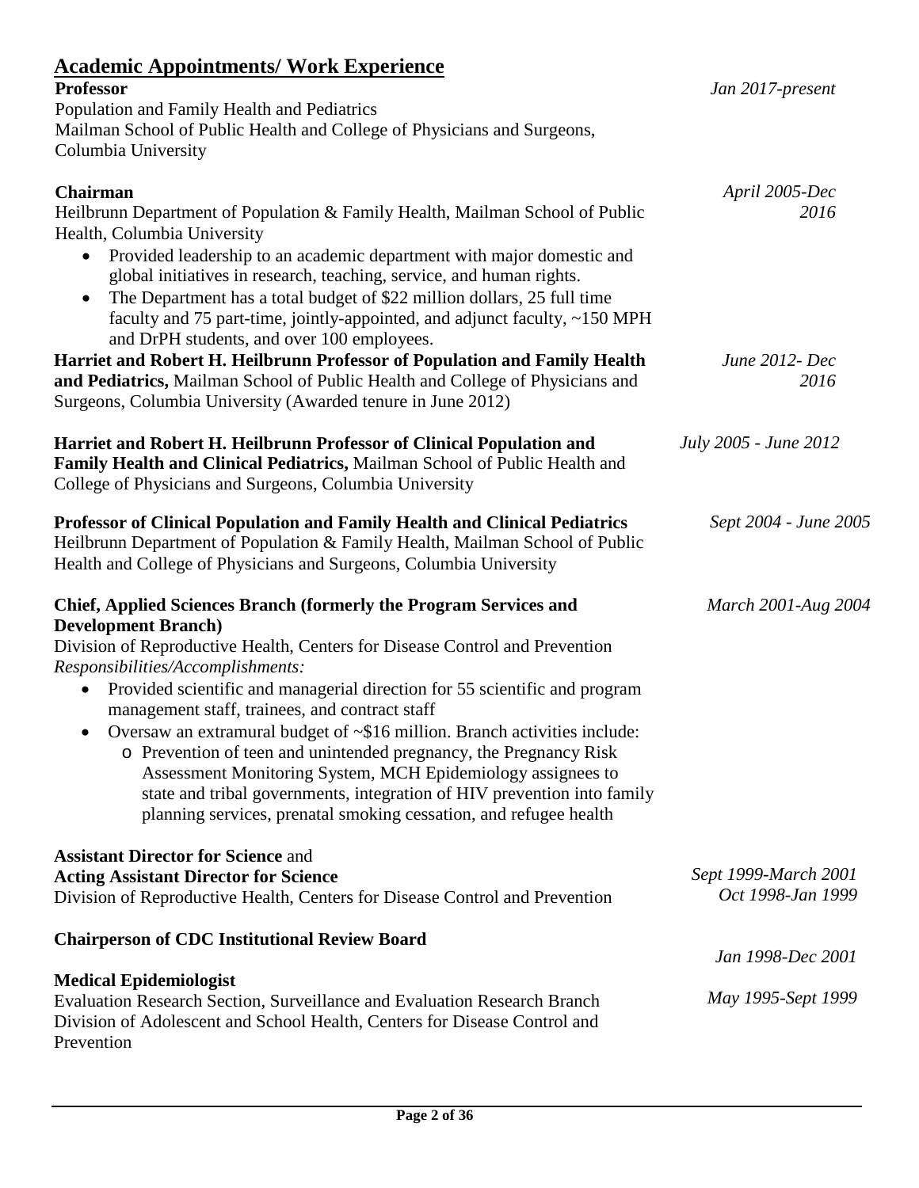## Academic Appointments/ Work Experience

**Professor** *Jan 2017-present*
Population and Family Health and Pediatrics
Mailman School of Public Health and College of Physicians and Surgeons, Columbia University

**Chairman** *April 2005-Dec 2016*
Heilbrunn Department of Population & Family Health, Mailman School of Public Health, Columbia University

- Provided leadership to an academic department with major domestic and global initiatives in research, teaching, service, and human rights.
- The Department has a total budget of $22 million dollars, 25 full time faculty and 75 part-time, jointly-appointed, and adjunct faculty, ~150 MPH and DrPH students, and over 100 employees.

**Harriet and Robert H. Heilbrunn Professor of Population and Family Health and Pediatrics,** Mailman School of Public Health and College of Physicians and Surgeons, Columbia University (Awarded tenure in June 2012) *June 2012- Dec 2016*

**Harriet and Robert H. Heilbrunn Professor of Clinical Population and Family Health and Clinical Pediatrics,** Mailman School of Public Health and College of Physicians and Surgeons, Columbia University *July 2005 - June 2012*

**Professor of Clinical Population and Family Health and Clinical Pediatrics** *Sept 2004 - June 2005*
Heilbrunn Department of Population & Family Health, Mailman School of Public Health and College of Physicians and Surgeons, Columbia University

**Chief, Applied Sciences Branch (formerly the Program Services and Development Branch)** *March 2001-Aug 2004*
Division of Reproductive Health, Centers for Disease Control and Prevention
*Responsibilities/Accomplishments:*

- Provided scientific and managerial direction for 55 scientific and program management staff, trainees, and contract staff
- Oversaw an extramural budget of ~$16 million. Branch activities include:
  - Prevention of teen and unintended pregnancy, the Pregnancy Risk Assessment Monitoring System, MCH Epidemiology assignees to state and tribal governments, integration of HIV prevention into family planning services, prenatal smoking cessation, and refugee health

**Assistant Director for Science** and *Sept 1999-March 2001*
**Acting Assistant Director for Science** *Oct 1998-Jan 1999*
Division of Reproductive Health, Centers for Disease Control and Prevention

**Chairperson of CDC Institutional Review Board** *Jan 1998-Dec 2001*

**Medical Epidemiologist** *May 1995-Sept 1999*
Evaluation Research Section, Surveillance and Evaluation Research Branch
Division of Adolescent and School Health, Centers for Disease Control and Prevention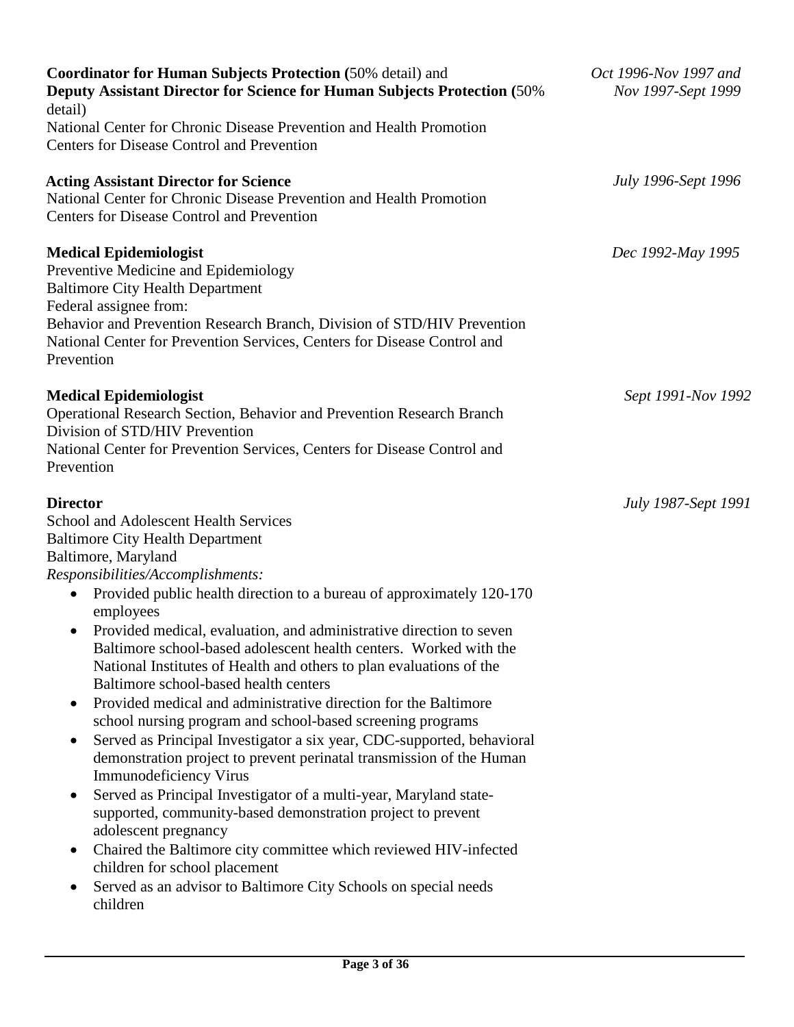**Coordinator for Human Subjects Protection (**50% detail) and **Deputy Assistant Director for Science for Human Subjects Protection (**50% detail)
National Center for Chronic Disease Prevention and Health Promotion
Centers for Disease Control and Prevention

*Oct 1996-Nov 1997 and Nov 1997-Sept 1999*

**Acting Assistant Director for Science**
National Center for Chronic Disease Prevention and Health Promotion
Centers for Disease Control and Prevention

*July 1996-Sept 1996*

**Medical Epidemiologist**
Preventive Medicine and Epidemiology
Baltimore City Health Department
Federal assignee from:
Behavior and Prevention Research Branch, Division of STD/HIV Prevention
National Center for Prevention Services, Centers for Disease Control and Prevention

*Dec 1992-May 1995*

**Medical Epidemiologist**
Operational Research Section, Behavior and Prevention Research Branch
Division of STD/HIV Prevention
National Center for Prevention Services, Centers for Disease Control and Prevention

*Sept 1991-Nov 1992*

**Director**
School and Adolescent Health Services
Baltimore City Health Department
Baltimore, Maryland

*July 1987-Sept 1991*

*Responsibilities/Accomplishments:*

- Provided public health direction to a bureau of approximately 120-170 employees
- Provided medical, evaluation, and administrative direction to seven Baltimore school-based adolescent health centers. Worked with the National Institutes of Health and others to plan evaluations of the Baltimore school-based health centers
- Provided medical and administrative direction for the Baltimore school nursing program and school-based screening programs
- Served as Principal Investigator a six year, CDC-supported, behavioral demonstration project to prevent perinatal transmission of the Human Immunodeficiency Virus
- Served as Principal Investigator of a multi-year, Maryland state-supported, community-based demonstration project to prevent adolescent pregnancy
- Chaired the Baltimore city committee which reviewed HIV-infected children for school placement
- Served as an advisor to Baltimore City Schools on special needs children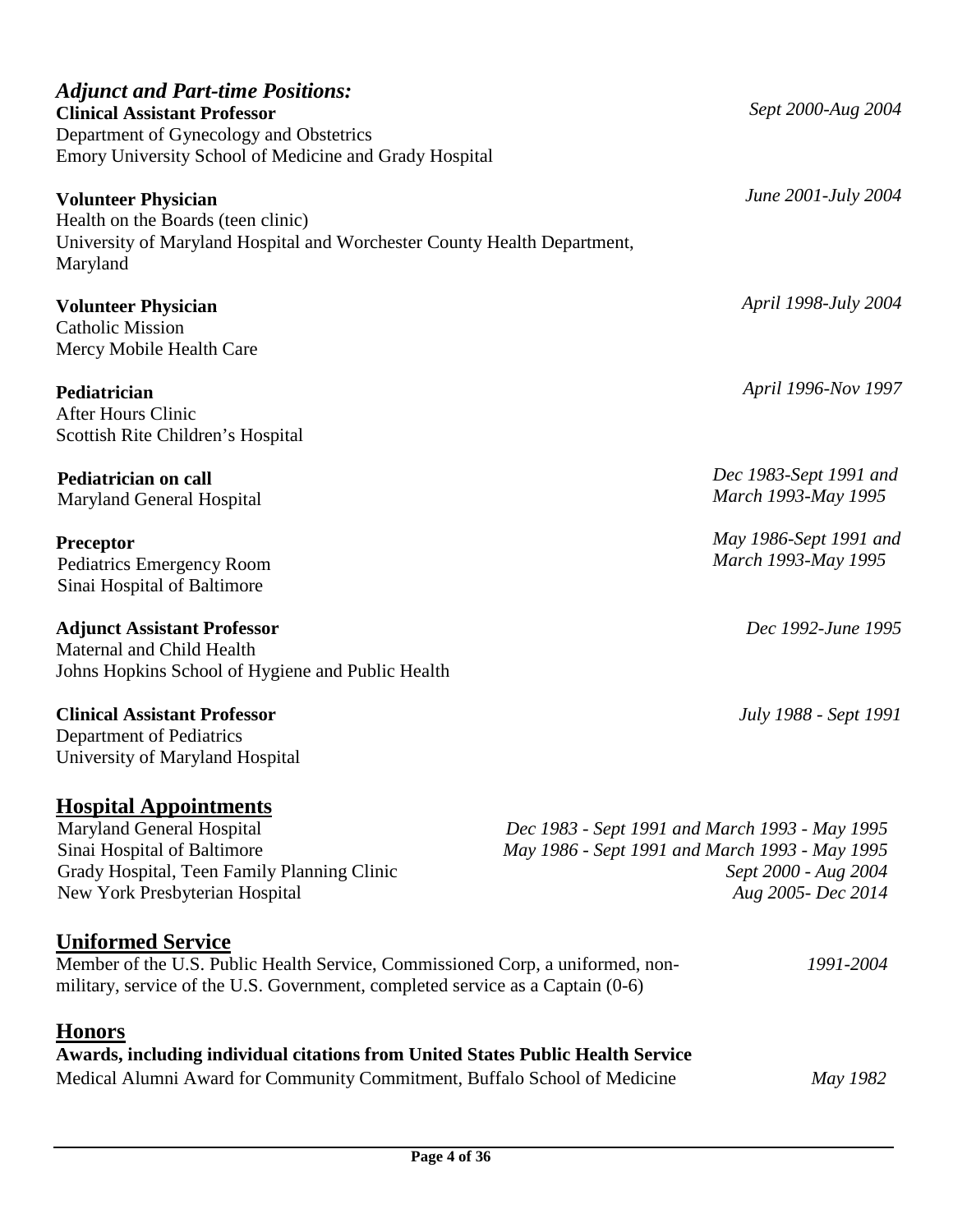### *Adjunct and Part-time Positions:*

**Clinical Assistant Professor** *Sept 2000-Aug 2004*
Department of Gynecology and Obstetrics
Emory University School of Medicine and Grady Hospital

**Volunteer Physician** *June 2001-July 2004*
Health on the Boards (teen clinic)
University of Maryland Hospital and Worchester County Health Department, Maryland

**Volunteer Physician** *April 1998-July 2004*
Catholic Mission
Mercy Mobile Health Care

**Pediatrician** *April 1996-Nov 1997*
After Hours Clinic
Scottish Rite Children's Hospital

**Pediatrician on call** *Dec 1983-Sept 1991 and March 1993-May 1995*
Maryland General Hospital

**Preceptor** *May 1986-Sept 1991 and March 1993-May 1995*
Pediatrics Emergency Room
Sinai Hospital of Baltimore

**Adjunct Assistant Professor** *Dec 1992-June 1995*
Maternal and Child Health
Johns Hopkins School of Hygiene and Public Health

**Clinical Assistant Professor** *July 1988 - Sept 1991*
Department of Pediatrics
University of Maryland Hospital

## Hospital Appointments

Maryland General Hospital *Dec 1983 - Sept 1991 and March 1993 - May 1995*
Sinai Hospital of Baltimore *May 1986 - Sept 1991 and March 1993 - May 1995*
Grady Hospital, Teen Family Planning Clinic *Sept 2000 - Aug 2004*
New York Presbyterian Hospital *Aug 2005- Dec 2014*

## Uniformed Service

Member of the U.S. Public Health Service, Commissioned Corp, a uniformed, non-military, service of the U.S. Government, completed service as a Captain (0-6) *1991-2004*

## Honors

**Awards, including individual citations from United States Public Health Service**
Medical Alumni Award for Community Commitment, Buffalo School of Medicine *May 1982*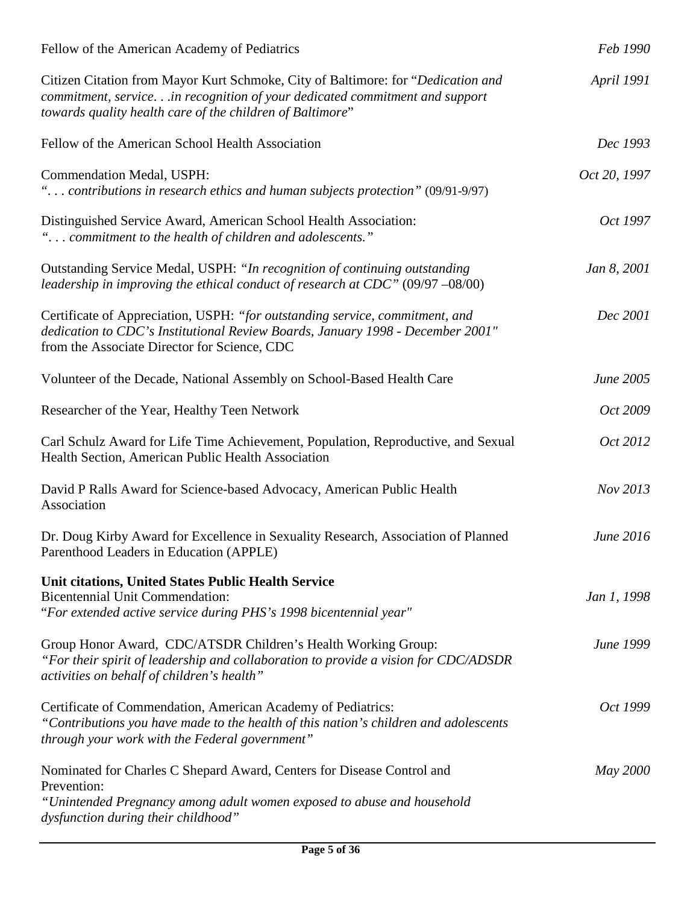Fellow of the American Academy of Pediatrics *Feb 1990*

Citizen Citation from Mayor Kurt Schmoke, City of Baltimore: for "*Dedication and commitment, service. . .in recognition of your dedicated commitment and support towards quality health care of the children of Baltimore*" *April 1991*

Fellow of the American School Health Association *Dec 1993*

Commendation Medal, USPH:
"*. . . contributions in research ethics and human subjects protection*" (09/91-9/97) *Oct 20, 1997*

Distinguished Service Award, American School Health Association:
"*. . . commitment to the health of children and adolescents.*" *Oct 1997*

Outstanding Service Medal, USPH: *"In recognition of continuing outstanding leadership in improving the ethical conduct of research at CDC"* (09/97 –08/00) *Jan 8, 2001*

Certificate of Appreciation, USPH: *"for outstanding service, commitment, and dedication to CDC's Institutional Review Boards, January 1998 - December 2001"* from the Associate Director for Science, CDC *Dec 2001*

Volunteer of the Decade, National Assembly on School-Based Health Care *June 2005*

Researcher of the Year, Healthy Teen Network *Oct 2009*

Carl Schulz Award for Life Time Achievement, Population, Reproductive, and Sexual Health Section, American Public Health Association *Oct 2012*

David P Ralls Award for Science-based Advocacy, American Public Health Association *Nov 2013*

Dr. Doug Kirby Award for Excellence in Sexuality Research, Association of Planned Parenthood Leaders in Education (APPLE) *June 2016*

**Unit citations, United States Public Health Service**

Bicentennial Unit Commendation:
"*For extended active service during PHS's 1998 bicentennial year*" *Jan 1, 1998*

Group Honor Award, CDC/ATSDR Children's Health Working Group:
*"For their spirit of leadership and collaboration to provide a vision for CDC/ADSDR activities on behalf of children's health"* *June 1999*

Certificate of Commendation, American Academy of Pediatrics:
*"Contributions you have made to the health of this nation's children and adolescents through your work with the Federal government"* *Oct 1999*

Nominated for Charles C Shepard Award, Centers for Disease Control and Prevention:
*"Unintended Pregnancy among adult women exposed to abuse and household dysfunction during their childhood"* *May 2000*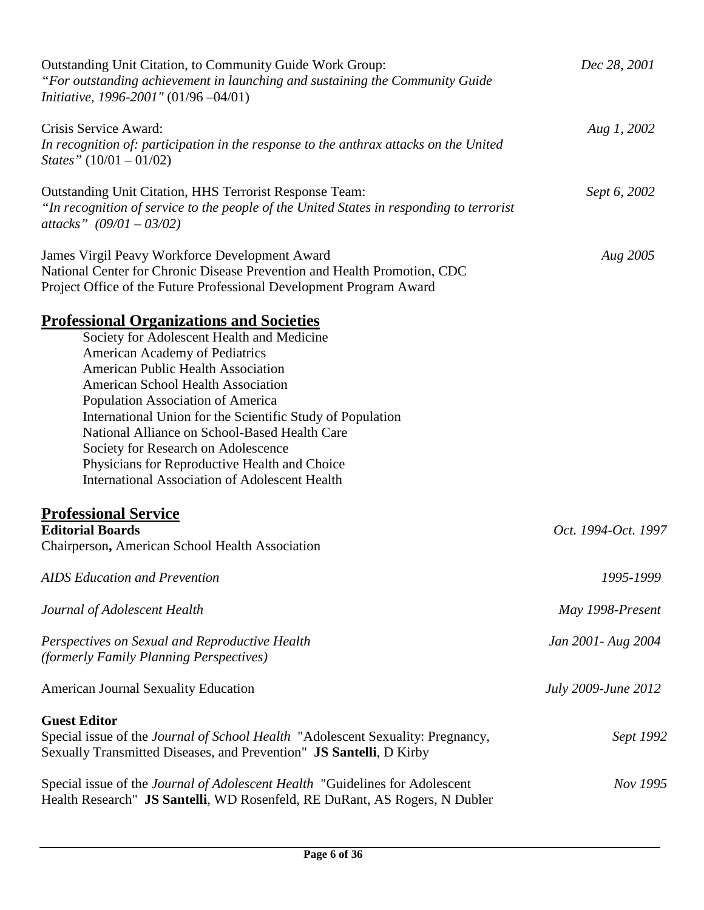Outstanding Unit Citation, to Community Guide Work Group: *Dec 28, 2001*
*"For outstanding achievement in launching and sustaining the Community Guide Initiative, 1996-2001"* (01/96 –04/01)

Crisis Service Award: *Aug 1, 2002*
*In recognition of: participation in the response to the anthrax attacks on the United States"* (10/01 – 01/02)

Outstanding Unit Citation, HHS Terrorist Response Team: *Sept 6, 2002*
*"In recognition of service to the people of the United States in responding to terrorist attacks" (09/01 – 03/02)*

James Virgil Peavy Workforce Development Award *Aug 2005*
National Center for Chronic Disease Prevention and Health Promotion, CDC
Project Office of the Future Professional Development Program Award

## Professional Organizations and Societies

- Society for Adolescent Health and Medicine
- American Academy of Pediatrics
- American Public Health Association
- American School Health Association
- Population Association of America
- International Union for the Scientific Study of Population
- National Alliance on School-Based Health Care
- Society for Research on Adolescence
- Physicians for Reproductive Health and Choice
- International Association of Adolescent Health

## Professional Service

**Editorial Boards** *Oct. 1994-Oct. 1997*
Chairperson**,** American School Health Association

*AIDS Education and Prevention* *1995-1999*

*Journal of Adolescent Health* *May 1998-Present*

*Perspectives on Sexual and Reproductive Health* *Jan 2001- Aug 2004*
*(formerly Family Planning Perspectives)*

American Journal Sexuality Education *July 2009-June 2012*

**Guest Editor**

Special issue of the *Journal of School Health* "Adolescent Sexuality: Pregnancy, Sexually Transmitted Diseases, and Prevention" **JS Santelli**, D Kirby *Sept 1992*

Special issue of the *Journal of Adolescent Health* "Guidelines for Adolescent Health Research" **JS Santelli**, WD Rosenfeld, RE DuRant, AS Rogers, N Dubler *Nov 1995*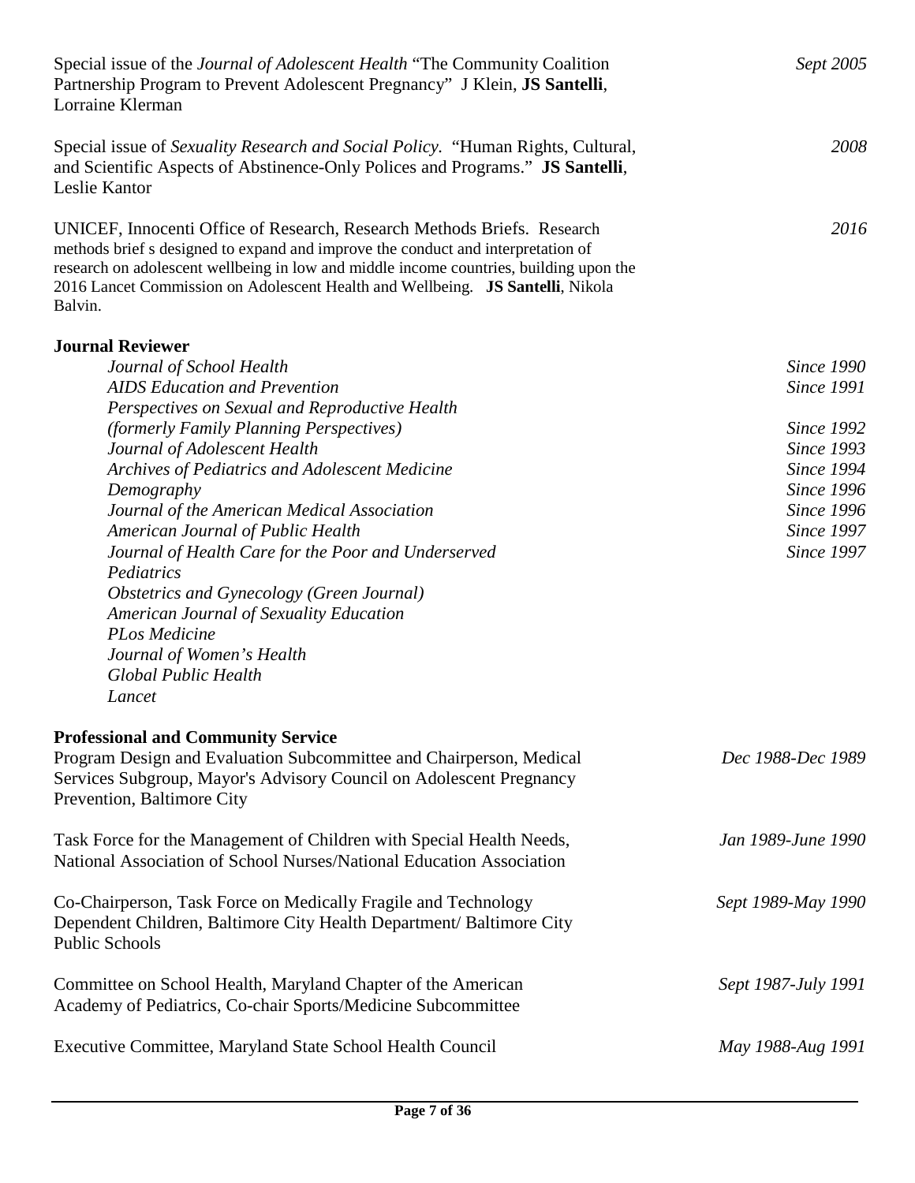Special issue of the *Journal of Adolescent Health* "The Community Coalition Partnership Program to Prevent Adolescent Pregnancy" J Klein, **JS Santelli**, Lorraine Klerman — *Sept 2005*

Special issue of *Sexuality Research and Social Policy.* "Human Rights, Cultural, and Scientific Aspects of Abstinence-Only Polices and Programs." **JS Santelli**, Leslie Kantor — *2008*

UNICEF, Innocenti Office of Research, Research Methods Briefs. Research methods brief s designed to expand and improve the conduct and interpretation of research on adolescent wellbeing in low and middle income countries, building upon the 2016 Lancet Commission on Adolescent Health and Wellbeing. **JS Santelli**, Nikola Balvin. — *2016*

**Journal Reviewer**

| Journal | Since |
|---|---|
| *Journal of School Health* | *Since 1990* |
| *AIDS Education and Prevention* | *Since 1991* |
| *Perspectives on Sexual and Reproductive Health (formerly Family Planning Perspectives)* | *Since 1992* |
| *Journal of Adolescent Health* | *Since 1993* |
| *Archives of Pediatrics and Adolescent Medicine* | *Since 1994* |
| *Demography* | *Since 1996* |
| *Journal of the American Medical Association* | *Since 1996* |
| *American Journal of Public Health* | *Since 1997* |
| *Journal of Health Care for the Poor and Underserved* | *Since 1997* |
| *Pediatrics* | |
| *Obstetrics and Gynecology (Green Journal)* | |
| *American Journal of Sexuality Education* | |
| *PLos Medicine* | |
| *Journal of Women's Health* | |
| *Global Public Health* | |
| *Lancet* | |

**Professional and Community Service**

Program Design and Evaluation Subcommittee and Chairperson, Medical Services Subgroup, Mayor's Advisory Council on Adolescent Pregnancy Prevention, Baltimore City — *Dec 1988-Dec 1989*

Task Force for the Management of Children with Special Health Needs, National Association of School Nurses/National Education Association — *Jan 1989-June 1990*

Co-Chairperson, Task Force on Medically Fragile and Technology Dependent Children, Baltimore City Health Department/ Baltimore City Public Schools — *Sept 1989-May 1990*

Committee on School Health, Maryland Chapter of the American Academy of Pediatrics, Co-chair Sports/Medicine Subcommittee — *Sept 1987-July 1991*

Executive Committee, Maryland State School Health Council — *May 1988-Aug 1991*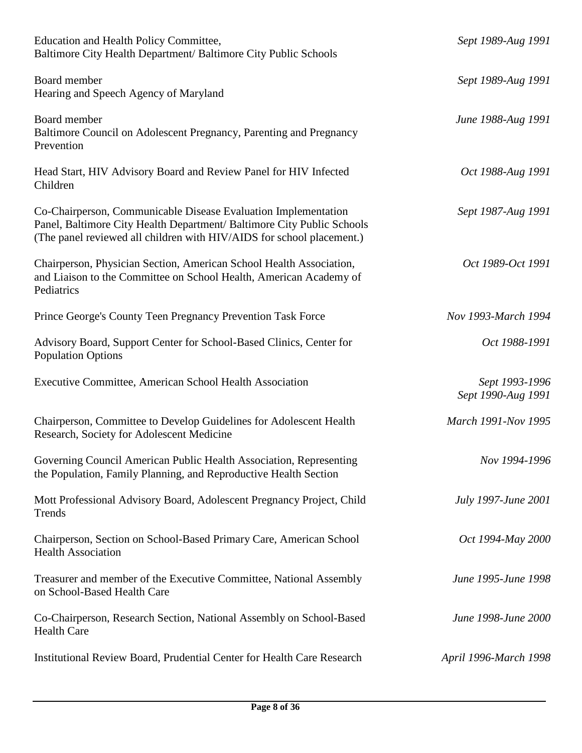Education and Health Policy Committee, Baltimore City Health Department/ Baltimore City Public Schools — *Sept 1989-Aug 1991*

Board member, Hearing and Speech Agency of Maryland — *Sept 1989-Aug 1991*

Board member, Baltimore Council on Adolescent Pregnancy, Parenting and Pregnancy Prevention — *June 1988-Aug 1991*

Head Start, HIV Advisory Board and Review Panel for HIV Infected Children — *Oct 1988-Aug 1991*

Co-Chairperson, Communicable Disease Evaluation Implementation Panel, Baltimore City Health Department/ Baltimore City Public Schools (The panel reviewed all children with HIV/AIDS for school placement.) — *Sept 1987-Aug 1991*

Chairperson, Physician Section, American School Health Association, and Liaison to the Committee on School Health, American Academy of Pediatrics — *Oct 1989-Oct 1991*

Prince George's County Teen Pregnancy Prevention Task Force — *Nov 1993-March 1994*

Advisory Board, Support Center for School-Based Clinics, Center for Population Options — *Oct 1988-1991*

Executive Committee, American School Health Association — *Sept 1993-1996*; *Sept 1990-Aug 1991*

Chairperson, Committee to Develop Guidelines for Adolescent Health Research, Society for Adolescent Medicine — *March 1991-Nov 1995*

Governing Council American Public Health Association, Representing the Population, Family Planning, and Reproductive Health Section — *Nov 1994-1996*

Mott Professional Advisory Board, Adolescent Pregnancy Project, Child Trends — *July 1997-June 2001*

Chairperson, Section on School-Based Primary Care, American School Health Association — *Oct 1994-May 2000*

Treasurer and member of the Executive Committee, National Assembly on School-Based Health Care — *June 1995-June 1998*

Co-Chairperson, Research Section, National Assembly on School-Based Health Care — *June 1998-June 2000*

Institutional Review Board, Prudential Center for Health Care Research — *April 1996-March 1998*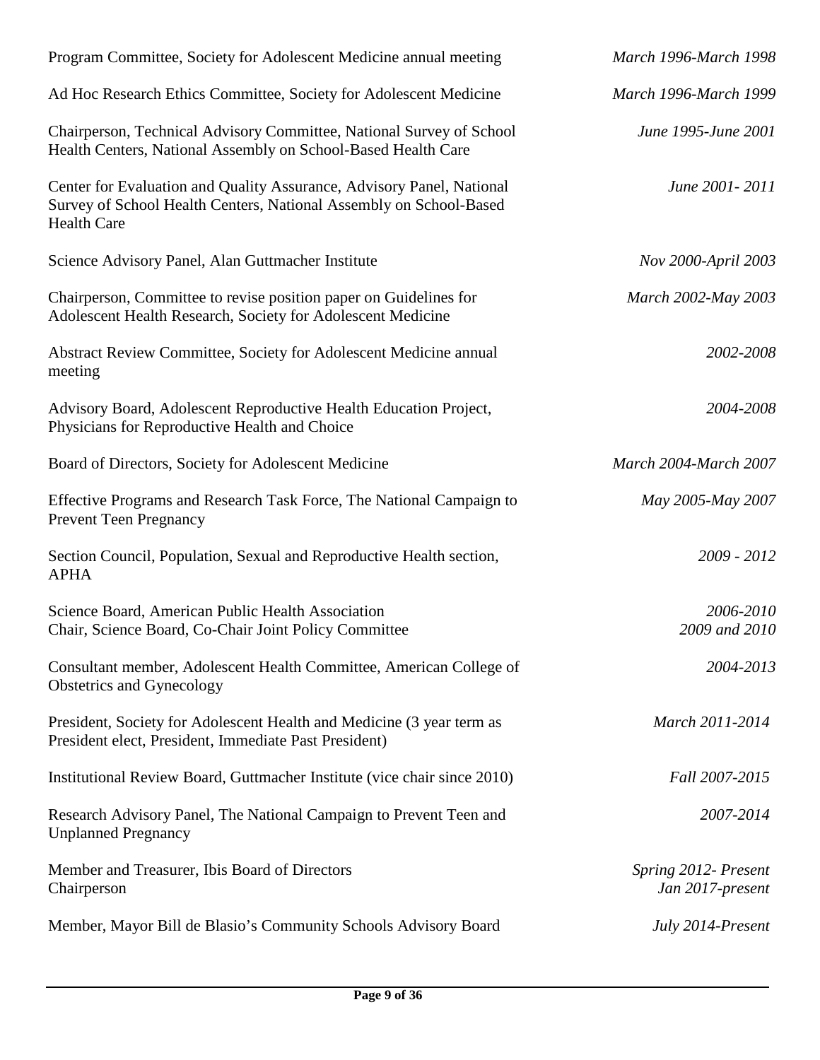| | |
|---|---|
| Program Committee, Society for Adolescent Medicine annual meeting | *March 1996-March 1998* |
| Ad Hoc Research Ethics Committee, Society for Adolescent Medicine | *March 1996-March 1999* |
| Chairperson, Technical Advisory Committee, National Survey of School Health Centers, National Assembly on School-Based Health Care | *June 1995-June 2001* |
| Center for Evaluation and Quality Assurance, Advisory Panel, National Survey of School Health Centers, National Assembly on School-Based Health Care | *June 2001- 2011* |
| Science Advisory Panel, Alan Guttmacher Institute | *Nov 2000-April 2003* |
| Chairperson, Committee to revise position paper on Guidelines for Adolescent Health Research, Society for Adolescent Medicine | *March 2002-May 2003* |
| Abstract Review Committee, Society for Adolescent Medicine annual meeting | *2002-2008* |
| Advisory Board, Adolescent Reproductive Health Education Project, Physicians for Reproductive Health and Choice | *2004-2008* |
| Board of Directors, Society for Adolescent Medicine | *March 2004-March 2007* |
| Effective Programs and Research Task Force, The National Campaign to Prevent Teen Pregnancy | *May 2005-May 2007* |
| Section Council, Population, Sexual and Reproductive Health section, APHA | *2009 - 2012* |
| Science Board, American Public Health Association | *2006-2010* |
| Chair, Science Board, Co-Chair Joint Policy Committee | *2009 and 2010* |
| Consultant member, Adolescent Health Committee, American College of Obstetrics and Gynecology | *2004-2013* |
| President, Society for Adolescent Health and Medicine (3 year term as President elect, President, Immediate Past President) | *March 2011-2014* |
| Institutional Review Board, Guttmacher Institute (vice chair since 2010) | *Fall 2007-2015* |
| Research Advisory Panel, The National Campaign to Prevent Teen and Unplanned Pregnancy | *2007-2014* |
| Member and Treasurer, Ibis Board of Directors | *Spring 2012- Present* |
| Chairperson | *Jan 2017-present* |
| Member, Mayor Bill de Blasio's Community Schools Advisory Board | *July 2014-Present* |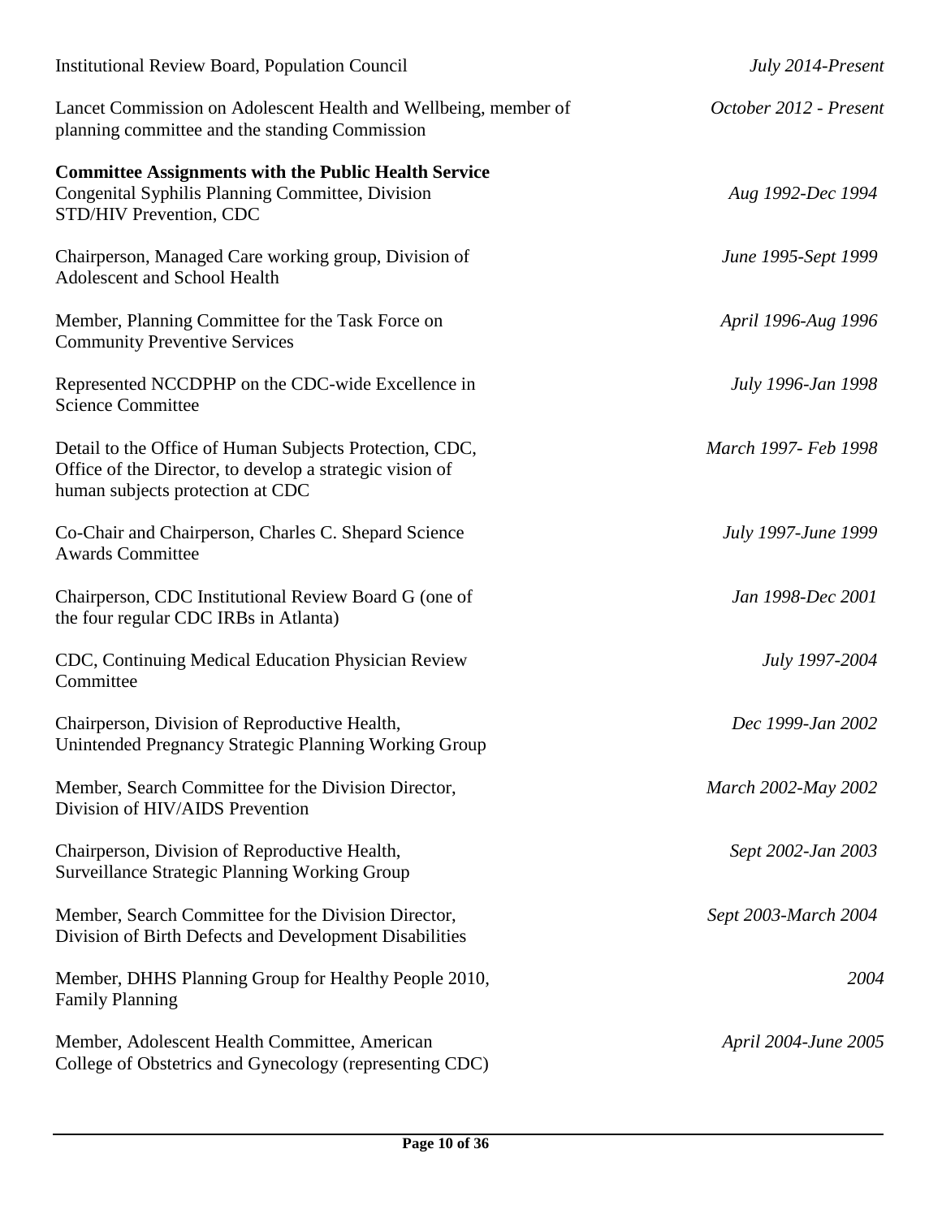Institutional Review Board, Population Council *July 2014-Present*

Lancet Commission on Adolescent Health and Wellbeing, member of planning committee and the standing Commission *October 2012 - Present*

**Committee Assignments with the Public Health Service**

Congenital Syphilis Planning Committee, Division STD/HIV Prevention, CDC *Aug 1992-Dec 1994*

Chairperson, Managed Care working group, Division of Adolescent and School Health *June 1995-Sept 1999*

Member, Planning Committee for the Task Force on Community Preventive Services *April 1996-Aug 1996*

Represented NCCDPHP on the CDC-wide Excellence in Science Committee *July 1996-Jan 1998*

Detail to the Office of Human Subjects Protection, CDC, Office of the Director, to develop a strategic vision of human subjects protection at CDC *March 1997- Feb 1998*

Co-Chair and Chairperson, Charles C. Shepard Science Awards Committee *July 1997-June 1999*

Chairperson, CDC Institutional Review Board G (one of the four regular CDC IRBs in Atlanta) *Jan 1998-Dec 2001*

CDC, Continuing Medical Education Physician Review Committee *July 1997-2004*

Chairperson, Division of Reproductive Health, Unintended Pregnancy Strategic Planning Working Group *Dec 1999-Jan 2002*

Member, Search Committee for the Division Director, Division of HIV/AIDS Prevention *March 2002-May 2002*

Chairperson, Division of Reproductive Health, Surveillance Strategic Planning Working Group *Sept 2002-Jan 2003*

Member, Search Committee for the Division Director, Division of Birth Defects and Development Disabilities *Sept 2003-March 2004*

Member, DHHS Planning Group for Healthy People 2010, Family Planning *2004*

Member, Adolescent Health Committee, American College of Obstetrics and Gynecology (representing CDC) *April 2004-June 2005*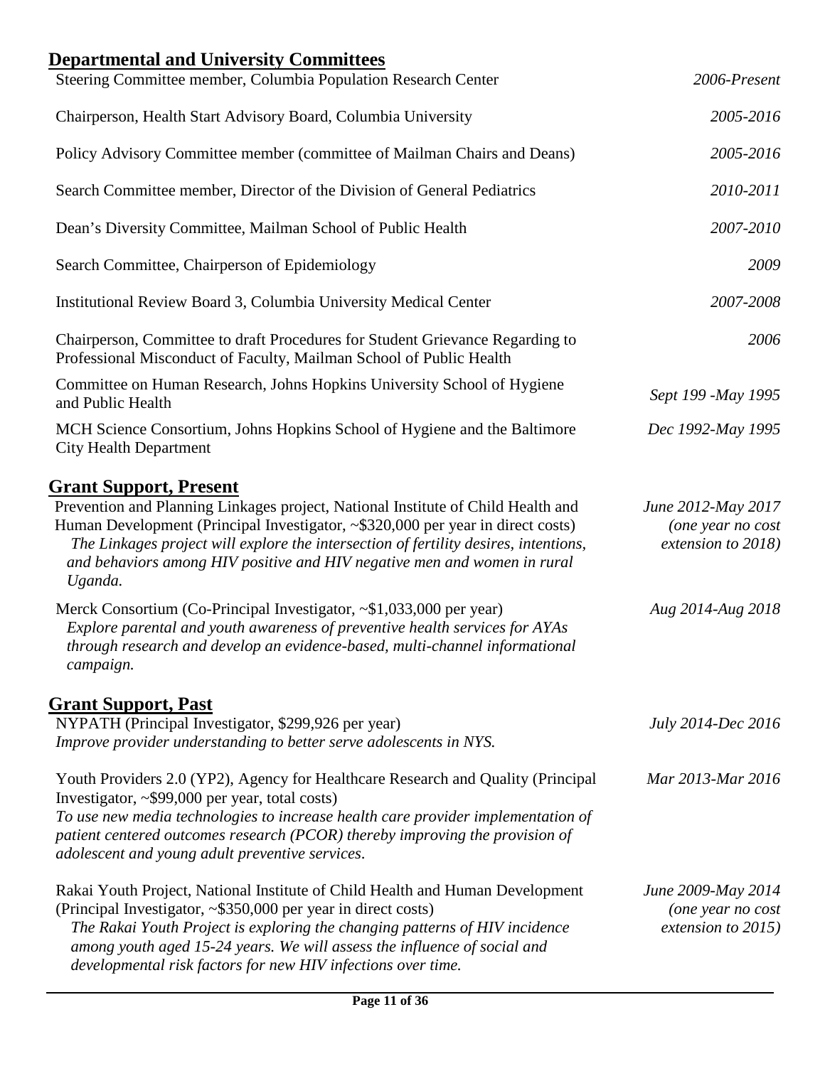## Departmental and University Committees

Steering Committee member, Columbia Population Research Center *2006-Present*

Chairperson, Health Start Advisory Board, Columbia University *2005-2016*

Policy Advisory Committee member (committee of Mailman Chairs and Deans) *2005-2016*

Search Committee member, Director of the Division of General Pediatrics *2010-2011*

Dean's Diversity Committee, Mailman School of Public Health *2007-2010*

Search Committee, Chairperson of Epidemiology *2009*

Institutional Review Board 3, Columbia University Medical Center *2007-2008*

Chairperson, Committee to draft Procedures for Student Grievance Regarding to Professional Misconduct of Faculty, Mailman School of Public Health *2006*

Committee on Human Research, Johns Hopkins University School of Hygiene and Public Health *Sept 199 -May 1995*

MCH Science Consortium, Johns Hopkins School of Hygiene and the Baltimore City Health Department *Dec 1992-May 1995*

## Grant Support, Present

Prevention and Planning Linkages project, National Institute of Child Health and Human Development (Principal Investigator, ~$320,000 per year in direct costs) *June 2012-May 2017 (one year no cost extension to 2018)*
*The Linkages project will explore the intersection of fertility desires, intentions, and behaviors among HIV positive and HIV negative men and women in rural Uganda.*

Merck Consortium (Co-Principal Investigator, ~$1,033,000 per year) *Aug 2014-Aug 2018*
*Explore parental and youth awareness of preventive health services for AYAs through research and develop an evidence-based, multi-channel informational campaign.*

## Grant Support, Past

NYPATH (Principal Investigator, $299,926 per year) *July 2014-Dec 2016*
*Improve provider understanding to better serve adolescents in NYS.*

Youth Providers 2.0 (YP2), Agency for Healthcare Research and Quality (Principal Investigator, ~$99,000 per year, total costs) *Mar 2013-Mar 2016*
*To use new media technologies to increase health care provider implementation of patient centered outcomes research (PCOR) thereby improving the provision of adolescent and young adult preventive services.*

Rakai Youth Project, National Institute of Child Health and Human Development (Principal Investigator, ~$350,000 per year in direct costs) *June 2009-May 2014 (one year no cost extension to 2015)*
*The Rakai Youth Project is exploring the changing patterns of HIV incidence among youth aged 15-24 years. We will assess the influence of social and developmental risk factors for new HIV infections over time.*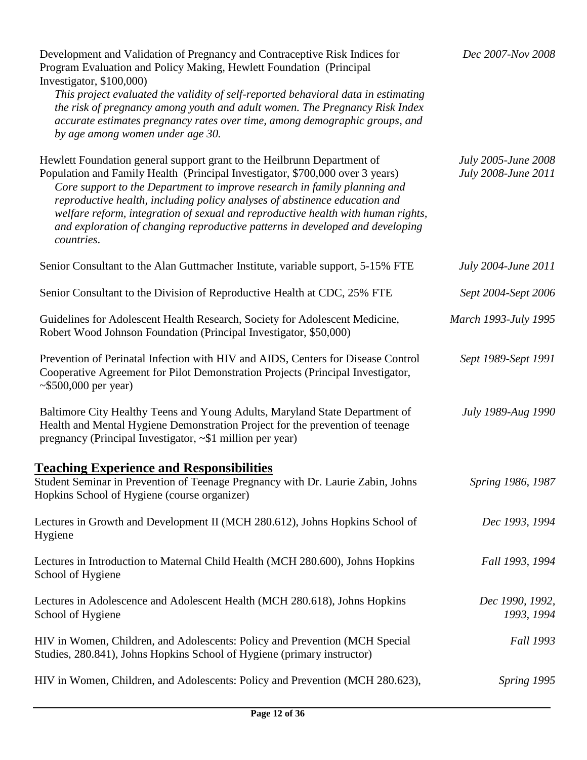Development and Validation of Pregnancy and Contraceptive Risk Indices for Program Evaluation and Policy Making, Hewlett Foundation (Principal Investigator, $100,000) — *Dec 2007-Nov 2008*

*This project evaluated the validity of self-reported behavioral data in estimating the risk of pregnancy among youth and adult women. The Pregnancy Risk Index accurate estimates pregnancy rates over time, among demographic groups, and by age among women under age 30.*

Hewlett Foundation general support grant to the Heilbrunn Department of Population and Family Health (Principal Investigator, $700,000 over 3 years) — *July 2005-June 2008*, *July 2008-June 2011*

*Core support to the Department to improve research in family planning and reproductive health, including policy analyses of abstinence education and welfare reform, integration of sexual and reproductive health with human rights, and exploration of changing reproductive patterns in developed and developing countries.*

Senior Consultant to the Alan Guttmacher Institute, variable support, 5-15% FTE — *July 2004-June 2011*

Senior Consultant to the Division of Reproductive Health at CDC, 25% FTE — *Sept 2004-Sept 2006*

Guidelines for Adolescent Health Research, Society for Adolescent Medicine, Robert Wood Johnson Foundation (Principal Investigator, $50,000) — *March 1993-July 1995*

Prevention of Perinatal Infection with HIV and AIDS, Centers for Disease Control Cooperative Agreement for Pilot Demonstration Projects (Principal Investigator, ~$500,000 per year) — *Sept 1989-Sept 1991*

Baltimore City Healthy Teens and Young Adults, Maryland State Department of Health and Mental Hygiene Demonstration Project for the prevention of teenage pregnancy (Principal Investigator, ~$1 million per year) — *July 1989-Aug 1990*

## Teaching Experience and Responsibilities

Student Seminar in Prevention of Teenage Pregnancy with Dr. Laurie Zabin, Johns Hopkins School of Hygiene (course organizer) — *Spring 1986, 1987*

Lectures in Growth and Development II (MCH 280.612), Johns Hopkins School of Hygiene — *Dec 1993, 1994*

Lectures in Introduction to Maternal Child Health (MCH 280.600), Johns Hopkins School of Hygiene — *Fall 1993, 1994*

Lectures in Adolescence and Adolescent Health (MCH 280.618), Johns Hopkins School of Hygiene — *Dec 1990, 1992, 1993, 1994*

HIV in Women, Children, and Adolescents: Policy and Prevention (MCH Special Studies, 280.841), Johns Hopkins School of Hygiene (primary instructor) — *Fall 1993*

HIV in Women, Children, and Adolescents: Policy and Prevention (MCH 280.623), — *Spring 1995*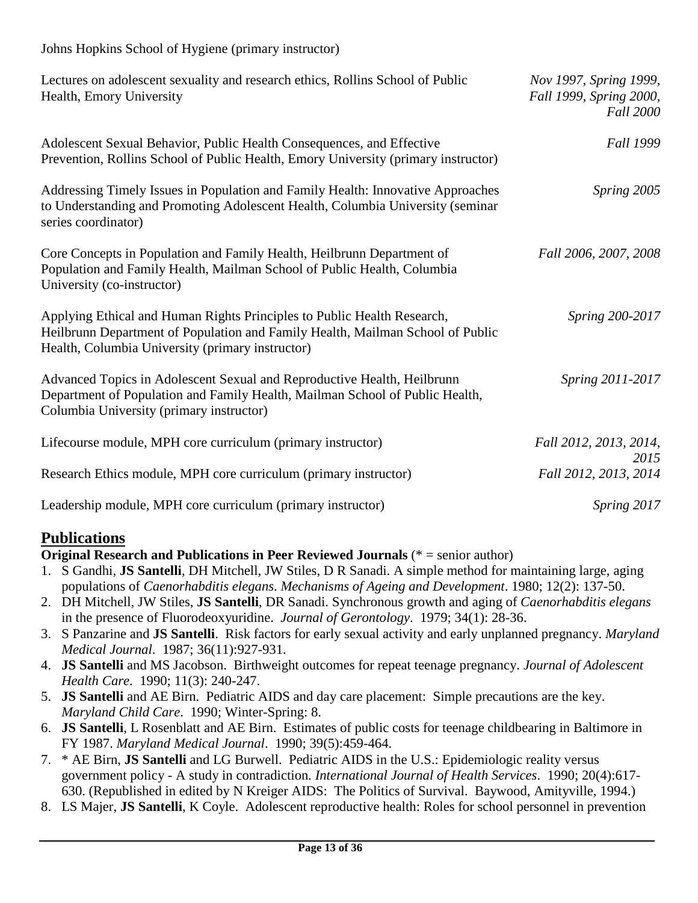Johns Hopkins School of Hygiene (primary instructor)

| | |
|---|---|
| Lectures on adolescent sexuality and research ethics, Rollins School of Public Health, Emory University | *Nov 1997, Spring 1999, Fall 1999, Spring 2000, Fall 2000* |
| Adolescent Sexual Behavior, Public Health Consequences, and Effective Prevention, Rollins School of Public Health, Emory University (primary instructor) | *Fall 1999* |
| Addressing Timely Issues in Population and Family Health: Innovative Approaches to Understanding and Promoting Adolescent Health, Columbia University (seminar series coordinator) | *Spring 2005* |
| Core Concepts in Population and Family Health, Heilbrunn Department of Population and Family Health, Mailman School of Public Health, Columbia University (co-instructor) | *Fall 2006, 2007, 2008* |
| Applying Ethical and Human Rights Principles to Public Health Research, Heilbrunn Department of Population and Family Health, Mailman School of Public Health, Columbia University (primary instructor) | *Spring 200-2017* |
| Advanced Topics in Adolescent Sexual and Reproductive Health, Heilbrunn Department of Population and Family Health, Mailman School of Public Health, Columbia University (primary instructor) | *Spring 2011-2017* |
| Lifecourse module, MPH core curriculum (primary instructor) | *Fall 2012, 2013, 2014, 2015* |
| Research Ethics module, MPH core curriculum (primary instructor) | *Fall 2012, 2013, 2014* |
| Leadership module, MPH core curriculum (primary instructor) | *Spring 2017* |

## Publications

**Original Research and Publications in Peer Reviewed Journals** (* = senior author)

1. S Gandhi, **JS Santelli**, DH Mitchell, JW Stiles, D R Sanadi. A simple method for maintaining large, aging populations of *Caenorhabditis elegans*. *Mechanisms of Ageing and Development*. 1980; 12(2): 137-50.
2. DH Mitchell, JW Stiles, **JS Santelli**, DR Sanadi. Synchronous growth and aging of *Caenorhabditis elegans* in the presence of Fluorodeoxyuridine. *Journal of Gerontology*. 1979; 34(1): 28-36.
3. S Panzarine and **JS Santelli**. Risk factors for early sexual activity and early unplanned pregnancy. *Maryland Medical Journal*. 1987; 36(11):927-931.
4. **JS Santelli** and MS Jacobson. Birthweight outcomes for repeat teenage pregnancy. *Journal of Adolescent Health Care*. 1990; 11(3): 240-247.
5. **JS Santelli** and AE Birn. Pediatric AIDS and day care placement: Simple precautions are the key. *Maryland Child Care*. 1990; Winter-Spring: 8.
6. **JS Santelli**, L Rosenblatt and AE Birn. Estimates of public costs for teenage childbearing in Baltimore in FY 1987. *Maryland Medical Journal*. 1990; 39(5):459-464.
7. * AE Birn, **JS Santelli** and LG Burwell. Pediatric AIDS in the U.S.: Epidemiologic reality versus government policy - A study in contradiction. *International Journal of Health Services*. 1990; 20(4):617-630. (Republished in edited by N Kreiger AIDS: The Politics of Survival. Baywood, Amityville, 1994.)
8. LS Majer, **JS Santelli**, K Coyle. Adolescent reproductive health: Roles for school personnel in prevention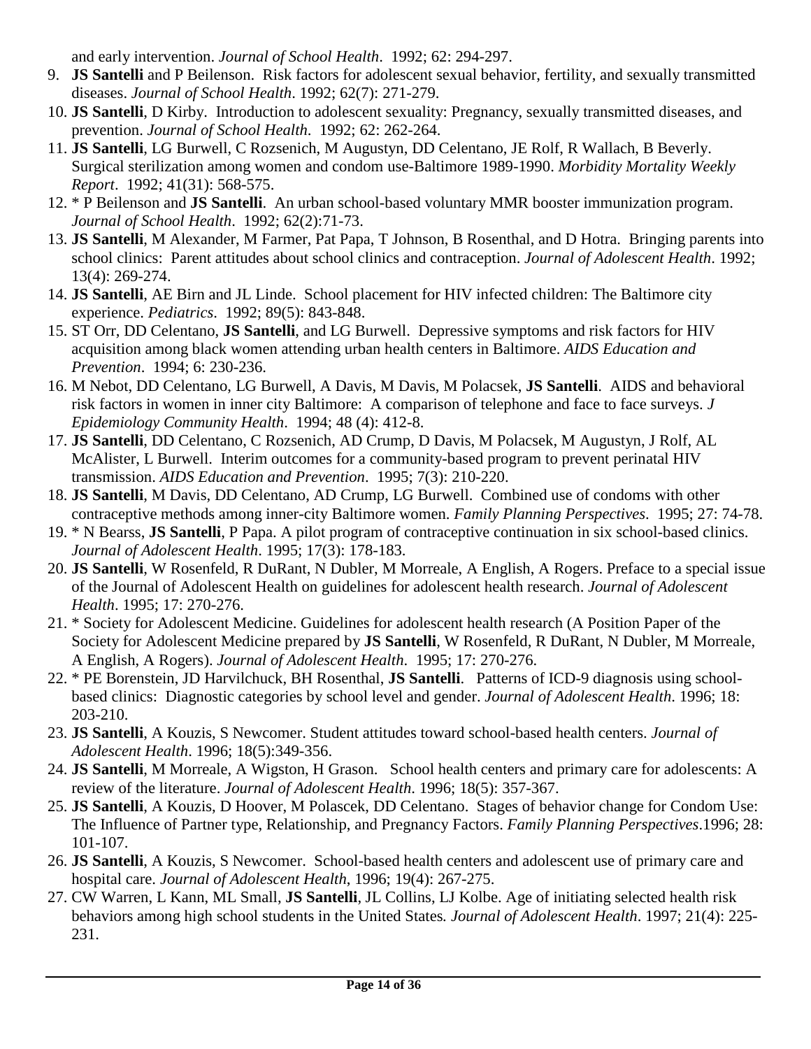and early intervention. *Journal of School Health*. 1992; 62: 294-297.

9. **JS Santelli** and P Beilenson. Risk factors for adolescent sexual behavior, fertility, and sexually transmitted diseases. *Journal of School Health*. 1992; 62(7): 271-279.
10. **JS Santelli**, D Kirby. Introduction to adolescent sexuality: Pregnancy, sexually transmitted diseases, and prevention. *Journal of School Health*. 1992; 62: 262-264.
11. **JS Santelli**, LG Burwell, C Rozsenich, M Augustyn, DD Celentano, JE Rolf, R Wallach, B Beverly. Surgical sterilization among women and condom use-Baltimore 1989-1990. *Morbidity Mortality Weekly Report*. 1992; 41(31): 568-575.
12. * P Beilenson and **JS Santelli**. An urban school-based voluntary MMR booster immunization program. *Journal of School Health*. 1992; 62(2):71-73.
13. **JS Santelli**, M Alexander, M Farmer, Pat Papa, T Johnson, B Rosenthal, and D Hotra. Bringing parents into school clinics: Parent attitudes about school clinics and contraception. *Journal of Adolescent Health*. 1992; 13(4): 269-274.
14. **JS Santelli**, AE Birn and JL Linde. School placement for HIV infected children: The Baltimore city experience. *Pediatrics*. 1992; 89(5): 843-848.
15. ST Orr, DD Celentano, **JS Santelli**, and LG Burwell. Depressive symptoms and risk factors for HIV acquisition among black women attending urban health centers in Baltimore. *AIDS Education and Prevention*. 1994; 6: 230-236.
16. M Nebot, DD Celentano, LG Burwell, A Davis, M Davis, M Polacsek, **JS Santelli**. AIDS and behavioral risk factors in women in inner city Baltimore: A comparison of telephone and face to face surveys. *J Epidemiology Community Health*. 1994; 48 (4): 412-8.
17. **JS Santelli**, DD Celentano, C Rozsenich, AD Crump, D Davis, M Polacsek, M Augustyn, J Rolf, AL McAlister, L Burwell. Interim outcomes for a community-based program to prevent perinatal HIV transmission. *AIDS Education and Prevention*. 1995; 7(3): 210-220.
18. **JS Santelli**, M Davis, DD Celentano, AD Crump, LG Burwell. Combined use of condoms with other contraceptive methods among inner-city Baltimore women. *Family Planning Perspectives*. 1995; 27: 74-78.
19. * N Bearss, **JS Santelli**, P Papa. A pilot program of contraceptive continuation in six school-based clinics. *Journal of Adolescent Health*. 1995; 17(3): 178-183.
20. **JS Santelli**, W Rosenfeld, R DuRant, N Dubler, M Morreale, A English, A Rogers. Preface to a special issue of the Journal of Adolescent Health on guidelines for adolescent health research. *Journal of Adolescent Health*. 1995; 17: 270-276.
21. * Society for Adolescent Medicine. Guidelines for adolescent health research (A Position Paper of the Society for Adolescent Medicine prepared by **JS Santelli**, W Rosenfeld, R DuRant, N Dubler, M Morreale, A English, A Rogers). *Journal of Adolescent Health*. 1995; 17: 270-276.
22. * PE Borenstein, JD Harvilchuck, BH Rosenthal, **JS Santelli**. Patterns of ICD-9 diagnosis using school-based clinics: Diagnostic categories by school level and gender. *Journal of Adolescent Health*. 1996; 18: 203-210.
23. **JS Santelli**, A Kouzis, S Newcomer. Student attitudes toward school-based health centers. *Journal of Adolescent Health*. 1996; 18(5):349-356.
24. **JS Santelli**, M Morreale, A Wigston, H Grason. School health centers and primary care for adolescents: A review of the literature. *Journal of Adolescent Health*. 1996; 18(5): 357-367.
25. **JS Santelli**, A Kouzis, D Hoover, M Polascek, DD Celentano. Stages of behavior change for Condom Use: The Influence of Partner type, Relationship, and Pregnancy Factors. *Family Planning Perspectives*.1996; 28: 101-107.
26. **JS Santelli**, A Kouzis, S Newcomer. School-based health centers and adolescent use of primary care and hospital care. *Journal of Adolescent Health*, 1996; 19(4): 267-275.
27. CW Warren, L Kann, ML Small, **JS Santelli**, JL Collins, LJ Kolbe. Age of initiating selected health risk behaviors among high school students in the United States. *Journal of Adolescent Health*. 1997; 21(4): 225-231.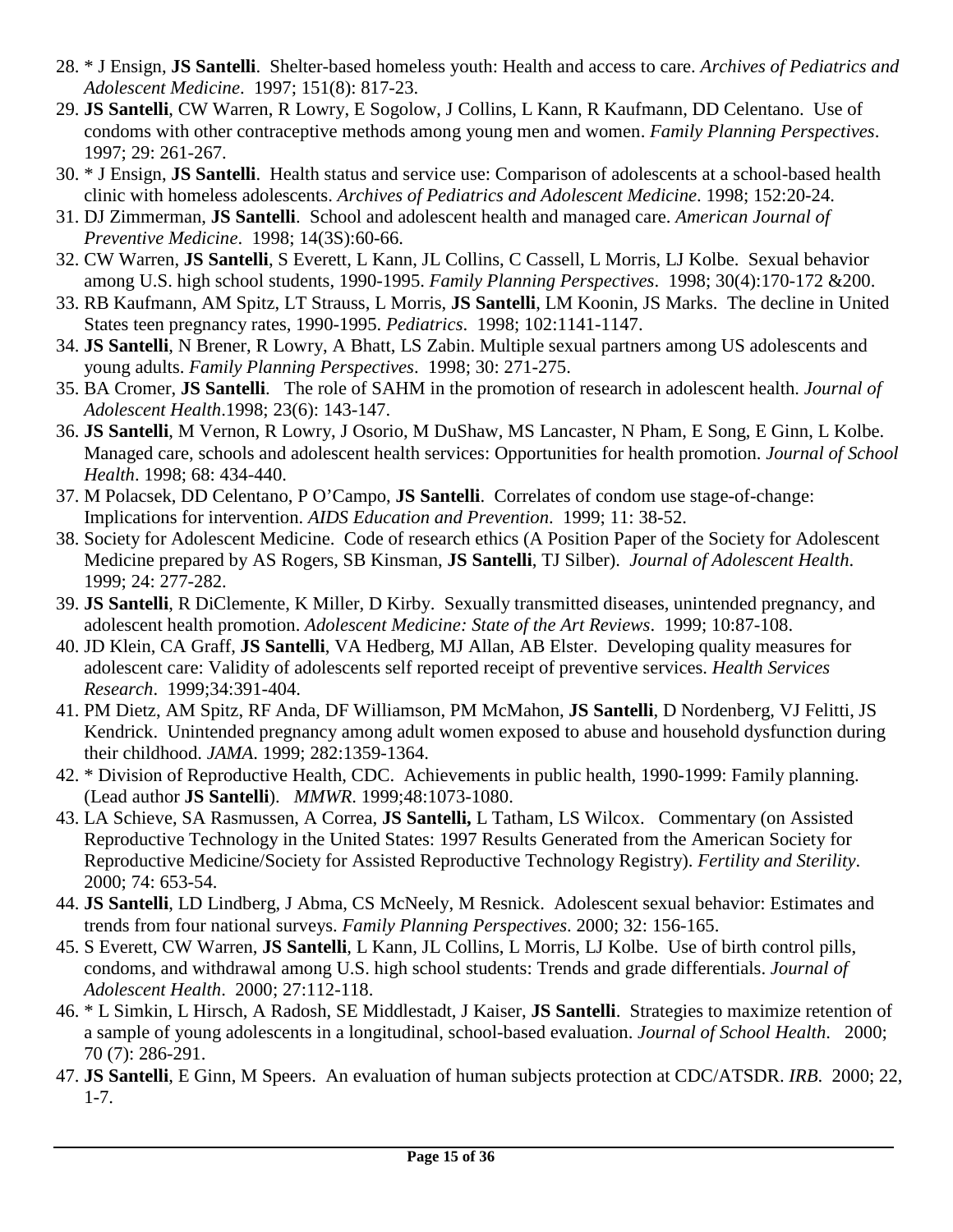28. * J Ensign, **JS Santelli**. Shelter-based homeless youth: Health and access to care. *Archives of Pediatrics and Adolescent Medicine*. 1997; 151(8): 817-23.
29. **JS Santelli**, CW Warren, R Lowry, E Sogolow, J Collins, L Kann, R Kaufmann, DD Celentano. Use of condoms with other contraceptive methods among young men and women. *Family Planning Perspectives*. 1997; 29: 261-267.
30. * J Ensign, **JS Santelli**. Health status and service use: Comparison of adolescents at a school-based health clinic with homeless adolescents. *Archives of Pediatrics and Adolescent Medicine*. 1998; 152:20-24.
31. DJ Zimmerman, **JS Santelli**. School and adolescent health and managed care. *American Journal of Preventive Medicine*. 1998; 14(3S):60-66.
32. CW Warren, **JS Santelli**, S Everett, L Kann, JL Collins, C Cassell, L Morris, LJ Kolbe. Sexual behavior among U.S. high school students, 1990-1995. *Family Planning Perspectives*. 1998; 30(4):170-172 &200.
33. RB Kaufmann, AM Spitz, LT Strauss, L Morris, **JS Santelli**, LM Koonin, JS Marks. The decline in United States teen pregnancy rates, 1990-1995. *Pediatrics*. 1998; 102:1141-1147.
34. **JS Santelli**, N Brener, R Lowry, A Bhatt, LS Zabin. Multiple sexual partners among US adolescents and young adults. *Family Planning Perspectives*. 1998; 30: 271-275.
35. BA Cromer, **JS Santelli**. The role of SAHM in the promotion of research in adolescent health. *Journal of Adolescent Health*.1998; 23(6): 143-147.
36. **JS Santelli**, M Vernon, R Lowry, J Osorio, M DuShaw, MS Lancaster, N Pham, E Song, E Ginn, L Kolbe. Managed care, schools and adolescent health services: Opportunities for health promotion. *Journal of School Health*. 1998; 68: 434-440.
37. M Polacsek, DD Celentano, P O'Campo, **JS Santelli**. Correlates of condom use stage-of-change: Implications for intervention. *AIDS Education and Prevention*. 1999; 11: 38-52.
38. Society for Adolescent Medicine. Code of research ethics (A Position Paper of the Society for Adolescent Medicine prepared by AS Rogers, SB Kinsman, **JS Santelli**, TJ Silber). *Journal of Adolescent Health*. 1999; 24: 277-282.
39. **JS Santelli**, R DiClemente, K Miller, D Kirby. Sexually transmitted diseases, unintended pregnancy, and adolescent health promotion. *Adolescent Medicine: State of the Art Reviews*. 1999; 10:87-108.
40. JD Klein, CA Graff, **JS Santelli**, VA Hedberg, MJ Allan, AB Elster. Developing quality measures for adolescent care: Validity of adolescents self reported receipt of preventive services. *Health Services Research*. 1999;34:391-404.
41. PM Dietz, AM Spitz, RF Anda, DF Williamson, PM McMahon, **JS Santelli**, D Nordenberg, VJ Felitti, JS Kendrick. Unintended pregnancy among adult women exposed to abuse and household dysfunction during their childhood. *JAMA*. 1999; 282:1359-1364.
42. * Division of Reproductive Health, CDC. Achievements in public health, 1990-1999: Family planning. (Lead author **JS Santelli**). *MMWR*. 1999;48:1073-1080.
43. LA Schieve, SA Rasmussen, A Correa, **JS Santelli,** L Tatham, LS Wilcox. Commentary (on Assisted Reproductive Technology in the United States: 1997 Results Generated from the American Society for Reproductive Medicine/Society for Assisted Reproductive Technology Registry). *Fertility and Sterility*. 2000; 74: 653-54.
44. **JS Santelli**, LD Lindberg, J Abma, CS McNeely, M Resnick. Adolescent sexual behavior: Estimates and trends from four national surveys. *Family Planning Perspectives*. 2000; 32: 156-165.
45. S Everett, CW Warren, **JS Santelli**, L Kann, JL Collins, L Morris, LJ Kolbe. Use of birth control pills, condoms, and withdrawal among U.S. high school students: Trends and grade differentials. *Journal of Adolescent Health*. 2000; 27:112-118.
46. * L Simkin, L Hirsch, A Radosh, SE Middlestadt, J Kaiser, **JS Santelli**. Strategies to maximize retention of a sample of young adolescents in a longitudinal, school-based evaluation. *Journal of School Health*. 2000; 70 (7): 286-291.
47. **JS Santelli**, E Ginn, M Speers. An evaluation of human subjects protection at CDC/ATSDR. *IRB*. 2000; 22, 1-7.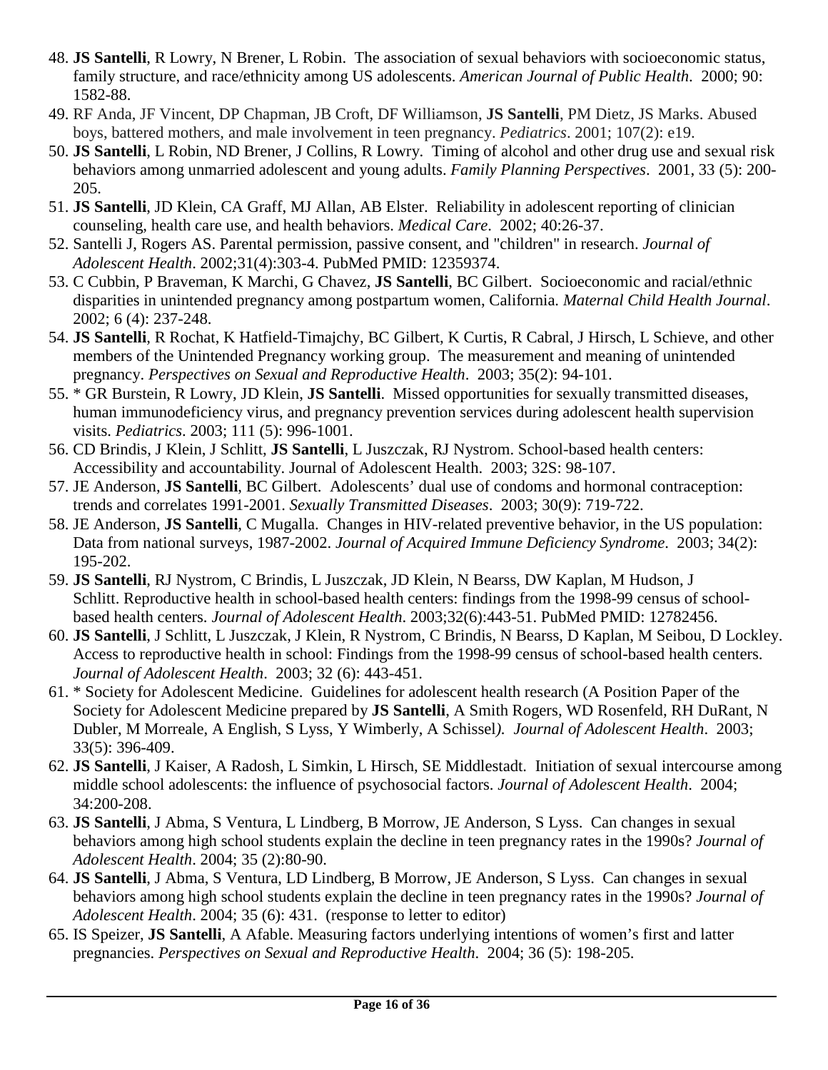48. **JS Santelli**, R Lowry, N Brener, L Robin. The association of sexual behaviors with socioeconomic status, family structure, and race/ethnicity among US adolescents. *American Journal of Public Health*. 2000; 90: 1582-88.
49. RF Anda, JF Vincent, DP Chapman, JB Croft, DF Williamson, **JS Santelli**, PM Dietz, JS Marks. Abused boys, battered mothers, and male involvement in teen pregnancy. *Pediatrics*. 2001; 107(2): e19.
50. **JS Santelli**, L Robin, ND Brener, J Collins, R Lowry. Timing of alcohol and other drug use and sexual risk behaviors among unmarried adolescent and young adults. *Family Planning Perspectives*. 2001, 33 (5): 200-205.
51. **JS Santelli**, JD Klein, CA Graff, MJ Allan, AB Elster. Reliability in adolescent reporting of clinician counseling, health care use, and health behaviors. *Medical Care*. 2002; 40:26-37.
52. Santelli J, Rogers AS. Parental permission, passive consent, and "children" in research. *Journal of Adolescent Health*. 2002;31(4):303-4. PubMed PMID: 12359374.
53. C Cubbin, P Braveman, K Marchi, G Chavez, **JS Santelli**, BC Gilbert. Socioeconomic and racial/ethnic disparities in unintended pregnancy among postpartum women, California. *Maternal Child Health Journal*. 2002; 6 (4): 237-248.
54. **JS Santelli**, R Rochat, K Hatfield-Timajchy, BC Gilbert, K Curtis, R Cabral, J Hirsch, L Schieve, and other members of the Unintended Pregnancy working group. The measurement and meaning of unintended pregnancy. *Perspectives on Sexual and Reproductive Health*. 2003; 35(2): 94-101.
55. * GR Burstein, R Lowry, JD Klein, **JS Santelli**. Missed opportunities for sexually transmitted diseases, human immunodeficiency virus, and pregnancy prevention services during adolescent health supervision visits. *Pediatrics*. 2003; 111 (5): 996-1001.
56. CD Brindis, J Klein, J Schlitt, **JS Santelli**, L Juszczak, RJ Nystrom. School-based health centers: Accessibility and accountability. Journal of Adolescent Health. 2003; 32S: 98-107.
57. JE Anderson, **JS Santelli**, BC Gilbert. Adolescents' dual use of condoms and hormonal contraception: trends and correlates 1991-2001. *Sexually Transmitted Diseases*. 2003; 30(9): 719-722.
58. JE Anderson, **JS Santelli**, C Mugalla. Changes in HIV-related preventive behavior, in the US population: Data from national surveys, 1987-2002. *Journal of Acquired Immune Deficiency Syndrome*. 2003; 34(2): 195-202.
59. **JS Santelli**, RJ Nystrom, C Brindis, L Juszczak, JD Klein, N Bearss, DW Kaplan, M Hudson, J Schlitt. Reproductive health in school-based health centers: findings from the 1998-99 census of school-based health centers. *Journal of Adolescent Health*. 2003;32(6):443-51. PubMed PMID: 12782456.
60. **JS Santelli**, J Schlitt, L Juszczak, J Klein, R Nystrom, C Brindis, N Bearss, D Kaplan, M Seibou, D Lockley. Access to reproductive health in school: Findings from the 1998-99 census of school-based health centers. *Journal of Adolescent Health*. 2003; 32 (6): 443-451.
61. * Society for Adolescent Medicine. Guidelines for adolescent health research (A Position Paper of the Society for Adolescent Medicine prepared by **JS Santelli**, A Smith Rogers, WD Rosenfeld, RH DuRant, N Dubler, M Morreale, A English, S Lyss, Y Wimberly, A Schissel*).* *Journal of Adolescent Health*. 2003; 33(5): 396-409.
62. **JS Santelli**, J Kaiser, A Radosh, L Simkin, L Hirsch, SE Middlestadt. Initiation of sexual intercourse among middle school adolescents: the influence of psychosocial factors. *Journal of Adolescent Health*. 2004; 34:200-208.
63. **JS Santelli**, J Abma, S Ventura, L Lindberg, B Morrow, JE Anderson, S Lyss. Can changes in sexual behaviors among high school students explain the decline in teen pregnancy rates in the 1990s? *Journal of Adolescent Health*. 2004; 35 (2):80-90.
64. **JS Santelli**, J Abma, S Ventura, LD Lindberg, B Morrow, JE Anderson, S Lyss. Can changes in sexual behaviors among high school students explain the decline in teen pregnancy rates in the 1990s? *Journal of Adolescent Health*. 2004; 35 (6): 431. (response to letter to editor)
65. IS Speizer, **JS Santelli**, A Afable. Measuring factors underlying intentions of women's first and latter pregnancies. *Perspectives on Sexual and Reproductive Health*. 2004; 36 (5): 198-205.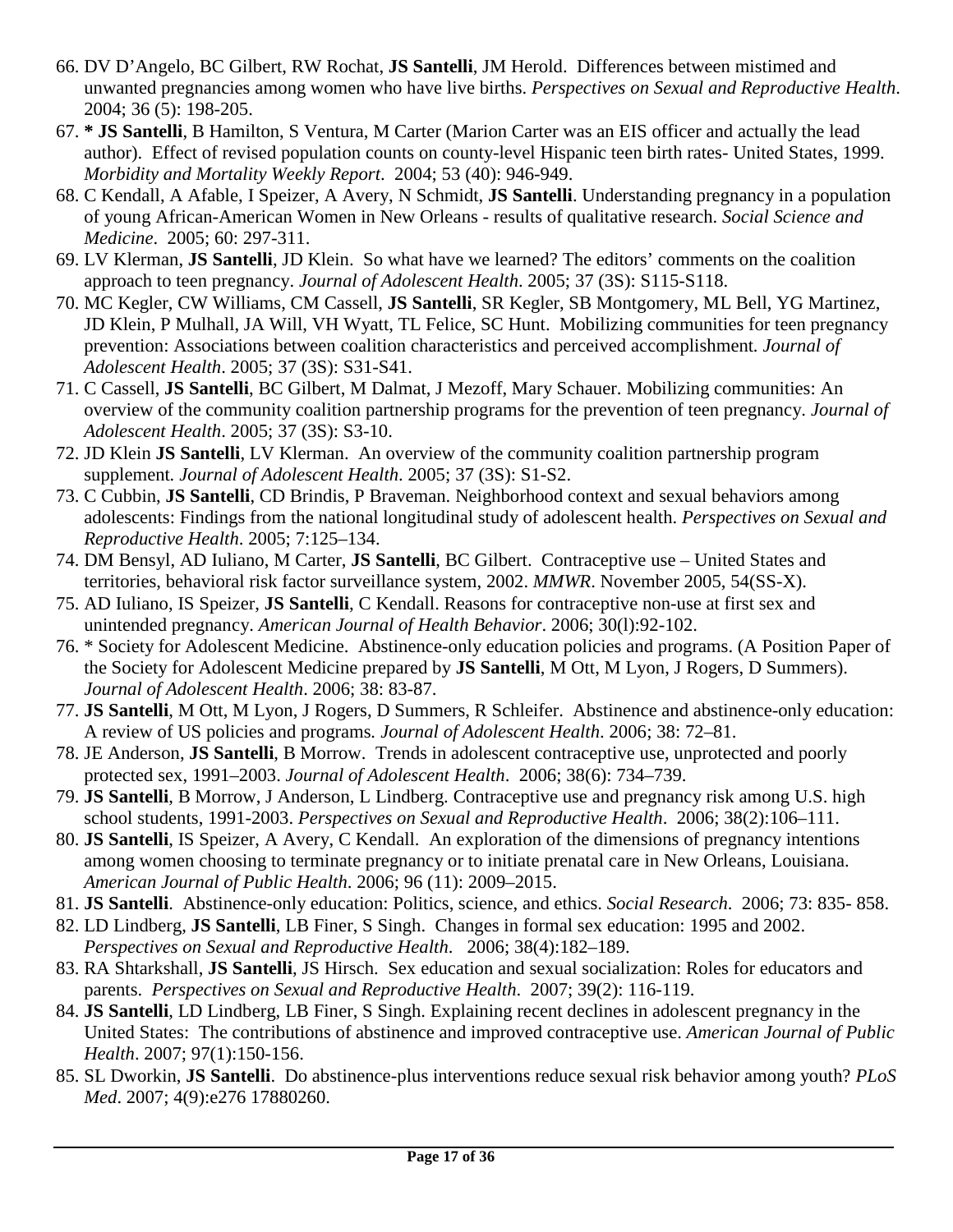66. DV D'Angelo, BC Gilbert, RW Rochat, **JS Santelli**, JM Herold. Differences between mistimed and unwanted pregnancies among women who have live births. *Perspectives on Sexual and Reproductive Health*. 2004; 36 (5): 198-205.
67. **\* JS Santelli**, B Hamilton, S Ventura, M Carter (Marion Carter was an EIS officer and actually the lead author). Effect of revised population counts on county-level Hispanic teen birth rates- United States, 1999. *Morbidity and Mortality Weekly Report*. 2004; 53 (40): 946-949.
68. C Kendall, A Afable, I Speizer, A Avery, N Schmidt, **JS Santelli**. Understanding pregnancy in a population of young African-American Women in New Orleans - results of qualitative research. *Social Science and Medicine*. 2005; 60: 297-311.
69. LV Klerman, **JS Santelli**, JD Klein. So what have we learned? The editors' comments on the coalition approach to teen pregnancy. *Journal of Adolescent Health*. 2005; 37 (3S): S115-S118.
70. MC Kegler, CW Williams, CM Cassell, **JS Santelli**, SR Kegler, SB Montgomery, ML Bell, YG Martinez, JD Klein, P Mulhall, JA Will, VH Wyatt, TL Felice, SC Hunt. Mobilizing communities for teen pregnancy prevention: Associations between coalition characteristics and perceived accomplishment. *Journal of Adolescent Health*. 2005; 37 (3S): S31-S41.
71. C Cassell, **JS Santelli**, BC Gilbert, M Dalmat, J Mezoff, Mary Schauer. Mobilizing communities: An overview of the community coalition partnership programs for the prevention of teen pregnancy. *Journal of Adolescent Health*. 2005; 37 (3S): S3-10.
72. JD Klein **JS Santelli**, LV Klerman. An overview of the community coalition partnership program supplement. *Journal of Adolescent Health*. 2005; 37 (3S): S1-S2.
73. C Cubbin, **JS Santelli**, CD Brindis, P Braveman. Neighborhood context and sexual behaviors among adolescents: Findings from the national longitudinal study of adolescent health. *Perspectives on Sexual and Reproductive Health*. 2005; 7:125–134.
74. DM Bensyl, AD Iuliano, M Carter, **JS Santelli**, BC Gilbert. Contraceptive use – United States and territories, behavioral risk factor surveillance system, 2002. *MMWR*. November 2005, 54(SS-X).
75. AD Iuliano, IS Speizer, **JS Santelli**, C Kendall. Reasons for contraceptive non-use at first sex and unintended pregnancy. *American Journal of Health Behavior*. 2006; 30(l):92-102.
76. \* Society for Adolescent Medicine. Abstinence-only education policies and programs. (A Position Paper of the Society for Adolescent Medicine prepared by **JS Santelli**, M Ott, M Lyon, J Rogers, D Summers). *Journal of Adolescent Health*. 2006; 38: 83-87.
77. **JS Santelli**, M Ott, M Lyon, J Rogers, D Summers, R Schleifer. Abstinence and abstinence-only education: A review of US policies and programs. *Journal of Adolescent Health*. 2006; 38: 72–81.
78. JE Anderson, **JS Santelli**, B Morrow. Trends in adolescent contraceptive use, unprotected and poorly protected sex, 1991–2003. *Journal of Adolescent Health*. 2006; 38(6): 734–739.
79. **JS Santelli**, B Morrow, J Anderson, L Lindberg. Contraceptive use and pregnancy risk among U.S. high school students, 1991-2003. *Perspectives on Sexual and Reproductive Health*. 2006; 38(2):106–111.
80. **JS Santelli**, IS Speizer, A Avery, C Kendall. An exploration of the dimensions of pregnancy intentions among women choosing to terminate pregnancy or to initiate prenatal care in New Orleans, Louisiana. *American Journal of Public Health*. 2006; 96 (11): 2009–2015.
81. **JS Santelli**. Abstinence-only education: Politics, science, and ethics. *Social Research*. 2006; 73: 835- 858.
82. LD Lindberg, **JS Santelli**, LB Finer, S Singh. Changes in formal sex education: 1995 and 2002. *Perspectives on Sexual and Reproductive Health*. 2006; 38(4):182–189.
83. RA Shtarkshall, **JS Santelli**, JS Hirsch. Sex education and sexual socialization: Roles for educators and parents. *Perspectives on Sexual and Reproductive Health*. 2007; 39(2): 116-119.
84. **JS Santelli**, LD Lindberg, LB Finer, S Singh. Explaining recent declines in adolescent pregnancy in the United States: The contributions of abstinence and improved contraceptive use. *American Journal of Public Health*. 2007; 97(1):150-156.
85. SL Dworkin, **JS Santelli**. Do abstinence-plus interventions reduce sexual risk behavior among youth? *PLoS Med*. 2007; 4(9):e276 17880260.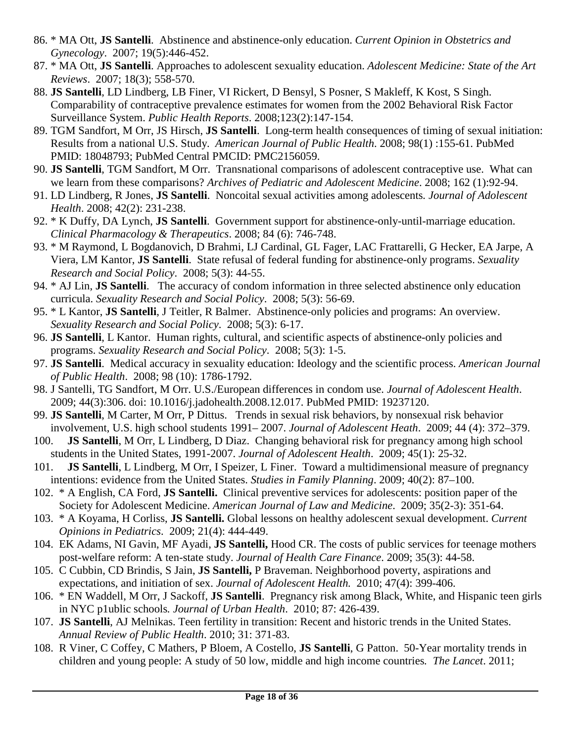86. * MA Ott, **JS Santelli**. Abstinence and abstinence-only education. *Current Opinion in Obstetrics and Gynecology*. 2007; 19(5):446-452.
87. * MA Ott, **JS Santelli**. Approaches to adolescent sexuality education. *Adolescent Medicine: State of the Art Reviews*. 2007; 18(3); 558-570.
88. **JS Santelli**, LD Lindberg, LB Finer, VI Rickert, D Bensyl, S Posner, S Makleff, K Kost, S Singh. Comparability of contraceptive prevalence estimates for women from the 2002 Behavioral Risk Factor Surveillance System. *Public Health Reports*. 2008;123(2):147-154.
89. TGM Sandfort, M Orr, JS Hirsch, **JS Santelli**. Long-term health consequences of timing of sexual initiation: Results from a national U.S. Study. *American Journal of Public Health*. 2008; 98(1) :155-61. PubMed PMID: 18048793; PubMed Central PMCID: PMC2156059.
90. **JS Santelli**, TGM Sandfort, M Orr. Transnational comparisons of adolescent contraceptive use. What can we learn from these comparisons? *Archives of Pediatric and Adolescent Medicine*. 2008; 162 (1):92-94.
91. LD Lindberg, R Jones, **JS Santelli**. Noncoital sexual activities among adolescents. *Journal of Adolescent Health*. 2008; 42(2): 231-238.
92. * K Duffy, DA Lynch, **JS Santelli**. Government support for abstinence-only-until-marriage education. *Clinical Pharmacology & Therapeutics*. 2008; 84 (6): 746-748.
93. * M Raymond, L Bogdanovich, D Brahmi, LJ Cardinal, GL Fager, LAC Frattarelli, G Hecker, EA Jarpe, A Viera, LM Kantor, **JS Santelli**. State refusal of federal funding for abstinence-only programs. *Sexuality Research and Social Policy*. 2008; 5(3): 44-55.
94. * AJ Lin, **JS Santelli**. The accuracy of condom information in three selected abstinence only education curricula. *Sexuality Research and Social Policy*. 2008; 5(3): 56-69.
95. * L Kantor, **JS Santelli**, J Teitler, R Balmer. Abstinence-only policies and programs: An overview. *Sexuality Research and Social Policy*. 2008; 5(3): 6-17.
96. **JS Santelli**, L Kantor. Human rights, cultural, and scientific aspects of abstinence-only policies and programs. *Sexuality Research and Social Policy*. 2008; 5(3): 1-5.
97. **JS Santelli**. Medical accuracy in sexuality education: Ideology and the scientific process. *American Journal of Public Health*. 2008; 98 (10): 1786-1792.
98. J Santelli, TG Sandfort, M Orr. U.S./European differences in condom use. *Journal of Adolescent Health*. 2009; 44(3):306. doi: 10.1016/j.jadohealth.2008.12.017. PubMed PMID: 19237120.
99. **JS Santelli**, M Carter, M Orr, P Dittus. Trends in sexual risk behaviors, by nonsexual risk behavior involvement, U.S. high school students 1991– 2007. *Journal of Adolescent Heath*. 2009; 44 (4): 372–379.
100. **JS Santelli**, M Orr, L Lindberg, D Diaz. Changing behavioral risk for pregnancy among high school students in the United States, 1991-2007. *Journal of Adolescent Health*. 2009; 45(1): 25-32.
101. **JS Santelli**, L Lindberg, M Orr, I Speizer, L Finer. Toward a multidimensional measure of pregnancy intentions: evidence from the United States. *Studies in Family Planning*. 2009; 40(2): 87–100.
102. * A English, CA Ford, **JS Santelli.** Clinical preventive services for adolescents: position paper of the Society for Adolescent Medicine. *American Journal of Law and Medicine*. 2009; 35(2-3): 351-64.
103. * A Koyama, H Corliss, **JS Santelli.** Global lessons on healthy adolescent sexual development. *Current Opinions in Pediatrics*. 2009; 21(4): 444-449.
104. EK Adams, NI Gavin, MF Ayadi, **JS Santelli,** Hood CR. The costs of public services for teenage mothers post-welfare reform: A ten-state study. *Journal of Health Care Finance*. 2009; 35(3): 44-58.
105. C Cubbin, CD Brindis, S Jain, **JS Santelli,** P Braveman. Neighborhood poverty, aspirations and expectations, and initiation of sex. *Journal of Adolescent Health.* 2010; 47(4): 399-406.
106. * EN Waddell, M Orr, J Sackoff, **JS Santelli**. Pregnancy risk among Black, White, and Hispanic teen girls in NYC p1ublic schools*. Journal of Urban Health*. 2010; 87: 426-439.
107. **JS Santelli**, AJ Melnikas. Teen fertility in transition: Recent and historic trends in the United States. *Annual Review of Public Health*. 2010; 31: 371-83.
108. R Viner, C Coffey, C Mathers, P Bloem, A Costello, **JS Santelli**, G Patton. 50-Year mortality trends in children and young people: A study of 50 low, middle and high income countries*. The Lancet*. 2011;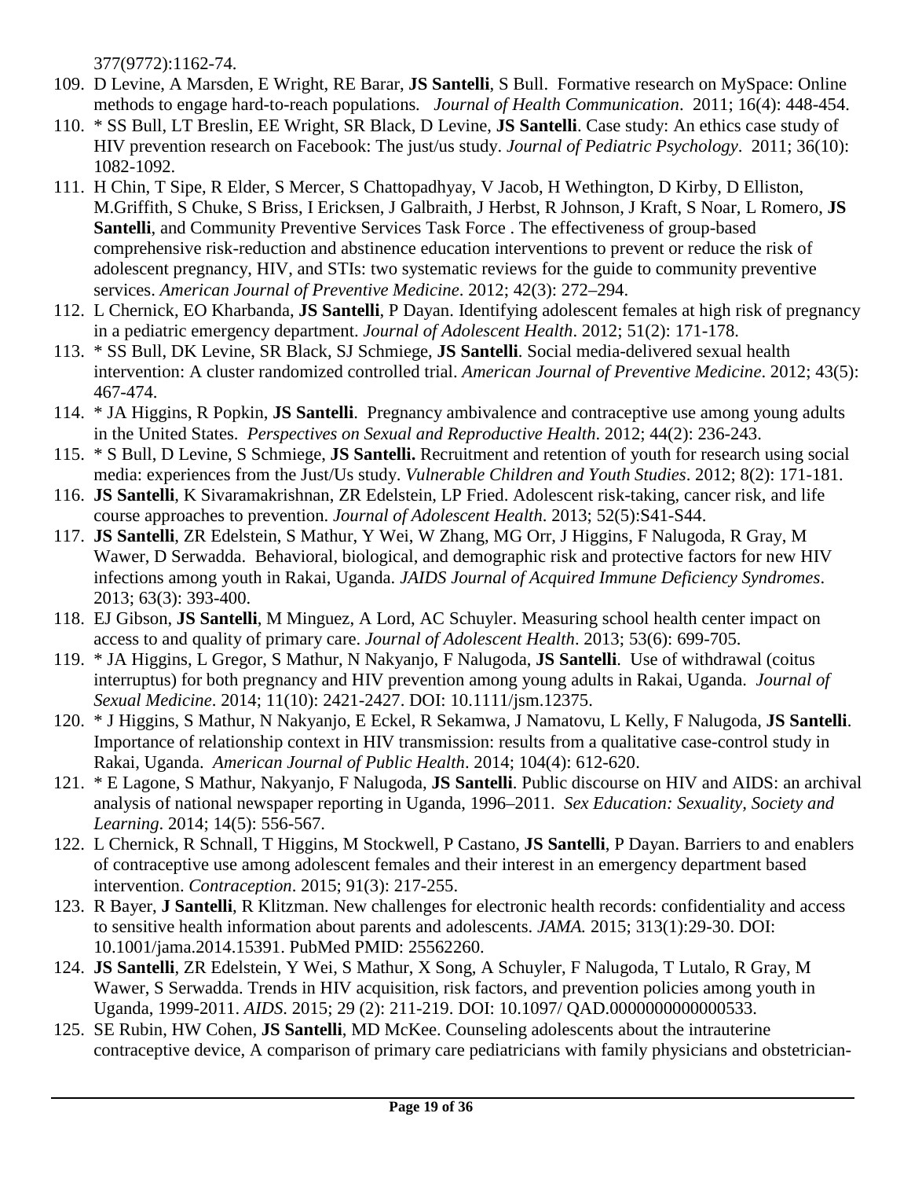377(9772):1162-74.

109. D Levine, A Marsden, E Wright, RE Barar, **JS Santelli**, S Bull. Formative research on MySpace: Online methods to engage hard-to-reach populations. *Journal of Health Communication*. 2011; 16(4): 448-454.
110. * SS Bull, LT Breslin, EE Wright, SR Black, D Levine, **JS Santelli**. Case study: An ethics case study of HIV prevention research on Facebook: The just/us study. *Journal of Pediatric Psychology*. 2011; 36(10): 1082-1092.
111. H Chin, T Sipe, R Elder, S Mercer, S Chattopadhyay, V Jacob, H Wethington, D Kirby, D Elliston, M.Griffith, S Chuke, S Briss, I Ericksen, J Galbraith, J Herbst, R Johnson, J Kraft, S Noar, L Romero, **JS Santelli**, and Community Preventive Services Task Force . The effectiveness of group-based comprehensive risk-reduction and abstinence education interventions to prevent or reduce the risk of adolescent pregnancy, HIV, and STIs: two systematic reviews for the guide to community preventive services. *American Journal of Preventive Medicine*. 2012; 42(3): 272–294.
112. L Chernick, EO Kharbanda, **JS Santelli**, P Dayan. Identifying adolescent females at high risk of pregnancy in a pediatric emergency department. *Journal of Adolescent Health*. 2012; 51(2): 171-178.
113. * SS Bull, DK Levine, SR Black, SJ Schmiege, **JS Santelli**. Social media-delivered sexual health intervention: A cluster randomized controlled trial. *American Journal of Preventive Medicine*. 2012; 43(5): 467-474.
114. * JA Higgins, R Popkin, **JS Santelli**. Pregnancy ambivalence and contraceptive use among young adults in the United States. *Perspectives on Sexual and Reproductive Health*. 2012; 44(2): 236-243.
115. * S Bull, D Levine, S Schmiege, **JS Santelli.** Recruitment and retention of youth for research using social media: experiences from the Just/Us study. *Vulnerable Children and Youth Studies*. 2012; 8(2): 171-181.
116. **JS Santelli**, K Sivaramakrishnan, ZR Edelstein, LP Fried. Adolescent risk-taking, cancer risk, and life course approaches to prevention. *Journal of Adolescent Health*. 2013; 52(5):S41-S44.
117. **JS Santelli**, ZR Edelstein, S Mathur, Y Wei, W Zhang, MG Orr, J Higgins, F Nalugoda, R Gray, M Wawer, D Serwadda. Behavioral, biological, and demographic risk and protective factors for new HIV infections among youth in Rakai, Uganda. *JAIDS Journal of Acquired Immune Deficiency Syndromes*. 2013; 63(3): 393-400.
118. EJ Gibson, **JS Santelli**, M Minguez, A Lord, AC Schuyler. Measuring school health center impact on access to and quality of primary care. *Journal of Adolescent Health*. 2013; 53(6): 699-705.
119. * JA Higgins, L Gregor, S Mathur, N Nakyanjo, F Nalugoda, **JS Santelli**. Use of withdrawal (coitus interruptus) for both pregnancy and HIV prevention among young adults in Rakai, Uganda. *Journal of Sexual Medicine*. 2014; 11(10): 2421-2427. DOI: 10.1111/jsm.12375.
120. * J Higgins, S Mathur, N Nakyanjo, E Eckel, R Sekamwa, J Namatovu, L Kelly, F Nalugoda, **JS Santelli**. Importance of relationship context in HIV transmission: results from a qualitative case-control study in Rakai, Uganda. *American Journal of Public Health*. 2014; 104(4): 612-620.
121. * E Lagone, S Mathur, Nakyanjo, F Nalugoda, **JS Santelli**. Public discourse on HIV and AIDS: an archival analysis of national newspaper reporting in Uganda, 1996–2011. *Sex Education: Sexuality, Society and Learning*. 2014; 14(5): 556-567.
122. L Chernick, R Schnall, T Higgins, M Stockwell, P Castano, **JS Santelli**, P Dayan. Barriers to and enablers of contraceptive use among adolescent females and their interest in an emergency department based intervention. *Contraception*. 2015; 91(3): 217-255.
123. R Bayer, **J Santelli**, R Klitzman. New challenges for electronic health records: confidentiality and access to sensitive health information about parents and adolescents. *JAMA.* 2015; 313(1):29-30. DOI: 10.1001/jama.2014.15391. PubMed PMID: 25562260.
124. **JS Santelli**, ZR Edelstein, Y Wei, S Mathur, X Song, A Schuyler, F Nalugoda, T Lutalo, R Gray, M Wawer, S Serwadda. Trends in HIV acquisition, risk factors, and prevention policies among youth in Uganda, 1999-2011. *AIDS*. 2015; 29 (2): 211-219. DOI: 10.1097/ QAD.0000000000000533.
125. SE Rubin, HW Cohen, **JS Santelli**, MD McKee. Counseling adolescents about the intrauterine contraceptive device, A comparison of primary care pediatricians with family physicians and obstetrician-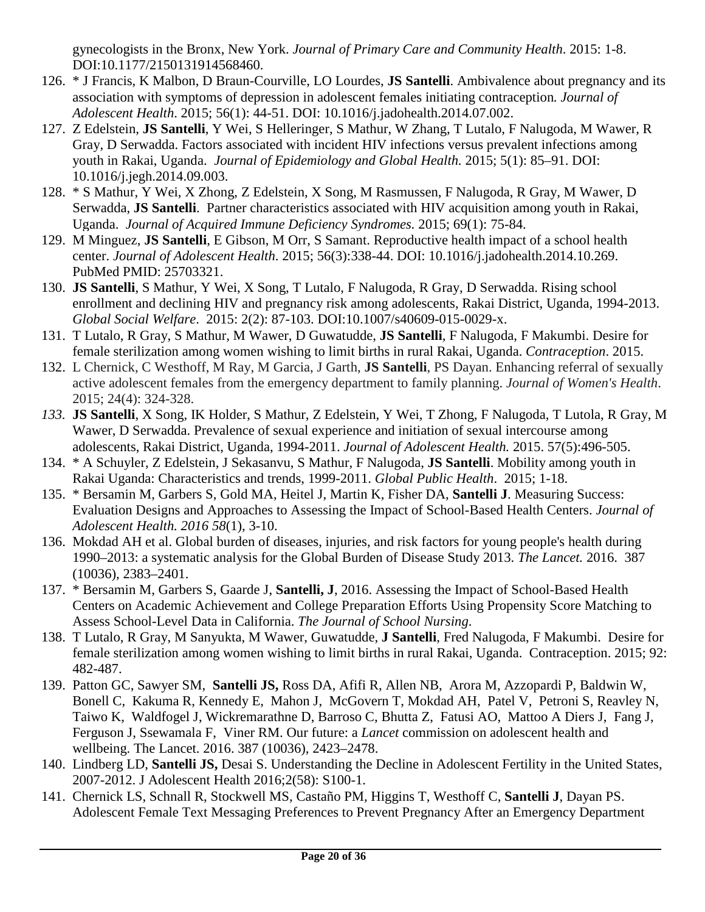gynecologists in the Bronx, New York. *Journal of Primary Care and Community Health*. 2015: 1-8. DOI:10.1177/2150131914568460.

126. * J Francis, K Malbon, D Braun-Courville, LO Lourdes, **JS Santelli**. Ambivalence about pregnancy and its association with symptoms of depression in adolescent females initiating contraception*. Journal of Adolescent Health*. 2015; 56(1): 44-51. DOI: 10.1016/j.jadohealth.2014.07.002.
127. Z Edelstein, **JS Santelli**, Y Wei, S Helleringer, S Mathur, W Zhang, T Lutalo, F Nalugoda, M Wawer, R Gray, D Serwadda. Factors associated with incident HIV infections versus prevalent infections among youth in Rakai, Uganda. *Journal of Epidemiology and Global Health.* 2015; 5(1): 85–91. DOI: 10.1016/j.jegh.2014.09.003.
128. * S Mathur, Y Wei, X Zhong, Z Edelstein, X Song, M Rasmussen, F Nalugoda, R Gray, M Wawer, D Serwadda, **JS Santelli**. Partner characteristics associated with HIV acquisition among youth in Rakai, Uganda. *Journal of Acquired Immune Deficiency Syndromes.* 2015; 69(1): 75-84.
129. M Minguez, **JS Santelli**, E Gibson, M Orr, S Samant. Reproductive health impact of a school health center. *Journal of Adolescent Health*. 2015; 56(3):338-44. DOI: 10.1016/j.jadohealth.2014.10.269. PubMed PMID: 25703321.
130. **JS Santelli**, S Mathur, Y Wei, X Song, T Lutalo, F Nalugoda, R Gray, D Serwadda. Rising school enrollment and declining HIV and pregnancy risk among adolescents, Rakai District, Uganda, 1994-2013. *Global Social Welfare*. 2015: 2(2): 87-103. DOI:10.1007/s40609-015-0029-x.
131. T Lutalo, R Gray, S Mathur, M Wawer, D Guwatudde, **JS Santelli**, F Nalugoda, F Makumbi. Desire for female sterilization among women wishing to limit births in rural Rakai, Uganda. *Contraception*. 2015.
132. L Chernick, C Westhoff, M Ray, M Garcia, J Garth, **JS Santelli**, PS Dayan. Enhancing referral of sexually active adolescent females from the emergency department to family planning. *Journal of Women's Health*. 2015; 24(4): 324-328.
133. **JS Santelli**, X Song, IK Holder, S Mathur, Z Edelstein, Y Wei, T Zhong, F Nalugoda, T Lutola, R Gray, M Wawer, D Serwadda. Prevalence of sexual experience and initiation of sexual intercourse among adolescents, Rakai District, Uganda, 1994-2011. *Journal of Adolescent Health.* 2015. 57(5):496-505.
134. * A Schuyler, Z Edelstein, J Sekasanvu, S Mathur, F Nalugoda, **JS Santelli**. Mobility among youth in Rakai Uganda: Characteristics and trends, 1999-2011. *Global Public Health*. 2015; 1-18.
135. * Bersamin M, Garbers S, Gold MA, Heitel J, Martin K, Fisher DA, **Santelli J**. Measuring Success: Evaluation Designs and Approaches to Assessing the Impact of School-Based Health Centers. *Journal of Adolescent Health. 2016 58*(1), 3-10.
136. Mokdad AH et al. Global burden of diseases, injuries, and risk factors for young people's health during 1990–2013: a systematic analysis for the Global Burden of Disease Study 2013. *The Lancet.* 2016. 387 (10036), 2383–2401.
137. * Bersamin M, Garbers S, Gaarde J, **Santelli, J**, 2016. Assessing the Impact of School-Based Health Centers on Academic Achievement and College Preparation Efforts Using Propensity Score Matching to Assess School-Level Data in California. *The Journal of School Nursing*.
138. T Lutalo, R Gray, M Sanyukta, M Wawer, Guwatudde, **J Santelli**, Fred Nalugoda, F Makumbi. Desire for female sterilization among women wishing to limit births in rural Rakai, Uganda. Contraception. 2015; 92: 482-487.
139. Patton GC, Sawyer SM, **Santelli JS,** Ross DA, Afifi R, Allen NB, Arora M, Azzopardi P, Baldwin W, Bonell C, Kakuma R, Kennedy E, Mahon J, McGovern T, Mokdad AH, Patel V, Petroni S, Reavley N, Taiwo K, Waldfogel J, Wickremarathne D, Barroso C, Bhutta Z, Fatusi AO, Mattoo A Diers J, Fang J, Ferguson J, Ssewamala F, Viner RM. Our future: a *Lancet* commission on adolescent health and wellbeing. The Lancet. 2016. 387 (10036), 2423–2478.
140. Lindberg LD, **Santelli JS,** Desai S. Understanding the Decline in Adolescent Fertility in the United States, 2007-2012. J Adolescent Health 2016;2(58): S100-1.
141. Chernick LS, Schnall R, Stockwell MS, Castaño PM, Higgins T, Westhoff C, **Santelli J**, Dayan PS. Adolescent Female Text Messaging Preferences to Prevent Pregnancy After an Emergency Department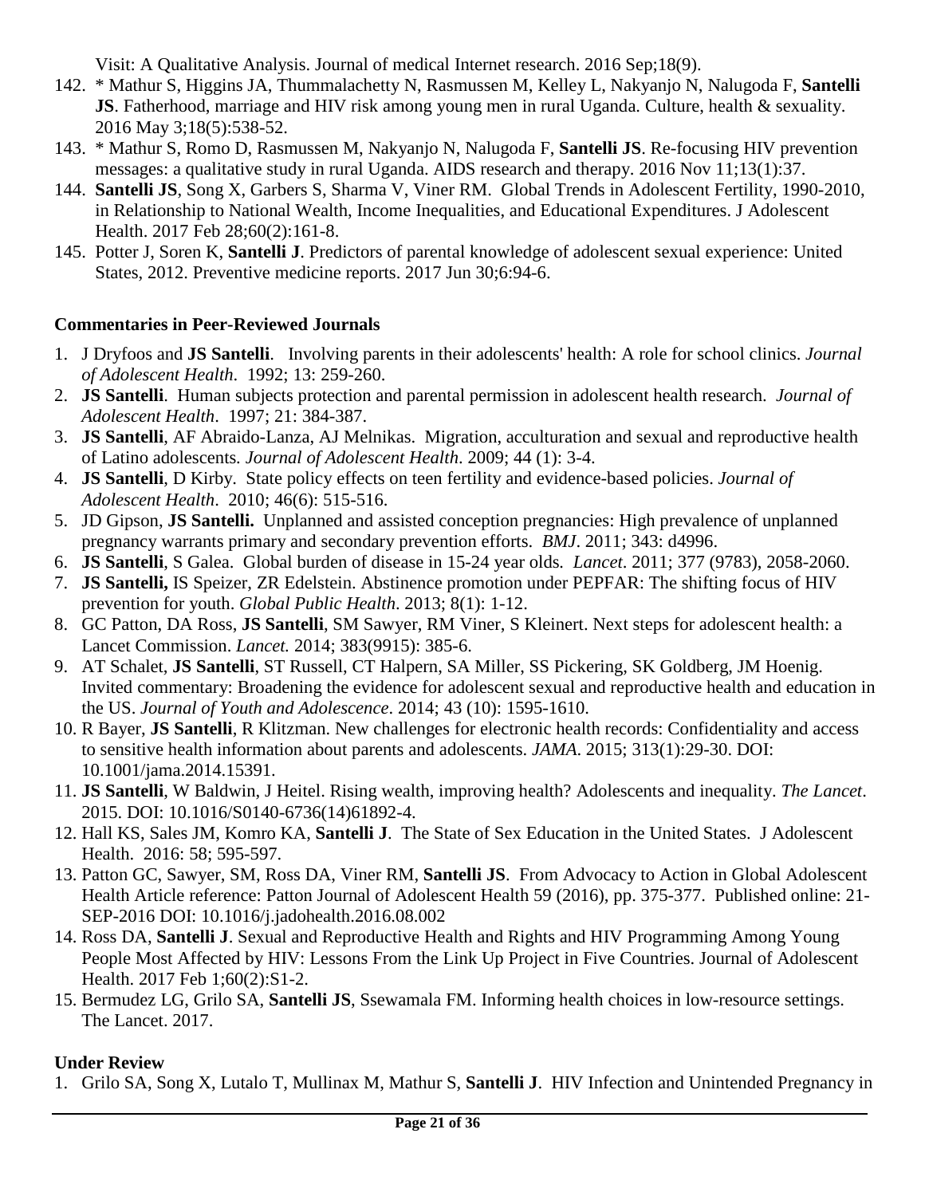Visit: A Qualitative Analysis. Journal of medical Internet research. 2016 Sep;18(9).

142. * Mathur S, Higgins JA, Thummalachetty N, Rasmussen M, Kelley L, Nakyanjo N, Nalugoda F, **Santelli JS**. Fatherhood, marriage and HIV risk among young men in rural Uganda. Culture, health & sexuality. 2016 May 3;18(5):538-52.
143. * Mathur S, Romo D, Rasmussen M, Nakyanjo N, Nalugoda F, **Santelli JS**. Re-focusing HIV prevention messages: a qualitative study in rural Uganda. AIDS research and therapy. 2016 Nov 11;13(1):37.
144. **Santelli JS**, Song X, Garbers S, Sharma V, Viner RM. Global Trends in Adolescent Fertility, 1990-2010, in Relationship to National Wealth, Income Inequalities, and Educational Expenditures. J Adolescent Health. 2017 Feb 28;60(2):161-8.
145. Potter J, Soren K, **Santelli J**. Predictors of parental knowledge of adolescent sexual experience: United States, 2012. Preventive medicine reports. 2017 Jun 30;6:94-6.

**Commentaries in Peer-Reviewed Journals**

1. J Dryfoos and **JS Santelli**. Involving parents in their adolescents' health: A role for school clinics. *Journal of Adolescent Health*. 1992; 13: 259-260.
2. **JS Santelli**. Human subjects protection and parental permission in adolescent health research. *Journal of Adolescent Health*. 1997; 21: 384-387.
3. **JS Santelli**, AF Abraido-Lanza, AJ Melnikas. Migration, acculturation and sexual and reproductive health of Latino adolescents. *Journal of Adolescent Health*. 2009; 44 (1): 3-4.
4. **JS Santelli**, D Kirby. State policy effects on teen fertility and evidence-based policies. *Journal of Adolescent Health*. 2010; 46(6): 515-516.
5. JD Gipson, **JS Santelli.** Unplanned and assisted conception pregnancies: High prevalence of unplanned pregnancy warrants primary and secondary prevention efforts. *BMJ*. 2011; 343: d4996.
6. **JS Santelli**, S Galea. Global burden of disease in 15-24 year olds. *Lancet*. 2011; 377 (9783), 2058-2060.
7. **JS Santelli,** IS Speizer, ZR Edelstein. Abstinence promotion under PEPFAR: The shifting focus of HIV prevention for youth. *Global Public Health*. 2013; 8(1): 1-12.
8. GC Patton, DA Ross, **JS Santelli**, SM Sawyer, RM Viner, S Kleinert. Next steps for adolescent health: a Lancet Commission. *Lancet.* 2014; 383(9915): 385-6.
9. AT Schalet, **JS Santelli**, ST Russell, CT Halpern, SA Miller, SS Pickering, SK Goldberg, JM Hoenig. Invited commentary: Broadening the evidence for adolescent sexual and reproductive health and education in the US. *Journal of Youth and Adolescence*. 2014; 43 (10): 1595-1610.
10. R Bayer, **JS Santelli**, R Klitzman. New challenges for electronic health records: Confidentiality and access to sensitive health information about parents and adolescents. *JAMA*. 2015; 313(1):29-30. DOI: 10.1001/jama.2014.15391.
11. **JS Santelli**, W Baldwin, J Heitel. Rising wealth, improving health? Adolescents and inequality. *The Lancet*. 2015. DOI: 10.1016/S0140-6736(14)61892-4.
12. Hall KS, Sales JM, Komro KA, **Santelli J**. The State of Sex Education in the United States. J Adolescent Health. 2016: 58; 595-597.
13. Patton GC, Sawyer, SM, Ross DA, Viner RM, **Santelli JS**. From Advocacy to Action in Global Adolescent Health Article reference: Patton Journal of Adolescent Health 59 (2016), pp. 375-377. Published online: 21-SEP-2016 DOI: 10.1016/j.jadohealth.2016.08.002
14. Ross DA, **Santelli J**. Sexual and Reproductive Health and Rights and HIV Programming Among Young People Most Affected by HIV: Lessons From the Link Up Project in Five Countries. Journal of Adolescent Health. 2017 Feb 1;60(2):S1-2.
15. Bermudez LG, Grilo SA, **Santelli JS**, Ssewamala FM. Informing health choices in low-resource settings. The Lancet. 2017.

**Under Review**

1. Grilo SA, Song X, Lutalo T, Mullinax M, Mathur S, **Santelli J**. HIV Infection and Unintended Pregnancy in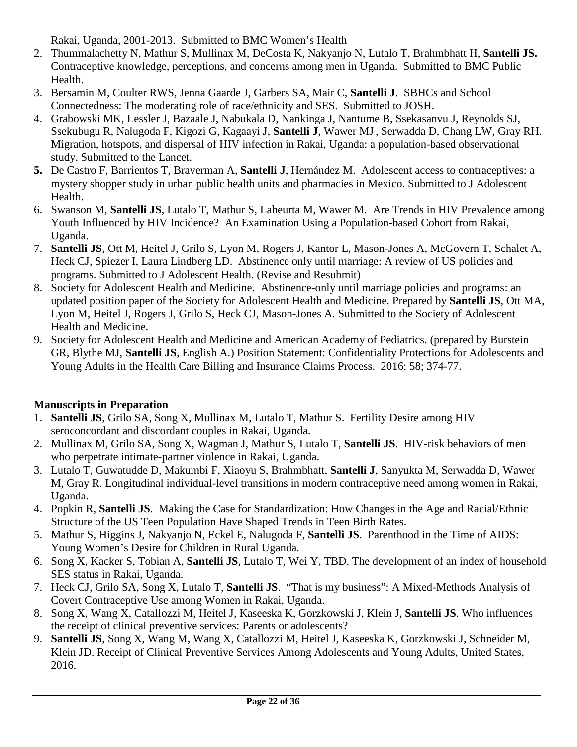Rakai, Uganda, 2001-2013. Submitted to BMC Women's Health

2. Thummalachetty N, Mathur S, Mullinax M, DeCosta K, Nakyanjo N, Lutalo T, Brahmbhatt H, **Santelli JS.** Contraceptive knowledge, perceptions, and concerns among men in Uganda. Submitted to BMC Public Health.
3. Bersamin M, Coulter RWS, Jenna Gaarde J, Garbers SA, Mair C, **Santelli J**. SBHCs and School Connectedness: The moderating role of race/ethnicity and SES. Submitted to JOSH.
4. Grabowski MK, Lessler J, Bazaale J, Nabukala D, Nankinga J, Nantume B, Ssekasanvu J, Reynolds SJ, Ssekubugu R, Nalugoda F, Kigozi G, Kagaayi J, **Santelli J**, Wawer MJ, Serwadda D, Chang LW, Gray RH. Migration, hotspots, and dispersal of HIV infection in Rakai, Uganda: a population-based observational study. Submitted to the Lancet.
5. De Castro F, Barrientos T, Braverman A, **Santelli J**, Hernández M. Adolescent access to contraceptives: a mystery shopper study in urban public health units and pharmacies in Mexico. Submitted to J Adolescent Health.
6. Swanson M, **Santelli JS**, Lutalo T, Mathur S, Laheurta M, Wawer M. Are Trends in HIV Prevalence among Youth Influenced by HIV Incidence? An Examination Using a Population-based Cohort from Rakai, Uganda.
7. **Santelli JS**, Ott M, Heitel J, Grilo S, Lyon M, Rogers J, Kantor L, Mason-Jones A, McGovern T, Schalet A, Heck CJ, Spiezer I, Laura Lindberg LD. Abstinence only until marriage: A review of US policies and programs. Submitted to J Adolescent Health. (Revise and Resubmit)
8. Society for Adolescent Health and Medicine. Abstinence-only until marriage policies and programs: an updated position paper of the Society for Adolescent Health and Medicine. Prepared by **Santelli JS**, Ott MA, Lyon M, Heitel J, Rogers J, Grilo S, Heck CJ, Mason-Jones A. Submitted to the Society of Adolescent Health and Medicine.
9. Society for Adolescent Health and Medicine and American Academy of Pediatrics. (prepared by Burstein GR, Blythe MJ, **Santelli JS**, English A.) Position Statement: Confidentiality Protections for Adolescents and Young Adults in the Health Care Billing and Insurance Claims Process. 2016: 58; 374-77.

**Manuscripts in Preparation**

1. **Santelli JS**, Grilo SA, Song X, Mullinax M, Lutalo T, Mathur S. Fertility Desire among HIV seroconcordant and discordant couples in Rakai, Uganda.
2. Mullinax M, Grilo SA, Song X, Wagman J, Mathur S, Lutalo T, **Santelli JS**. HIV-risk behaviors of men who perpetrate intimate-partner violence in Rakai, Uganda.
3. Lutalo T, Guwatudde D, Makumbi F, Xiaoyu S, Brahmbhatt, **Santelli J**, Sanyukta M, Serwadda D, Wawer M, Gray R. Longitudinal individual-level transitions in modern contraceptive need among women in Rakai, Uganda.
4. Popkin R, **Santelli JS**. Making the Case for Standardization: How Changes in the Age and Racial/Ethnic Structure of the US Teen Population Have Shaped Trends in Teen Birth Rates.
5. Mathur S, Higgins J, Nakyanjo N, Eckel E, Nalugoda F, **Santelli JS**. Parenthood in the Time of AIDS: Young Women's Desire for Children in Rural Uganda.
6. Song X, Kacker S, Tobian A, **Santelli JS**, Lutalo T, Wei Y, TBD. The development of an index of household SES status in Rakai, Uganda.
7. Heck CJ, Grilo SA, Song X, Lutalo T, **Santelli JS**. "That is my business": A Mixed-Methods Analysis of Covert Contraceptive Use among Women in Rakai, Uganda.
8. Song X, Wang X, Catallozzi M, Heitel J, Kaseeska K, Gorzkowski J, Klein J, **Santelli JS**. Who influences the receipt of clinical preventive services: Parents or adolescents?
9. **Santelli JS**, Song X, Wang M, Wang X, Catallozzi M, Heitel J, Kaseeska K, Gorzkowski J, Schneider M, Klein JD. Receipt of Clinical Preventive Services Among Adolescents and Young Adults, United States, 2016.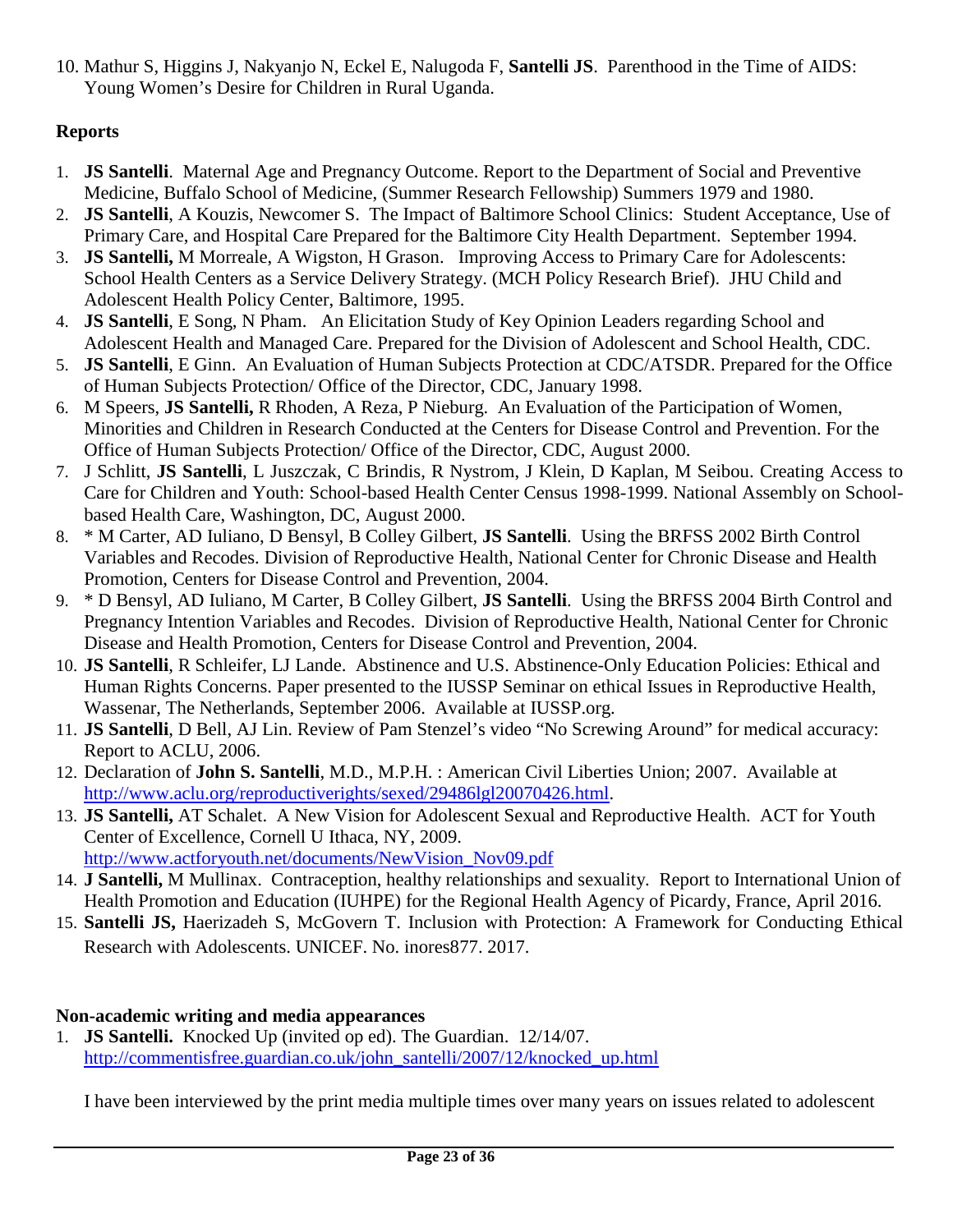10. Mathur S, Higgins J, Nakyanjo N, Eckel E, Nalugoda F, **Santelli JS**. Parenthood in the Time of AIDS: Young Women's Desire for Children in Rural Uganda.

**Reports**

1. **JS Santelli**. Maternal Age and Pregnancy Outcome. Report to the Department of Social and Preventive Medicine, Buffalo School of Medicine, (Summer Research Fellowship) Summers 1979 and 1980.
2. **JS Santelli**, A Kouzis, Newcomer S. The Impact of Baltimore School Clinics: Student Acceptance, Use of Primary Care, and Hospital Care Prepared for the Baltimore City Health Department. September 1994.
3. **JS Santelli,** M Morreale, A Wigston, H Grason. Improving Access to Primary Care for Adolescents: School Health Centers as a Service Delivery Strategy. (MCH Policy Research Brief). JHU Child and Adolescent Health Policy Center, Baltimore, 1995.
4. **JS Santelli**, E Song, N Pham. An Elicitation Study of Key Opinion Leaders regarding School and Adolescent Health and Managed Care. Prepared for the Division of Adolescent and School Health, CDC.
5. **JS Santelli**, E Ginn. An Evaluation of Human Subjects Protection at CDC/ATSDR. Prepared for the Office of Human Subjects Protection/ Office of the Director, CDC, January 1998.
6. M Speers, **JS Santelli,** R Rhoden, A Reza, P Nieburg. An Evaluation of the Participation of Women, Minorities and Children in Research Conducted at the Centers for Disease Control and Prevention. For the Office of Human Subjects Protection/ Office of the Director, CDC, August 2000.
7. J Schlitt, **JS Santelli**, L Juszczak, C Brindis, R Nystrom, J Klein, D Kaplan, M Seibou. Creating Access to Care for Children and Youth: School-based Health Center Census 1998-1999. National Assembly on School-based Health Care, Washington, DC, August 2000.
8. * M Carter, AD Iuliano, D Bensyl, B Colley Gilbert, **JS Santelli**. Using the BRFSS 2002 Birth Control Variables and Recodes. Division of Reproductive Health, National Center for Chronic Disease and Health Promotion, Centers for Disease Control and Prevention, 2004.
9. * D Bensyl, AD Iuliano, M Carter, B Colley Gilbert, **JS Santelli**. Using the BRFSS 2004 Birth Control and Pregnancy Intention Variables and Recodes. Division of Reproductive Health, National Center for Chronic Disease and Health Promotion, Centers for Disease Control and Prevention, 2004.
10. **JS Santelli**, R Schleifer, LJ Lande. Abstinence and U.S. Abstinence-Only Education Policies: Ethical and Human Rights Concerns. Paper presented to the IUSSP Seminar on ethical Issues in Reproductive Health, Wassenar, The Netherlands, September 2006. Available at IUSSP.org.
11. **JS Santelli**, D Bell, AJ Lin. Review of Pam Stenzel's video "No Screwing Around" for medical accuracy: Report to ACLU, 2006.
12. Declaration of **John S. Santelli**, M.D., M.P.H. : American Civil Liberties Union; 2007. Available at http://www.aclu.org/reproductiverights/sexed/29486lgl20070426.html.
13. **JS Santelli,** AT Schalet. A New Vision for Adolescent Sexual and Reproductive Health. ACT for Youth Center of Excellence, Cornell U Ithaca, NY, 2009. http://www.actforyouth.net/documents/NewVision_Nov09.pdf
14. **J Santelli,** M Mullinax. Contraception, healthy relationships and sexuality. Report to International Union of Health Promotion and Education (IUHPE) for the Regional Health Agency of Picardy, France, April 2016.
15. **Santelli JS,** Haerizadeh S, McGovern T. Inclusion with Protection: A Framework for Conducting Ethical Research with Adolescents. UNICEF. No. inores877. 2017.

**Non-academic writing and media appearances**

1. **JS Santelli.** Knocked Up (invited op ed). The Guardian. 12/14/07. http://commentisfree.guardian.co.uk/john_santelli/2007/12/knocked_up.html

I have been interviewed by the print media multiple times over many years on issues related to adolescent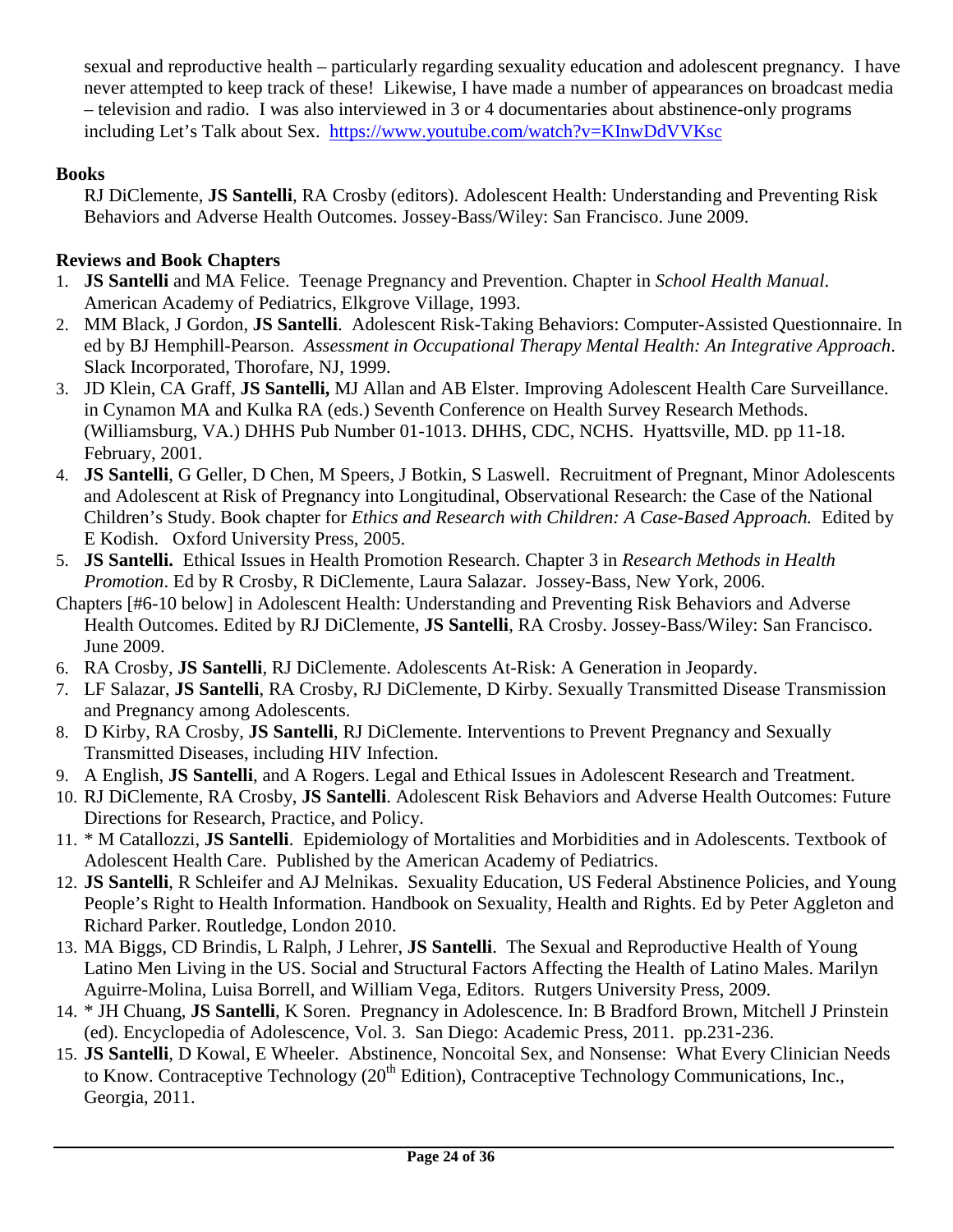sexual and reproductive health – particularly regarding sexuality education and adolescent pregnancy. I have never attempted to keep track of these! Likewise, I have made a number of appearances on broadcast media – television and radio. I was also interviewed in 3 or 4 documentaries about abstinence-only programs including Let's Talk about Sex. https://www.youtube.com/watch?v=KInwDdVVKsc

**Books**

RJ DiClemente, **JS Santelli**, RA Crosby (editors). Adolescent Health: Understanding and Preventing Risk Behaviors and Adverse Health Outcomes. Jossey-Bass/Wiley: San Francisco. June 2009.

**Reviews and Book Chapters**

1. **JS Santelli** and MA Felice. Teenage Pregnancy and Prevention. Chapter in *School Health Manual*. American Academy of Pediatrics, Elkgrove Village, 1993.
2. MM Black, J Gordon, **JS Santelli**. Adolescent Risk-Taking Behaviors: Computer-Assisted Questionnaire. In ed by BJ Hemphill-Pearson. *Assessment in Occupational Therapy Mental Health: An Integrative Approach*. Slack Incorporated, Thorofare, NJ, 1999.
3. JD Klein, CA Graff, **JS Santelli,** MJ Allan and AB Elster. Improving Adolescent Health Care Surveillance. in Cynamon MA and Kulka RA (eds.) Seventh Conference on Health Survey Research Methods. (Williamsburg, VA.) DHHS Pub Number 01-1013. DHHS, CDC, NCHS. Hyattsville, MD. pp 11-18. February, 2001.
4. **JS Santelli**, G Geller, D Chen, M Speers, J Botkin, S Laswell. Recruitment of Pregnant, Minor Adolescents and Adolescent at Risk of Pregnancy into Longitudinal, Observational Research: the Case of the National Children's Study. Book chapter for *Ethics and Research with Children: A Case-Based Approach.* Edited by E Kodish. Oxford University Press, 2005.
5. **JS Santelli.** Ethical Issues in Health Promotion Research. Chapter 3 in *Research Methods in Health Promotion*. Ed by R Crosby, R DiClemente, Laura Salazar. Jossey-Bass, New York, 2006.

Chapters [#6-10 below] in Adolescent Health: Understanding and Preventing Risk Behaviors and Adverse Health Outcomes. Edited by RJ DiClemente, **JS Santelli**, RA Crosby. Jossey-Bass/Wiley: San Francisco. June 2009.

6. RA Crosby, **JS Santelli**, RJ DiClemente. Adolescents At-Risk: A Generation in Jeopardy.
7. LF Salazar, **JS Santelli**, RA Crosby, RJ DiClemente, D Kirby. Sexually Transmitted Disease Transmission and Pregnancy among Adolescents.
8. D Kirby, RA Crosby, **JS Santelli**, RJ DiClemente. Interventions to Prevent Pregnancy and Sexually Transmitted Diseases, including HIV Infection.
9. A English, **JS Santelli**, and A Rogers. Legal and Ethical Issues in Adolescent Research and Treatment.
10. RJ DiClemente, RA Crosby, **JS Santelli**. Adolescent Risk Behaviors and Adverse Health Outcomes: Future Directions for Research, Practice, and Policy.
11. * M Catallozzi, **JS Santelli**. Epidemiology of Mortalities and Morbidities and in Adolescents. Textbook of Adolescent Health Care. Published by the American Academy of Pediatrics.
12. **JS Santelli**, R Schleifer and AJ Melnikas. Sexuality Education, US Federal Abstinence Policies, and Young People's Right to Health Information. Handbook on Sexuality, Health and Rights. Ed by Peter Aggleton and Richard Parker. Routledge, London 2010.
13. MA Biggs, CD Brindis, L Ralph, J Lehrer, **JS Santelli**. The Sexual and Reproductive Health of Young Latino Men Living in the US. Social and Structural Factors Affecting the Health of Latino Males. Marilyn Aguirre-Molina, Luisa Borrell, and William Vega, Editors. Rutgers University Press, 2009.
14. * JH Chuang, **JS Santelli**, K Soren. Pregnancy in Adolescence. In: B Bradford Brown, Mitchell J Prinstein (ed). Encyclopedia of Adolescence, Vol. 3. San Diego: Academic Press, 2011. pp.231-236.
15. **JS Santelli**, D Kowal, E Wheeler. Abstinence, Noncoital Sex, and Nonsense: What Every Clinician Needs to Know. Contraceptive Technology (20th Edition), Contraceptive Technology Communications, Inc., Georgia, 2011.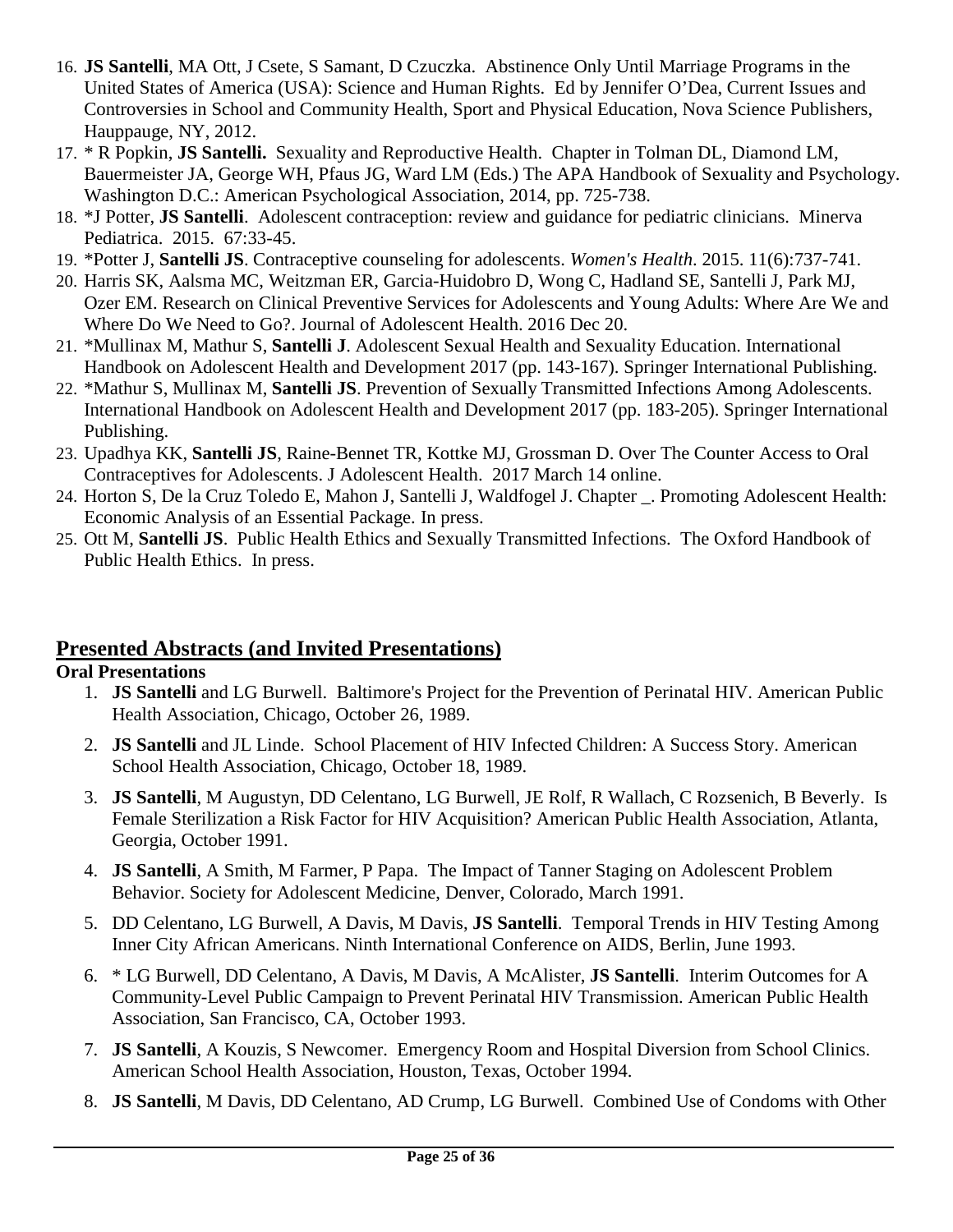16. **JS Santelli**, MA Ott, J Csete, S Samant, D Czuczka. Abstinence Only Until Marriage Programs in the United States of America (USA): Science and Human Rights. Ed by Jennifer O'Dea, Current Issues and Controversies in School and Community Health, Sport and Physical Education, Nova Science Publishers, Hauppauge, NY, 2012.
17. * R Popkin, **JS Santelli.** Sexuality and Reproductive Health. Chapter in Tolman DL, Diamond LM, Bauermeister JA, George WH, Pfaus JG, Ward LM (Eds.) The APA Handbook of Sexuality and Psychology. Washington D.C.: American Psychological Association, 2014, pp. 725-738.
18. *J Potter, **JS Santelli**. Adolescent contraception: review and guidance for pediatric clinicians. Minerva Pediatrica. 2015. 67:33-45.
19. *Potter J, **Santelli JS**. Contraceptive counseling for adolescents. *Women's Health*. 2015. 11(6):737-741.
20. Harris SK, Aalsma MC, Weitzman ER, Garcia-Huidobro D, Wong C, Hadland SE, Santelli J, Park MJ, Ozer EM. Research on Clinical Preventive Services for Adolescents and Young Adults: Where Are We and Where Do We Need to Go?. Journal of Adolescent Health. 2016 Dec 20.
21. *Mullinax M, Mathur S, **Santelli J**. Adolescent Sexual Health and Sexuality Education. International Handbook on Adolescent Health and Development 2017 (pp. 143-167). Springer International Publishing.
22. *Mathur S, Mullinax M, **Santelli JS**. Prevention of Sexually Transmitted Infections Among Adolescents. International Handbook on Adolescent Health and Development 2017 (pp. 183-205). Springer International Publishing.
23. Upadhya KK, **Santelli JS**, Raine-Bennet TR, Kottke MJ, Grossman D. Over The Counter Access to Oral Contraceptives for Adolescents. J Adolescent Health. 2017 March 14 online.
24. Horton S, De la Cruz Toledo E, Mahon J, Santelli J, Waldfogel J. Chapter _. Promoting Adolescent Health: Economic Analysis of an Essential Package. In press.
25. Ott M, **Santelli JS**. Public Health Ethics and Sexually Transmitted Infections. The Oxford Handbook of Public Health Ethics. In press.

## Presented Abstracts (and Invited Presentations)

**Oral Presentations**

1. **JS Santelli** and LG Burwell. Baltimore's Project for the Prevention of Perinatal HIV. American Public Health Association, Chicago, October 26, 1989.
2. **JS Santelli** and JL Linde. School Placement of HIV Infected Children: A Success Story. American School Health Association, Chicago, October 18, 1989.
3. **JS Santelli**, M Augustyn, DD Celentano, LG Burwell, JE Rolf, R Wallach, C Rozsenich, B Beverly. Is Female Sterilization a Risk Factor for HIV Acquisition? American Public Health Association, Atlanta, Georgia, October 1991.
4. **JS Santelli**, A Smith, M Farmer, P Papa. The Impact of Tanner Staging on Adolescent Problem Behavior. Society for Adolescent Medicine, Denver, Colorado, March 1991.
5. DD Celentano, LG Burwell, A Davis, M Davis, **JS Santelli**. Temporal Trends in HIV Testing Among Inner City African Americans. Ninth International Conference on AIDS, Berlin, June 1993.
6. * LG Burwell, DD Celentano, A Davis, M Davis, A McAlister, **JS Santelli**. Interim Outcomes for A Community-Level Public Campaign to Prevent Perinatal HIV Transmission. American Public Health Association, San Francisco, CA, October 1993.
7. **JS Santelli**, A Kouzis, S Newcomer. Emergency Room and Hospital Diversion from School Clinics. American School Health Association, Houston, Texas, October 1994.
8. **JS Santelli**, M Davis, DD Celentano, AD Crump, LG Burwell. Combined Use of Condoms with Other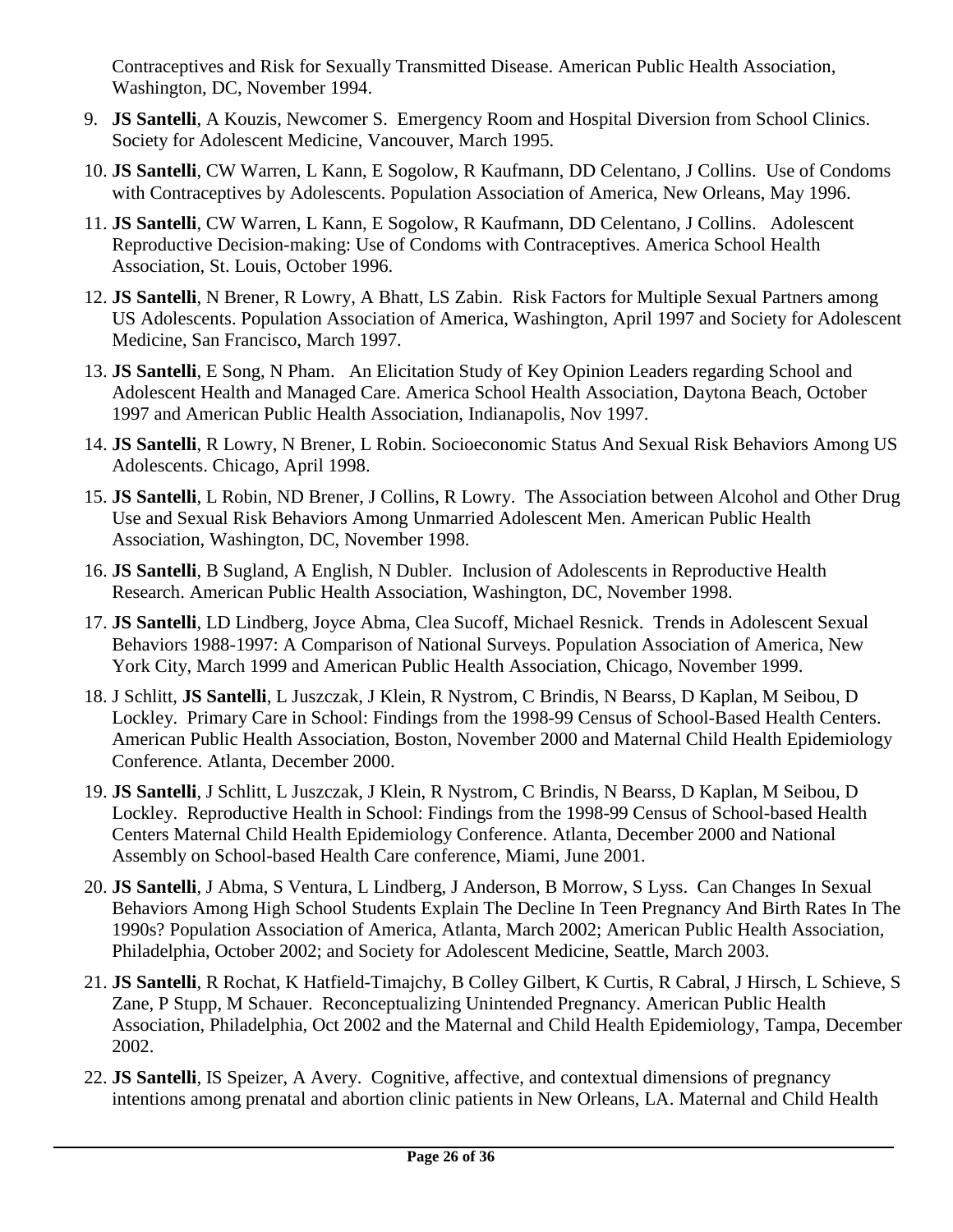Contraceptives and Risk for Sexually Transmitted Disease. American Public Health Association, Washington, DC, November 1994.

9. **JS Santelli**, A Kouzis, Newcomer S. Emergency Room and Hospital Diversion from School Clinics. Society for Adolescent Medicine, Vancouver, March 1995.
10. **JS Santelli**, CW Warren, L Kann, E Sogolow, R Kaufmann, DD Celentano, J Collins. Use of Condoms with Contraceptives by Adolescents. Population Association of America, New Orleans, May 1996.
11. **JS Santelli**, CW Warren, L Kann, E Sogolow, R Kaufmann, DD Celentano, J Collins. Adolescent Reproductive Decision-making: Use of Condoms with Contraceptives. America School Health Association, St. Louis, October 1996.
12. **JS Santelli**, N Brener, R Lowry, A Bhatt, LS Zabin. Risk Factors for Multiple Sexual Partners among US Adolescents. Population Association of America, Washington, April 1997 and Society for Adolescent Medicine, San Francisco, March 1997.
13. **JS Santelli**, E Song, N Pham. An Elicitation Study of Key Opinion Leaders regarding School and Adolescent Health and Managed Care. America School Health Association, Daytona Beach, October 1997 and American Public Health Association, Indianapolis, Nov 1997.
14. **JS Santelli**, R Lowry, N Brener, L Robin. Socioeconomic Status And Sexual Risk Behaviors Among US Adolescents. Chicago, April 1998.
15. **JS Santelli**, L Robin, ND Brener, J Collins, R Lowry. The Association between Alcohol and Other Drug Use and Sexual Risk Behaviors Among Unmarried Adolescent Men. American Public Health Association, Washington, DC, November 1998.
16. **JS Santelli**, B Sugland, A English, N Dubler. Inclusion of Adolescents in Reproductive Health Research. American Public Health Association, Washington, DC, November 1998.
17. **JS Santelli**, LD Lindberg, Joyce Abma, Clea Sucoff, Michael Resnick. Trends in Adolescent Sexual Behaviors 1988-1997: A Comparison of National Surveys. Population Association of America, New York City, March 1999 and American Public Health Association, Chicago, November 1999.
18. J Schlitt, **JS Santelli**, L Juszczak, J Klein, R Nystrom, C Brindis, N Bearss, D Kaplan, M Seibou, D Lockley. Primary Care in School: Findings from the 1998-99 Census of School-Based Health Centers. American Public Health Association, Boston, November 2000 and Maternal Child Health Epidemiology Conference. Atlanta, December 2000.
19. **JS Santelli**, J Schlitt, L Juszczak, J Klein, R Nystrom, C Brindis, N Bearss, D Kaplan, M Seibou, D Lockley. Reproductive Health in School: Findings from the 1998-99 Census of School-based Health Centers Maternal Child Health Epidemiology Conference. Atlanta, December 2000 and National Assembly on School-based Health Care conference, Miami, June 2001.
20. **JS Santelli**, J Abma, S Ventura, L Lindberg, J Anderson, B Morrow, S Lyss. Can Changes In Sexual Behaviors Among High School Students Explain The Decline In Teen Pregnancy And Birth Rates In The 1990s? Population Association of America, Atlanta, March 2002; American Public Health Association, Philadelphia, October 2002; and Society for Adolescent Medicine, Seattle, March 2003.
21. **JS Santelli**, R Rochat, K Hatfield-Timajchy, B Colley Gilbert, K Curtis, R Cabral, J Hirsch, L Schieve, S Zane, P Stupp, M Schauer. Reconceptualizing Unintended Pregnancy. American Public Health Association, Philadelphia, Oct 2002 and the Maternal and Child Health Epidemiology, Tampa, December 2002.
22. **JS Santelli**, IS Speizer, A Avery. Cognitive, affective, and contextual dimensions of pregnancy intentions among prenatal and abortion clinic patients in New Orleans, LA. Maternal and Child Health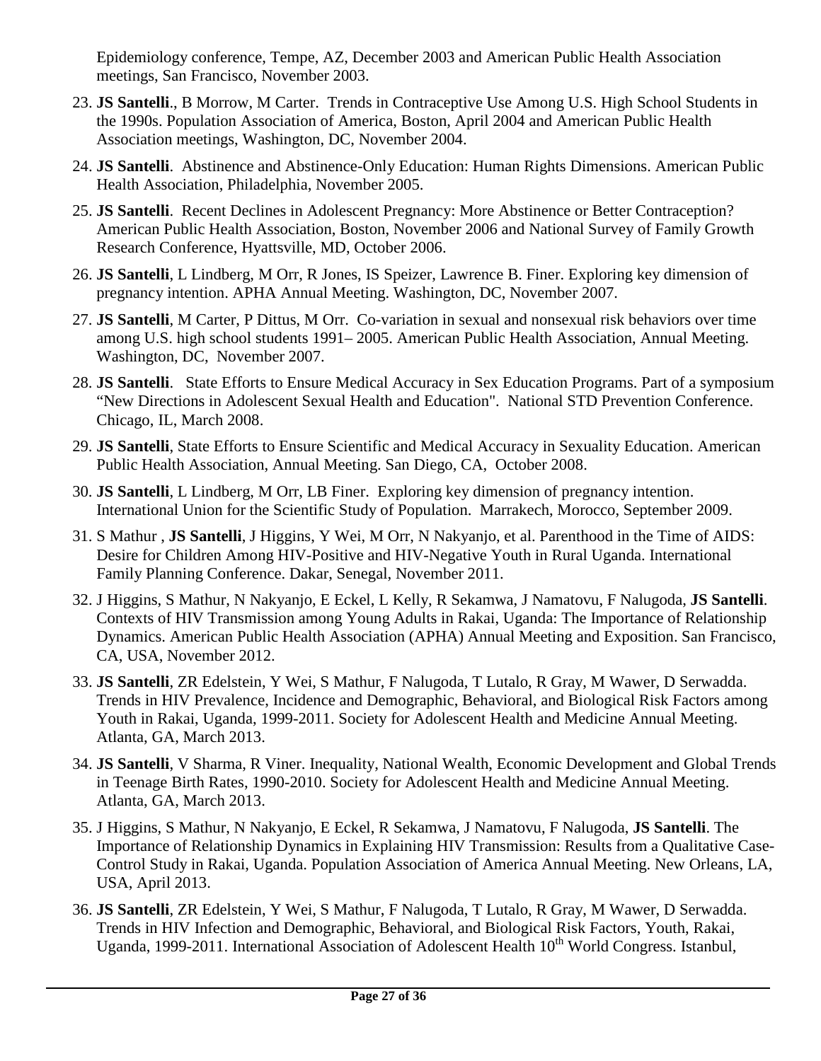Epidemiology conference, Tempe, AZ, December 2003 and American Public Health Association meetings, San Francisco, November 2003.

23. **JS Santelli**., B Morrow, M Carter. Trends in Contraceptive Use Among U.S. High School Students in the 1990s. Population Association of America, Boston, April 2004 and American Public Health Association meetings, Washington, DC, November 2004.
24. **JS Santelli**. Abstinence and Abstinence-Only Education: Human Rights Dimensions. American Public Health Association, Philadelphia, November 2005.
25. **JS Santelli**. Recent Declines in Adolescent Pregnancy: More Abstinence or Better Contraception? American Public Health Association, Boston, November 2006 and National Survey of Family Growth Research Conference, Hyattsville, MD, October 2006.
26. **JS Santelli**, L Lindberg, M Orr, R Jones, IS Speizer, Lawrence B. Finer. Exploring key dimension of pregnancy intention. APHA Annual Meeting. Washington, DC, November 2007.
27. **JS Santelli**, M Carter, P Dittus, M Orr. Co-variation in sexual and nonsexual risk behaviors over time among U.S. high school students 1991– 2005. American Public Health Association, Annual Meeting. Washington, DC, November 2007.
28. **JS Santelli**. State Efforts to Ensure Medical Accuracy in Sex Education Programs. Part of a symposium "New Directions in Adolescent Sexual Health and Education". National STD Prevention Conference. Chicago, IL, March 2008.
29. **JS Santelli**, State Efforts to Ensure Scientific and Medical Accuracy in Sexuality Education. American Public Health Association, Annual Meeting. San Diego, CA, October 2008.
30. **JS Santelli**, L Lindberg, M Orr, LB Finer. Exploring key dimension of pregnancy intention. International Union for the Scientific Study of Population. Marrakech, Morocco, September 2009.
31. S Mathur , **JS Santelli**, J Higgins, Y Wei, M Orr, N Nakyanjo, et al. Parenthood in the Time of AIDS: Desire for Children Among HIV-Positive and HIV-Negative Youth in Rural Uganda. International Family Planning Conference. Dakar, Senegal, November 2011.
32. J Higgins, S Mathur, N Nakyanjo, E Eckel, L Kelly, R Sekamwa, J Namatovu, F Nalugoda, **JS Santelli**. Contexts of HIV Transmission among Young Adults in Rakai, Uganda: The Importance of Relationship Dynamics. American Public Health Association (APHA) Annual Meeting and Exposition. San Francisco, CA, USA, November 2012.
33. **JS Santelli**, ZR Edelstein, Y Wei, S Mathur, F Nalugoda, T Lutalo, R Gray, M Wawer, D Serwadda. Trends in HIV Prevalence, Incidence and Demographic, Behavioral, and Biological Risk Factors among Youth in Rakai, Uganda, 1999-2011. Society for Adolescent Health and Medicine Annual Meeting. Atlanta, GA, March 2013.
34. **JS Santelli**, V Sharma, R Viner. Inequality, National Wealth, Economic Development and Global Trends in Teenage Birth Rates, 1990-2010. Society for Adolescent Health and Medicine Annual Meeting. Atlanta, GA, March 2013.
35. J Higgins, S Mathur, N Nakyanjo, E Eckel, R Sekamwa, J Namatovu, F Nalugoda, **JS Santelli**. The Importance of Relationship Dynamics in Explaining HIV Transmission: Results from a Qualitative Case-Control Study in Rakai, Uganda. Population Association of America Annual Meeting. New Orleans, LA, USA, April 2013.
36. **JS Santelli**, ZR Edelstein, Y Wei, S Mathur, F Nalugoda, T Lutalo, R Gray, M Wawer, D Serwadda. Trends in HIV Infection and Demographic, Behavioral, and Biological Risk Factors, Youth, Rakai, Uganda, 1999-2011. International Association of Adolescent Health 10th World Congress. Istanbul,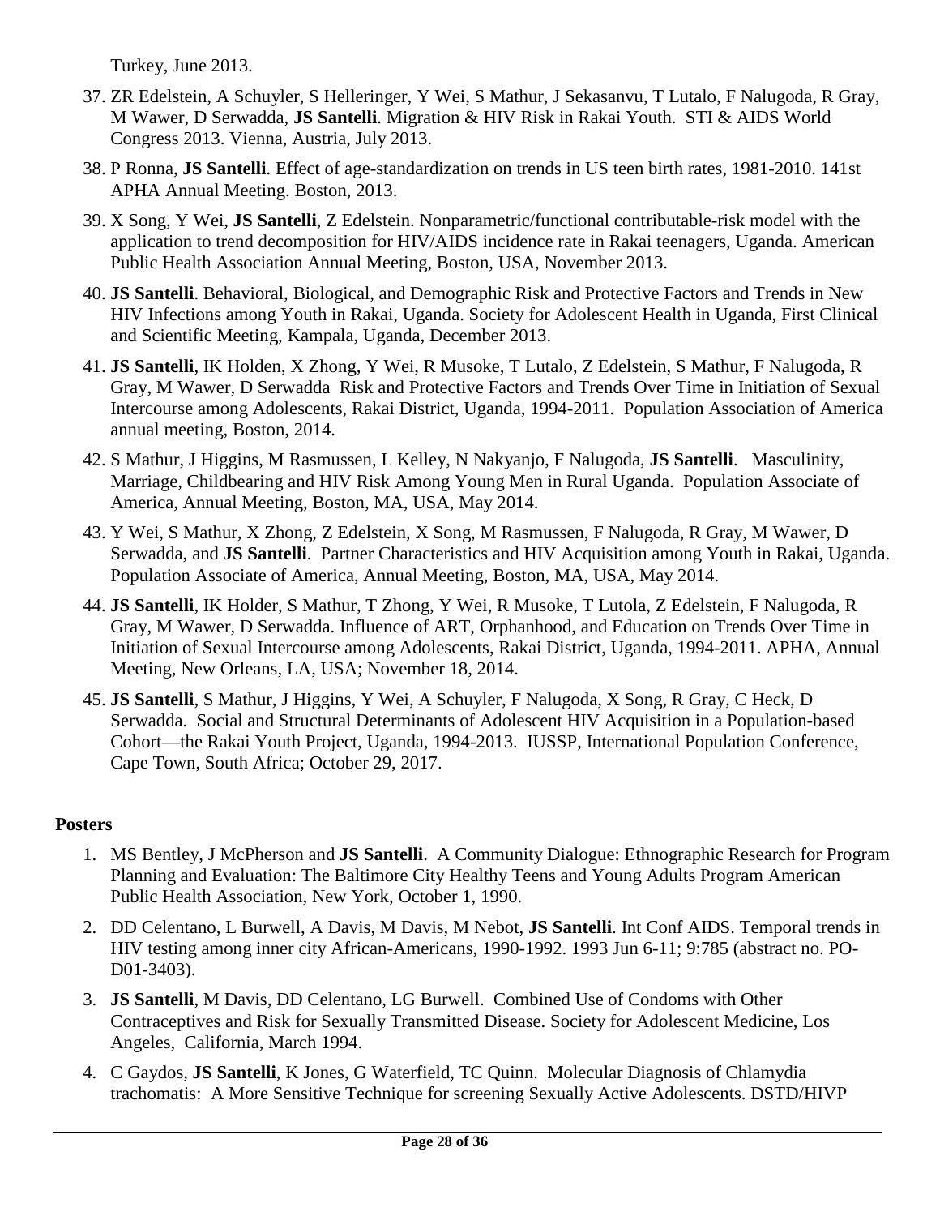Turkey, June 2013.

37. ZR Edelstein, A Schuyler, S Helleringer, Y Wei, S Mathur, J Sekasanvu, T Lutalo, F Nalugoda, R Gray, M Wawer, D Serwadda, **JS Santelli**. Migration & HIV Risk in Rakai Youth. STI & AIDS World Congress 2013. Vienna, Austria, July 2013.
38. P Ronna, **JS Santelli**. Effect of age-standardization on trends in US teen birth rates, 1981-2010. 141st APHA Annual Meeting. Boston, 2013.
39. X Song, Y Wei, **JS Santelli**, Z Edelstein. Nonparametric/functional contributable-risk model with the application to trend decomposition for HIV/AIDS incidence rate in Rakai teenagers, Uganda. American Public Health Association Annual Meeting, Boston, USA, November 2013.
40. **JS Santelli**. Behavioral, Biological, and Demographic Risk and Protective Factors and Trends in New HIV Infections among Youth in Rakai, Uganda. Society for Adolescent Health in Uganda, First Clinical and Scientific Meeting, Kampala, Uganda, December 2013.
41. **JS Santelli**, IK Holden, X Zhong, Y Wei, R Musoke, T Lutalo, Z Edelstein, S Mathur, F Nalugoda, R Gray, M Wawer, D Serwadda Risk and Protective Factors and Trends Over Time in Initiation of Sexual Intercourse among Adolescents, Rakai District, Uganda, 1994-2011. Population Association of America annual meeting, Boston, 2014.
42. S Mathur, J Higgins, M Rasmussen, L Kelley, N Nakyanjo, F Nalugoda, **JS Santelli**. Masculinity, Marriage, Childbearing and HIV Risk Among Young Men in Rural Uganda. Population Associate of America, Annual Meeting, Boston, MA, USA, May 2014.
43. Y Wei, S Mathur, X Zhong, Z Edelstein, X Song, M Rasmussen, F Nalugoda, R Gray, M Wawer, D Serwadda, and **JS Santelli**. Partner Characteristics and HIV Acquisition among Youth in Rakai, Uganda. Population Associate of America, Annual Meeting, Boston, MA, USA, May 2014.
44. **JS Santelli**, IK Holder, S Mathur, T Zhong, Y Wei, R Musoke, T Lutola, Z Edelstein, F Nalugoda, R Gray, M Wawer, D Serwadda. Influence of ART, Orphanhood, and Education on Trends Over Time in Initiation of Sexual Intercourse among Adolescents, Rakai District, Uganda, 1994-2011. APHA, Annual Meeting, New Orleans, LA, USA; November 18, 2014.
45. **JS Santelli**, S Mathur, J Higgins, Y Wei, A Schuyler, F Nalugoda, X Song, R Gray, C Heck, D Serwadda. Social and Structural Determinants of Adolescent HIV Acquisition in a Population-based Cohort—the Rakai Youth Project, Uganda, 1994-2013. IUSSP, International Population Conference, Cape Town, South Africa; October 29, 2017.

**Posters**

1. MS Bentley, J McPherson and **JS Santelli**. A Community Dialogue: Ethnographic Research for Program Planning and Evaluation: The Baltimore City Healthy Teens and Young Adults Program American Public Health Association, New York, October 1, 1990.
2. DD Celentano, L Burwell, A Davis, M Davis, M Nebot, **JS Santelli**. Int Conf AIDS. Temporal trends in HIV testing among inner city African-Americans, 1990-1992. 1993 Jun 6-11; 9:785 (abstract no. PO-D01-3403).
3. **JS Santelli**, M Davis, DD Celentano, LG Burwell. Combined Use of Condoms with Other Contraceptives and Risk for Sexually Transmitted Disease. Society for Adolescent Medicine, Los Angeles, California, March 1994.
4. C Gaydos, **JS Santelli**, K Jones, G Waterfield, TC Quinn. Molecular Diagnosis of Chlamydia trachomatis: A More Sensitive Technique for screening Sexually Active Adolescents. DSTD/HIVP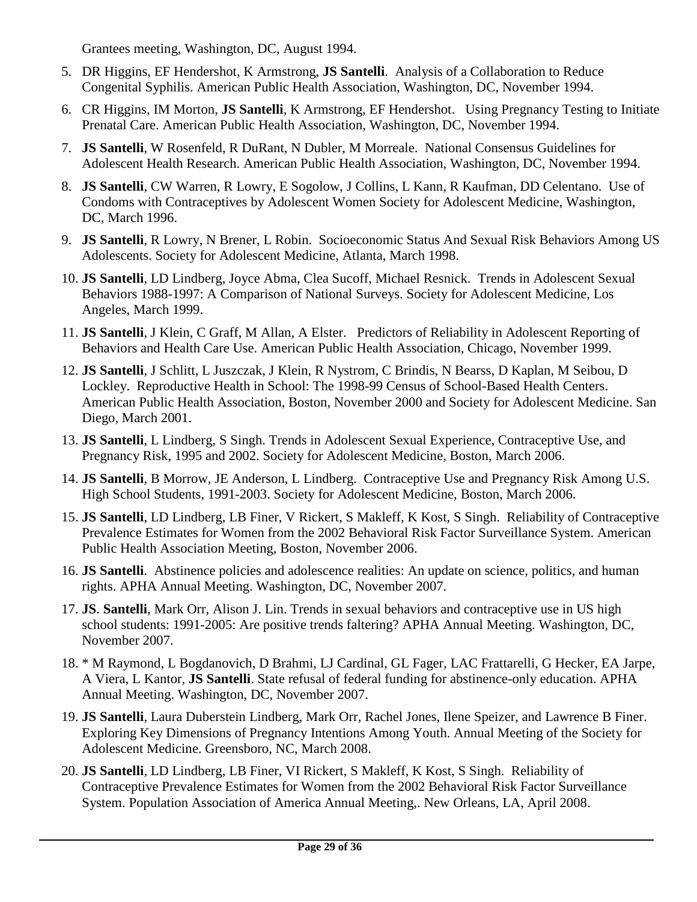Grantees meeting, Washington, DC, August 1994.

5. DR Higgins, EF Hendershot, K Armstrong, **JS Santelli**. Analysis of a Collaboration to Reduce Congenital Syphilis. American Public Health Association, Washington, DC, November 1994.
6. CR Higgins, IM Morton, **JS Santelli**, K Armstrong, EF Hendershot. Using Pregnancy Testing to Initiate Prenatal Care. American Public Health Association, Washington, DC, November 1994.
7. **JS Santelli**, W Rosenfeld, R DuRant, N Dubler, M Morreale. National Consensus Guidelines for Adolescent Health Research. American Public Health Association, Washington, DC, November 1994.
8. **JS Santelli**, CW Warren, R Lowry, E Sogolow, J Collins, L Kann, R Kaufman, DD Celentano. Use of Condoms with Contraceptives by Adolescent Women Society for Adolescent Medicine, Washington, DC, March 1996.
9. **JS Santelli**, R Lowry, N Brener, L Robin. Socioeconomic Status And Sexual Risk Behaviors Among US Adolescents. Society for Adolescent Medicine, Atlanta, March 1998.
10. **JS Santelli**, LD Lindberg, Joyce Abma, Clea Sucoff, Michael Resnick. Trends in Adolescent Sexual Behaviors 1988-1997: A Comparison of National Surveys. Society for Adolescent Medicine, Los Angeles, March 1999.
11. **JS Santelli**, J Klein, C Graff, M Allan, A Elster. Predictors of Reliability in Adolescent Reporting of Behaviors and Health Care Use. American Public Health Association, Chicago, November 1999.
12. **JS Santelli**, J Schlitt, L Juszczak, J Klein, R Nystrom, C Brindis, N Bearss, D Kaplan, M Seibou, D Lockley. Reproductive Health in School: The 1998-99 Census of School-Based Health Centers. American Public Health Association, Boston, November 2000 and Society for Adolescent Medicine. San Diego, March 2001.
13. **JS Santelli**, L Lindberg, S Singh. Trends in Adolescent Sexual Experience, Contraceptive Use, and Pregnancy Risk, 1995 and 2002. Society for Adolescent Medicine, Boston, March 2006.
14. **JS Santelli**, B Morrow, JE Anderson, L Lindberg. Contraceptive Use and Pregnancy Risk Among U.S. High School Students, 1991-2003. Society for Adolescent Medicine, Boston, March 2006.
15. **JS Santelli**, LD Lindberg, LB Finer, V Rickert, S Makleff, K Kost, S Singh. Reliability of Contraceptive Prevalence Estimates for Women from the 2002 Behavioral Risk Factor Surveillance System. American Public Health Association Meeting, Boston, November 2006.
16. **JS Santelli**. Abstinence policies and adolescence realities: An update on science, politics, and human rights. APHA Annual Meeting. Washington, DC, November 2007.
17. **JS**. **Santelli**, Mark Orr, Alison J. Lin. Trends in sexual behaviors and contraceptive use in US high school students: 1991-2005: Are positive trends faltering? APHA Annual Meeting. Washington, DC, November 2007.
18. * M Raymond, L Bogdanovich, D Brahmi, LJ Cardinal, GL Fager, LAC Frattarelli, G Hecker, EA Jarpe, A Viera, L Kantor, **JS Santelli**. State refusal of federal funding for abstinence-only education. APHA Annual Meeting. Washington, DC, November 2007.
19. **JS Santelli**, Laura Duberstein Lindberg, Mark Orr, Rachel Jones, Ilene Speizer, and Lawrence B Finer. Exploring Key Dimensions of Pregnancy Intentions Among Youth. Annual Meeting of the Society for Adolescent Medicine. Greensboro, NC, March 2008.
20. **JS Santelli**, LD Lindberg, LB Finer, VI Rickert, S Makleff, K Kost, S Singh. Reliability of Contraceptive Prevalence Estimates for Women from the 2002 Behavioral Risk Factor Surveillance System. Population Association of America Annual Meeting,. New Orleans, LA, April 2008.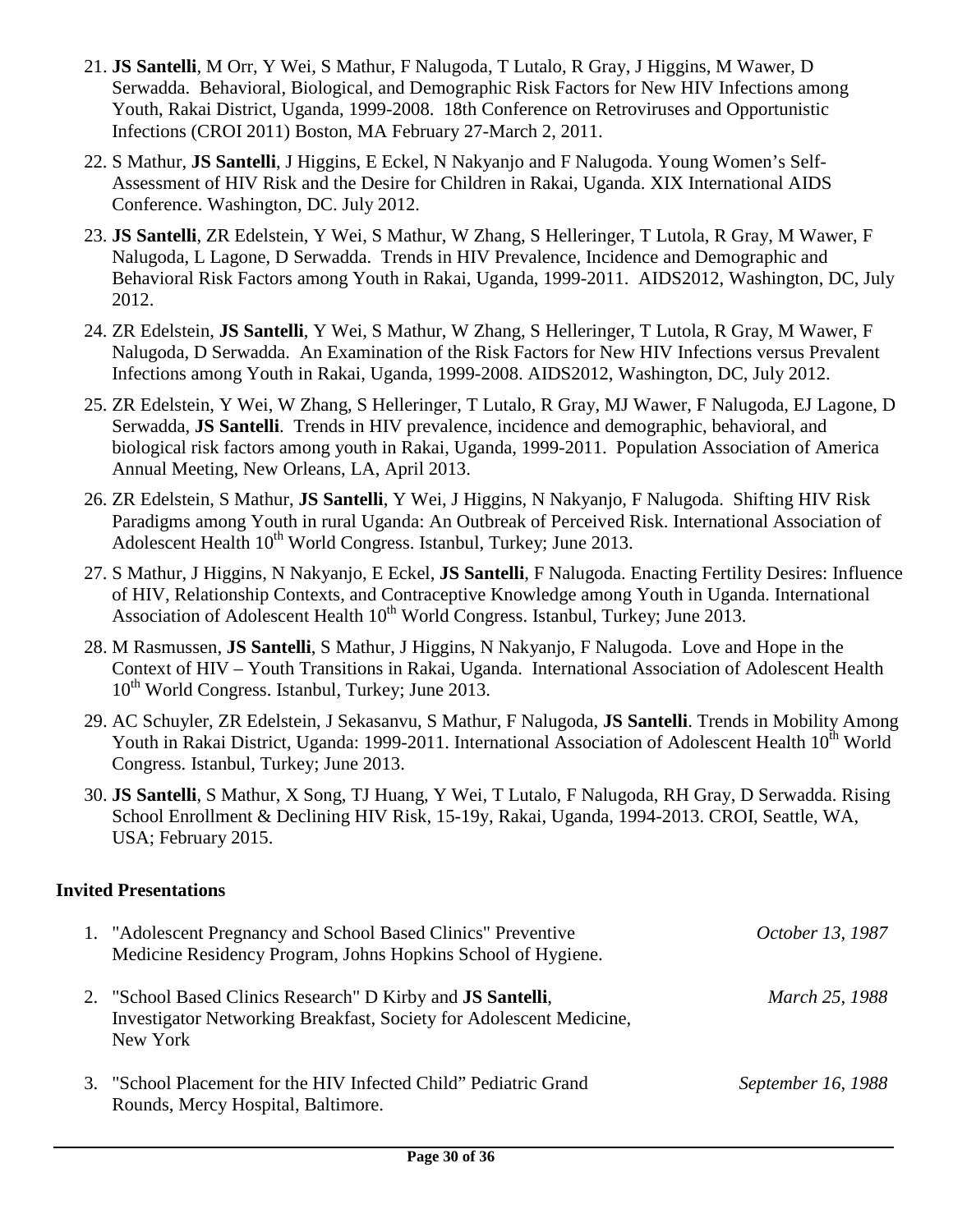21. **JS Santelli**, M Orr, Y Wei, S Mathur, F Nalugoda, T Lutalo, R Gray, J Higgins, M Wawer, D Serwadda. Behavioral, Biological, and Demographic Risk Factors for New HIV Infections among Youth, Rakai District, Uganda, 1999-2008. 18th Conference on Retroviruses and Opportunistic Infections (CROI 2011) Boston, MA February 27-March 2, 2011.

22. S Mathur, **JS Santelli**, J Higgins, E Eckel, N Nakyanjo and F Nalugoda. Young Women's Self-Assessment of HIV Risk and the Desire for Children in Rakai, Uganda. XIX International AIDS Conference. Washington, DC. July 2012.

23. **JS Santelli**, ZR Edelstein, Y Wei, S Mathur, W Zhang, S Helleringer, T Lutola, R Gray, M Wawer, F Nalugoda, L Lagone, D Serwadda. Trends in HIV Prevalence, Incidence and Demographic and Behavioral Risk Factors among Youth in Rakai, Uganda, 1999-2011. AIDS2012, Washington, DC, July 2012.

24. ZR Edelstein, **JS Santelli**, Y Wei, S Mathur, W Zhang, S Helleringer, T Lutola, R Gray, M Wawer, F Nalugoda, D Serwadda. An Examination of the Risk Factors for New HIV Infections versus Prevalent Infections among Youth in Rakai, Uganda, 1999-2008. AIDS2012, Washington, DC, July 2012.

25. ZR Edelstein, Y Wei, W Zhang, S Helleringer, T Lutalo, R Gray, MJ Wawer, F Nalugoda, EJ Lagone, D Serwadda, **JS Santelli**. Trends in HIV prevalence, incidence and demographic, behavioral, and biological risk factors among youth in Rakai, Uganda, 1999-2011. Population Association of America Annual Meeting, New Orleans, LA, April 2013.

26. ZR Edelstein, S Mathur, **JS Santelli**, Y Wei, J Higgins, N Nakyanjo, F Nalugoda. Shifting HIV Risk Paradigms among Youth in rural Uganda: An Outbreak of Perceived Risk. International Association of Adolescent Health 10th World Congress. Istanbul, Turkey; June 2013.

27. S Mathur, J Higgins, N Nakyanjo, E Eckel, **JS Santelli**, F Nalugoda. Enacting Fertility Desires: Influence of HIV, Relationship Contexts, and Contraceptive Knowledge among Youth in Uganda. International Association of Adolescent Health 10th World Congress. Istanbul, Turkey; June 2013.

28. M Rasmussen, **JS Santelli**, S Mathur, J Higgins, N Nakyanjo, F Nalugoda. Love and Hope in the Context of HIV – Youth Transitions in Rakai, Uganda. International Association of Adolescent Health 10th World Congress. Istanbul, Turkey; June 2013.

29. AC Schuyler, ZR Edelstein, J Sekasanvu, S Mathur, F Nalugoda, **JS Santelli**. Trends in Mobility Among Youth in Rakai District, Uganda: 1999-2011. International Association of Adolescent Health 10th World Congress. Istanbul, Turkey; June 2013.

30. **JS Santelli**, S Mathur, X Song, TJ Huang, Y Wei, T Lutalo, F Nalugoda, RH Gray, D Serwadda. Rising School Enrollment & Declining HIV Risk, 15-19y, Rakai, Uganda, 1994-2013. CROI, Seattle, WA, USA; February 2015.

## Invited Presentations

1. "Adolescent Pregnancy and School Based Clinics" Preventive Medicine Residency Program, Johns Hopkins School of Hygiene. *October 13, 1987*

2. "School Based Clinics Research" D Kirby and **JS Santelli**, Investigator Networking Breakfast, Society for Adolescent Medicine, New York *March 25, 1988*

3. "School Placement for the HIV Infected Child" Pediatric Grand Rounds, Mercy Hospital, Baltimore. *September 16, 1988*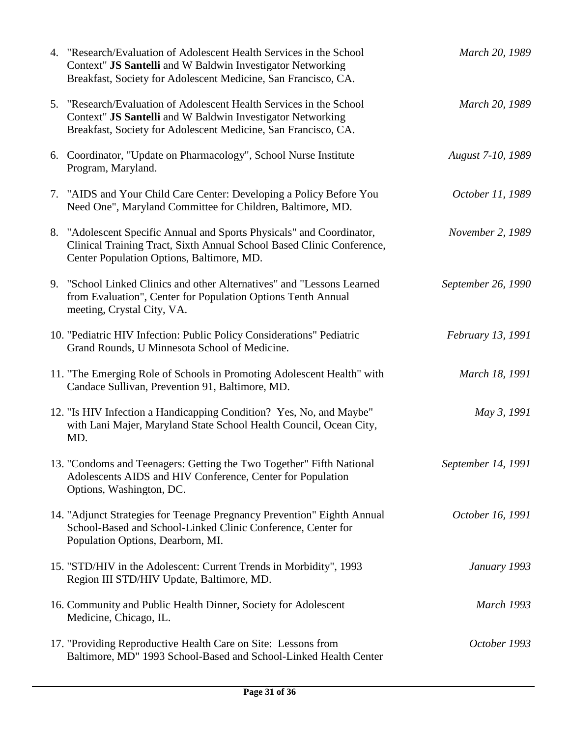4. "Research/Evaluation of Adolescent Health Services in the School Context" **JS Santelli** and W Baldwin Investigator Networking Breakfast, Society for Adolescent Medicine, San Francisco, CA. *March 20, 1989*

5. "Research/Evaluation of Adolescent Health Services in the School Context" **JS Santelli** and W Baldwin Investigator Networking Breakfast, Society for Adolescent Medicine, San Francisco, CA. *March 20, 1989*

6. Coordinator, "Update on Pharmacology", School Nurse Institute Program, Maryland. *August 7-10, 1989*

7. "AIDS and Your Child Care Center: Developing a Policy Before You Need One", Maryland Committee for Children, Baltimore, MD. *October 11, 1989*

8. "Adolescent Specific Annual and Sports Physicals" and Coordinator, Clinical Training Tract, Sixth Annual School Based Clinic Conference, Center Population Options, Baltimore, MD. *November 2, 1989*

9. "School Linked Clinics and other Alternatives" and "Lessons Learned from Evaluation", Center for Population Options Tenth Annual meeting, Crystal City, VA. *September 26, 1990*

10. "Pediatric HIV Infection: Public Policy Considerations" Pediatric Grand Rounds, U Minnesota School of Medicine. *February 13, 1991*

11. "The Emerging Role of Schools in Promoting Adolescent Health" with Candace Sullivan, Prevention 91, Baltimore, MD. *March 18, 1991*

12. "Is HIV Infection a Handicapping Condition? Yes, No, and Maybe" with Lani Majer, Maryland State School Health Council, Ocean City, MD. *May 3, 1991*

13. "Condoms and Teenagers: Getting the Two Together" Fifth National Adolescents AIDS and HIV Conference, Center for Population Options, Washington, DC. *September 14, 1991*

14. "Adjunct Strategies for Teenage Pregnancy Prevention" Eighth Annual School-Based and School-Linked Clinic Conference, Center for Population Options, Dearborn, MI. *October 16, 1991*

15. "STD/HIV in the Adolescent: Current Trends in Morbidity", 1993 Region III STD/HIV Update, Baltimore, MD. *January 1993*

16. Community and Public Health Dinner, Society for Adolescent Medicine, Chicago, IL. *March 1993*

17. "Providing Reproductive Health Care on Site: Lessons from Baltimore, MD" 1993 School-Based and School-Linked Health Center *October 1993*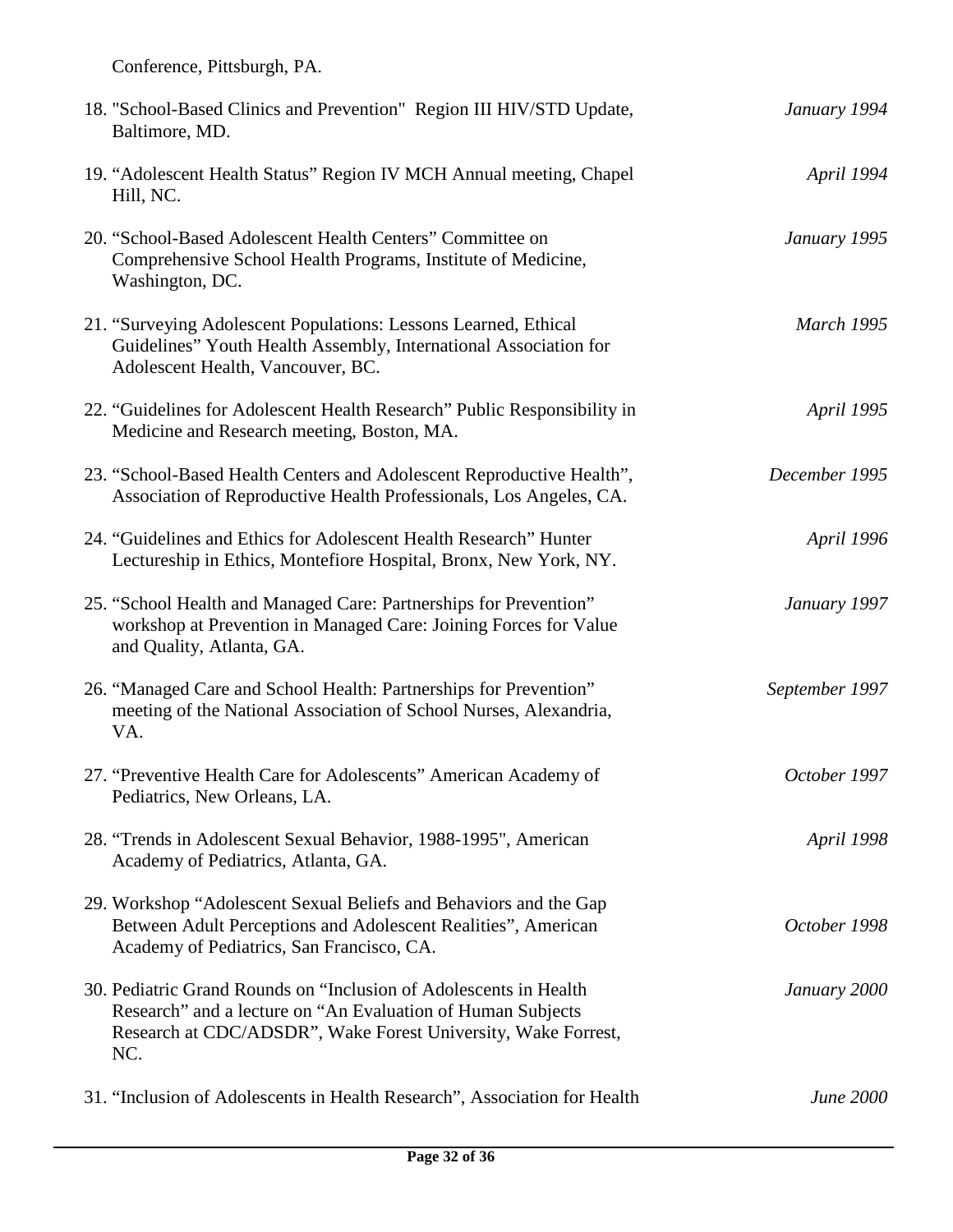Conference, Pittsburgh, PA.

18. "School-Based Clinics and Prevention" Region III HIV/STD Update, Baltimore, MD. *January 1994*

19. "Adolescent Health Status" Region IV MCH Annual meeting, Chapel Hill, NC. *April 1994*

20. "School-Based Adolescent Health Centers" Committee on Comprehensive School Health Programs, Institute of Medicine, Washington, DC. *January 1995*

21. "Surveying Adolescent Populations: Lessons Learned, Ethical Guidelines" Youth Health Assembly, International Association for Adolescent Health, Vancouver, BC. *March 1995*

22. "Guidelines for Adolescent Health Research" Public Responsibility in Medicine and Research meeting, Boston, MA. *April 1995*

23. "School-Based Health Centers and Adolescent Reproductive Health", Association of Reproductive Health Professionals, Los Angeles, CA. *December 1995*

24. "Guidelines and Ethics for Adolescent Health Research" Hunter Lectureship in Ethics, Montefiore Hospital, Bronx, New York, NY. *April 1996*

25. "School Health and Managed Care: Partnerships for Prevention" workshop at Prevention in Managed Care: Joining Forces for Value and Quality, Atlanta, GA. *January 1997*

26. "Managed Care and School Health: Partnerships for Prevention" meeting of the National Association of School Nurses, Alexandria, VA. *September 1997*

27. "Preventive Health Care for Adolescents" American Academy of Pediatrics, New Orleans, LA. *October 1997*

28. "Trends in Adolescent Sexual Behavior, 1988-1995", American Academy of Pediatrics, Atlanta, GA. *April 1998*

29. Workshop "Adolescent Sexual Beliefs and Behaviors and the Gap Between Adult Perceptions and Adolescent Realities", American Academy of Pediatrics, San Francisco, CA. *October 1998*

30. Pediatric Grand Rounds on "Inclusion of Adolescents in Health Research" and a lecture on "An Evaluation of Human Subjects Research at CDC/ADSDR", Wake Forest University, Wake Forrest, NC. *January 2000*

31. "Inclusion of Adolescents in Health Research", Association for Health *June 2000*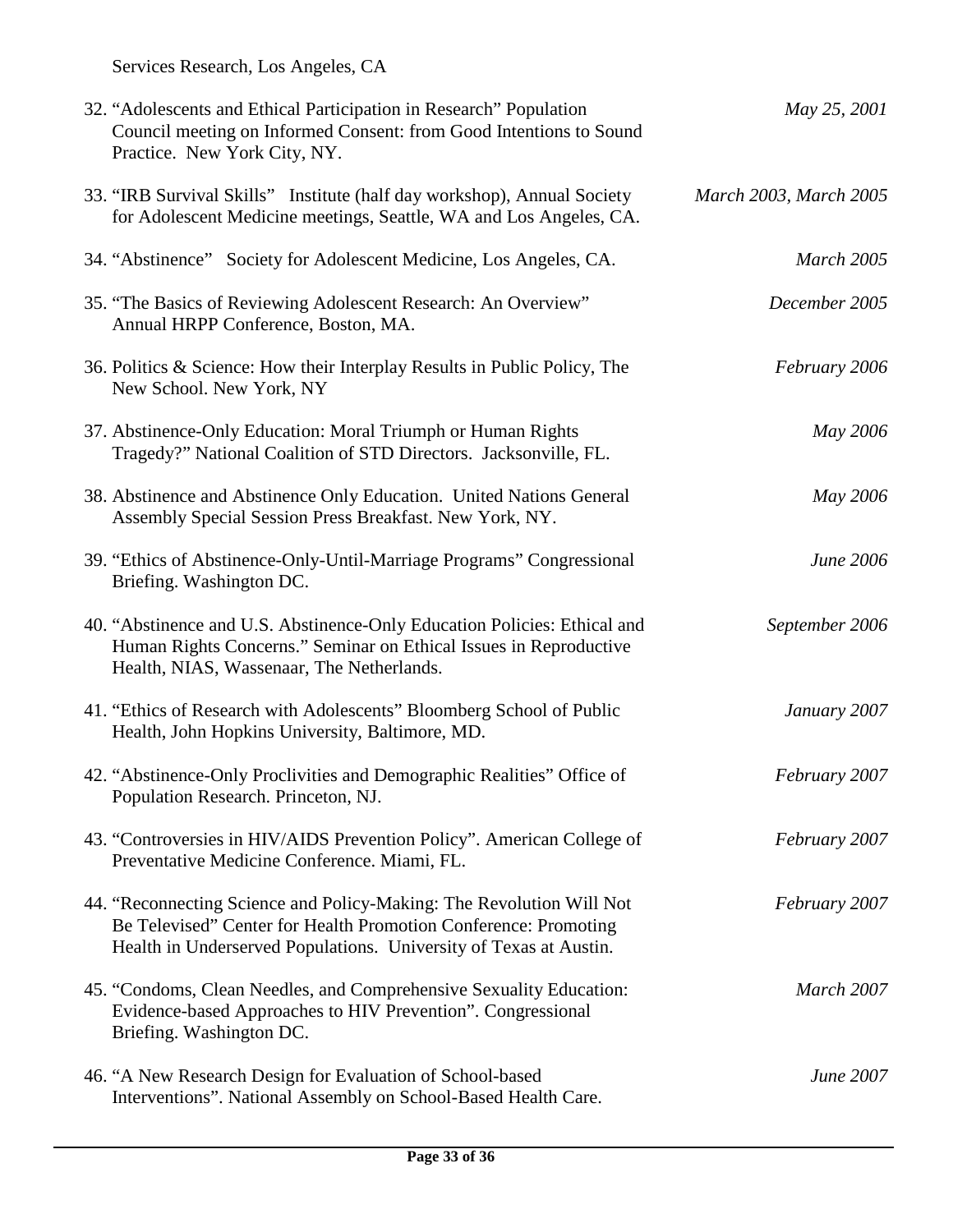Services Research, Los Angeles, CA

32. "Adolescents and Ethical Participation in Research" Population Council meeting on Informed Consent: from Good Intentions to Sound Practice. New York City, NY. *May 25, 2001*

33. "IRB Survival Skills" Institute (half day workshop), Annual Society for Adolescent Medicine meetings, Seattle, WA and Los Angeles, CA. *March 2003, March 2005*

34. "Abstinence" Society for Adolescent Medicine, Los Angeles, CA. *March 2005*

35. "The Basics of Reviewing Adolescent Research: An Overview" Annual HRPP Conference, Boston, MA. *December 2005*

36. Politics & Science: How their Interplay Results in Public Policy, The New School. New York, NY *February 2006*

37. Abstinence-Only Education: Moral Triumph or Human Rights Tragedy?" National Coalition of STD Directors. Jacksonville, FL. *May 2006*

38. Abstinence and Abstinence Only Education. United Nations General Assembly Special Session Press Breakfast. New York, NY. *May 2006*

39. "Ethics of Abstinence-Only-Until-Marriage Programs" Congressional Briefing. Washington DC. *June 2006*

40. "Abstinence and U.S. Abstinence-Only Education Policies: Ethical and Human Rights Concerns." Seminar on Ethical Issues in Reproductive Health, NIAS, Wassenaar, The Netherlands. *September 2006*

41. "Ethics of Research with Adolescents" Bloomberg School of Public Health, John Hopkins University, Baltimore, MD. *January 2007*

42. "Abstinence-Only Proclivities and Demographic Realities" Office of Population Research. Princeton, NJ. *February 2007*

43. "Controversies in HIV/AIDS Prevention Policy". American College of Preventative Medicine Conference. Miami, FL. *February 2007*

44. "Reconnecting Science and Policy-Making: The Revolution Will Not Be Televised" Center for Health Promotion Conference: Promoting Health in Underserved Populations. University of Texas at Austin. *February 2007*

45. "Condoms, Clean Needles, and Comprehensive Sexuality Education: Evidence-based Approaches to HIV Prevention". Congressional Briefing. Washington DC. *March 2007*

46. "A New Research Design for Evaluation of School-based Interventions". National Assembly on School-Based Health Care. *June 2007*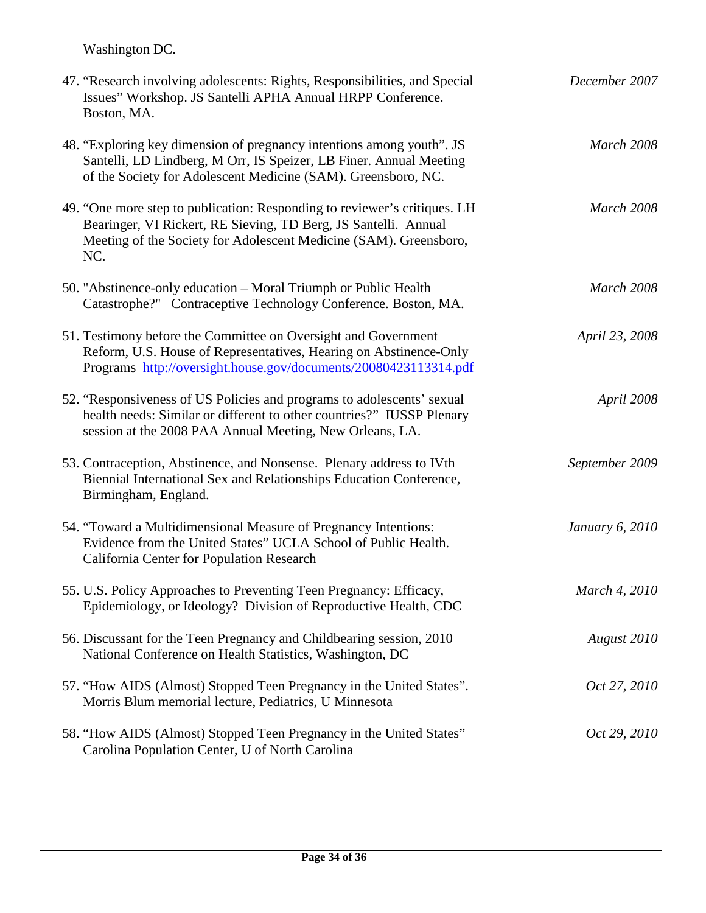Washington DC.

47. "Research involving adolescents: Rights, Responsibilities, and Special Issues" Workshop. JS Santelli APHA Annual HRPP Conference. Boston, MA. — *December 2007*

48. "Exploring key dimension of pregnancy intentions among youth". JS Santelli, LD Lindberg, M Orr, IS Speizer, LB Finer. Annual Meeting of the Society for Adolescent Medicine (SAM). Greensboro, NC. — *March 2008*

49. "One more step to publication: Responding to reviewer's critiques. LH Bearinger, VI Rickert, RE Sieving, TD Berg, JS Santelli. Annual Meeting of the Society for Adolescent Medicine (SAM). Greensboro, NC. — *March 2008*

50. "Abstinence-only education – Moral Triumph or Public Health Catastrophe?" Contraceptive Technology Conference. Boston, MA. — *March 2008*

51. Testimony before the Committee on Oversight and Government Reform, U.S. House of Representatives, Hearing on Abstinence-Only Programs [http://oversight.house.gov/documents/20080423113314.pdf](http://oversight.house.gov/documents/20080423113314.pdf) — *April 23, 2008*

52. "Responsiveness of US Policies and programs to adolescents' sexual health needs: Similar or different to other countries?" IUSSP Plenary session at the 2008 PAA Annual Meeting, New Orleans, LA. — *April 2008*

53. Contraception, Abstinence, and Nonsense. Plenary address to IVth Biennial International Sex and Relationships Education Conference, Birmingham, England. — *September 2009*

54. "Toward a Multidimensional Measure of Pregnancy Intentions: Evidence from the United States" UCLA School of Public Health. California Center for Population Research — *January 6, 2010*

55. U.S. Policy Approaches to Preventing Teen Pregnancy: Efficacy, Epidemiology, or Ideology? Division of Reproductive Health, CDC — *March 4, 2010*

56. Discussant for the Teen Pregnancy and Childbearing session, 2010 National Conference on Health Statistics, Washington, DC — *August 2010*

57. "How AIDS (Almost) Stopped Teen Pregnancy in the United States". Morris Blum memorial lecture, Pediatrics, U Minnesota — *Oct 27, 2010*

58. "How AIDS (Almost) Stopped Teen Pregnancy in the United States" Carolina Population Center, U of North Carolina — *Oct 29, 2010*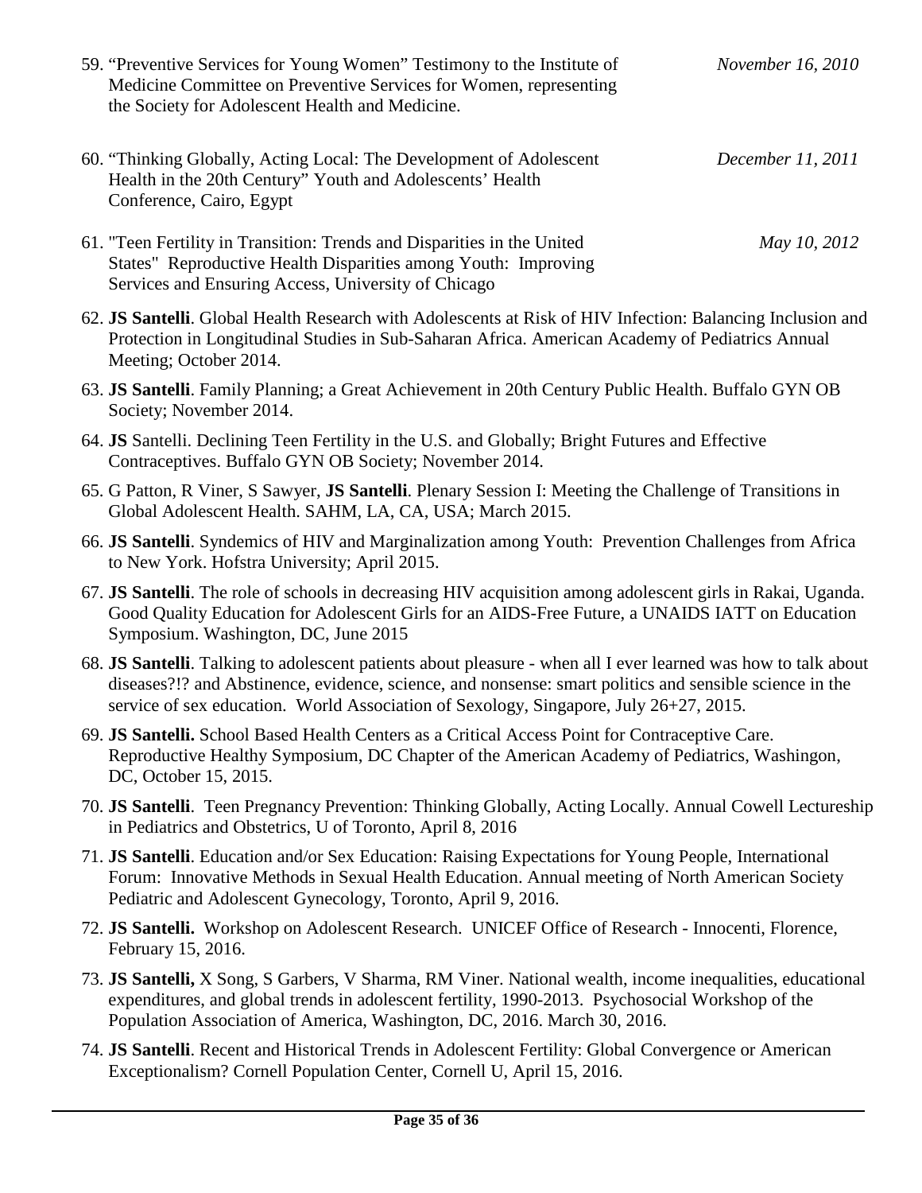59. "Preventive Services for Young Women" Testimony to the Institute of Medicine Committee on Preventive Services for Women, representing the Society for Adolescent Health and Medicine. *November 16, 2010*

60. "Thinking Globally, Acting Local: The Development of Adolescent Health in the 20th Century" Youth and Adolescents' Health Conference, Cairo, Egypt *December 11, 2011*

61. "Teen Fertility in Transition: Trends and Disparities in the United States" Reproductive Health Disparities among Youth: Improving Services and Ensuring Access, University of Chicago *May 10, 2012*

62. **JS Santelli**. Global Health Research with Adolescents at Risk of HIV Infection: Balancing Inclusion and Protection in Longitudinal Studies in Sub-Saharan Africa. American Academy of Pediatrics Annual Meeting; October 2014.

63. **JS Santelli**. Family Planning; a Great Achievement in 20th Century Public Health. Buffalo GYN OB Society; November 2014.

64. **JS** Santelli. Declining Teen Fertility in the U.S. and Globally; Bright Futures and Effective Contraceptives. Buffalo GYN OB Society; November 2014.

65. G Patton, R Viner, S Sawyer, **JS Santelli**. Plenary Session I: Meeting the Challenge of Transitions in Global Adolescent Health. SAHM, LA, CA, USA; March 2015.

66. **JS Santelli**. Syndemics of HIV and Marginalization among Youth: Prevention Challenges from Africa to New York. Hofstra University; April 2015.

67. **JS Santelli**. The role of schools in decreasing HIV acquisition among adolescent girls in Rakai, Uganda. Good Quality Education for Adolescent Girls for an AIDS-Free Future, a UNAIDS IATT on Education Symposium. Washington, DC, June 2015

68. **JS Santelli**. Talking to adolescent patients about pleasure - when all I ever learned was how to talk about diseases?!? and Abstinence, evidence, science, and nonsense: smart politics and sensible science in the service of sex education. World Association of Sexology, Singapore, July 26+27, 2015.

69. **JS Santelli.** School Based Health Centers as a Critical Access Point for Contraceptive Care. Reproductive Healthy Symposium, DC Chapter of the American Academy of Pediatrics, Washingon, DC, October 15, 2015.

70. **JS Santelli**. Teen Pregnancy Prevention: Thinking Globally, Acting Locally. Annual Cowell Lectureship in Pediatrics and Obstetrics, U of Toronto, April 8, 2016

71. **JS Santelli**. Education and/or Sex Education: Raising Expectations for Young People, International Forum: Innovative Methods in Sexual Health Education. Annual meeting of North American Society Pediatric and Adolescent Gynecology, Toronto, April 9, 2016.

72. **JS Santelli.** Workshop on Adolescent Research. UNICEF Office of Research - Innocenti, Florence, February 15, 2016.

73. **JS Santelli,** X Song, S Garbers, V Sharma, RM Viner. National wealth, income inequalities, educational expenditures, and global trends in adolescent fertility, 1990-2013. Psychosocial Workshop of the Population Association of America, Washington, DC, 2016. March 30, 2016.

74. **JS Santelli**. Recent and Historical Trends in Adolescent Fertility: Global Convergence or American Exceptionalism? Cornell Population Center, Cornell U, April 15, 2016.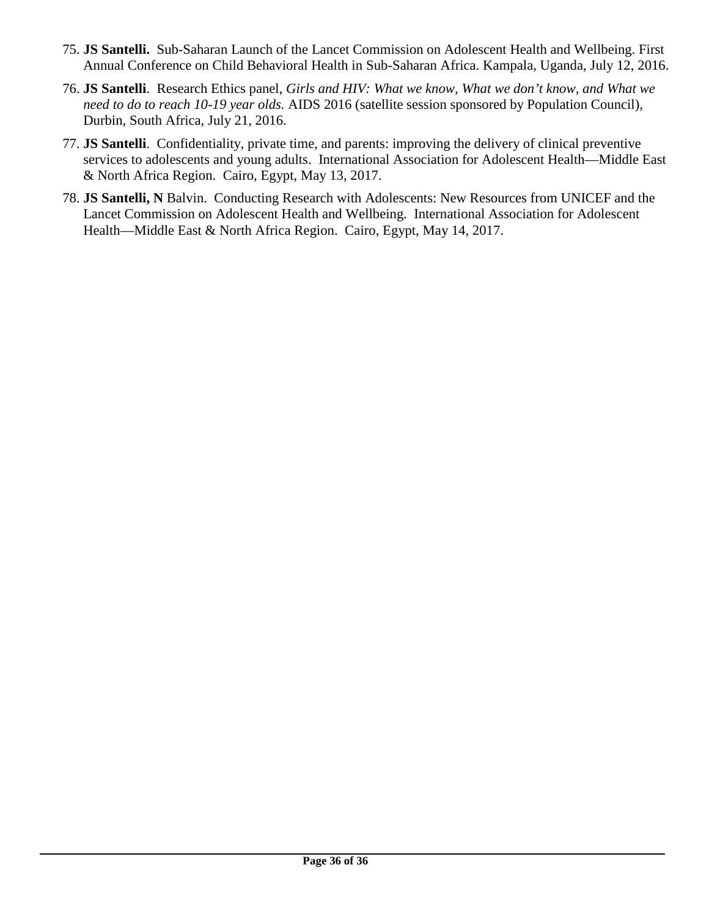75. **JS Santelli.** Sub-Saharan Launch of the Lancet Commission on Adolescent Health and Wellbeing. First Annual Conference on Child Behavioral Health in Sub-Saharan Africa. Kampala, Uganda, July 12, 2016.

76. **JS Santelli**. Research Ethics panel, *Girls and HIV: What we know, What we don't know, and What we need to do to reach 10-19 year olds.* AIDS 2016 (satellite session sponsored by Population Council), Durbin, South Africa, July 21, 2016.

77. **JS Santelli**. Confidentiality, private time, and parents: improving the delivery of clinical preventive services to adolescents and young adults. International Association for Adolescent Health—Middle East & North Africa Region. Cairo, Egypt, May 13, 2017.

78. **JS Santelli, N** Balvin. Conducting Research with Adolescents: New Resources from UNICEF and the Lancet Commission on Adolescent Health and Wellbeing. International Association for Adolescent Health—Middle East & North Africa Region. Cairo, Egypt, May 14, 2017.